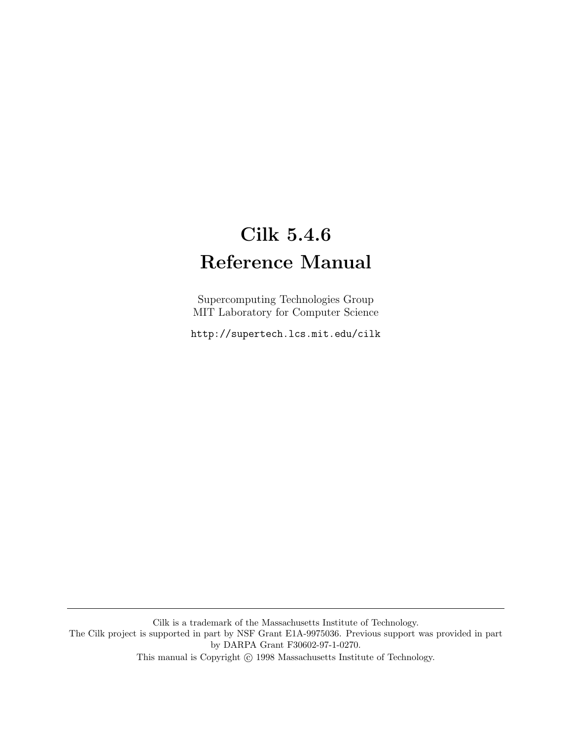# Cilk 5.4.6
# Reference Manual

Supercomputing Technologies Group
MIT Laboratory for Computer Science

http://supertech.lcs.mit.edu/cilk

---

Cilk is a trademark of the Massachusetts Institute of Technology.
The Cilk project is supported in part by NSF Grant E1A-9975036. Previous support was provided in part by DARPA Grant F30602-97-1-0270.
This manual is Copyright © 1998 Massachusetts Institute of Technology.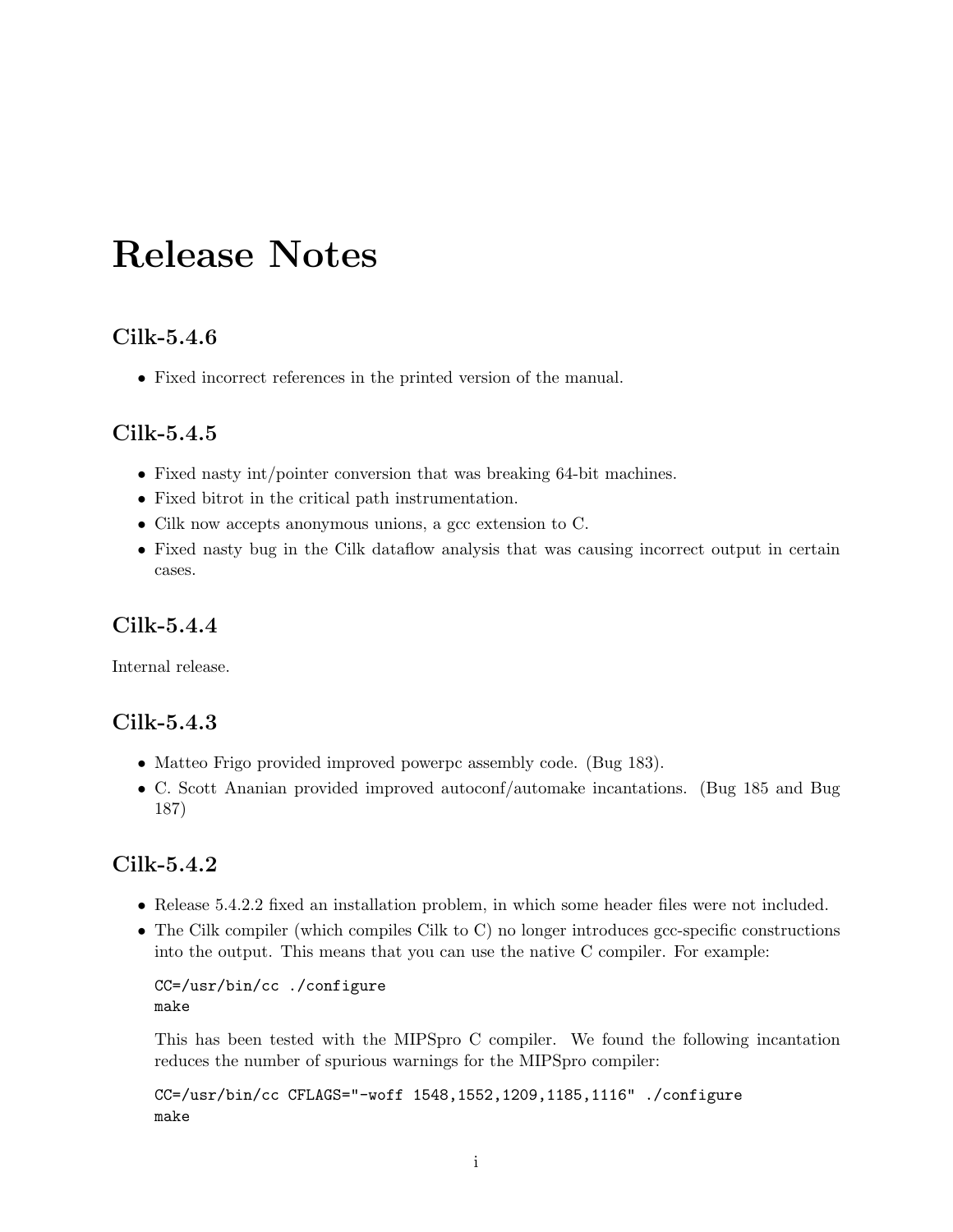# Release Notes

## Cilk-5.4.6

- Fixed incorrect references in the printed version of the manual.

## Cilk-5.4.5

- Fixed nasty int/pointer conversion that was breaking 64-bit machines.
- Fixed bitrot in the critical path instrumentation.
- Cilk now accepts anonymous unions, a gcc extension to C.
- Fixed nasty bug in the Cilk dataflow analysis that was causing incorrect output in certain cases.

## Cilk-5.4.4

Internal release.

## Cilk-5.4.3

- Matteo Frigo provided improved powerpc assembly code. (Bug 183).
- C. Scott Ananian provided improved autoconf/automake incantations. (Bug 185 and Bug 187)

## Cilk-5.4.2

- Release 5.4.2.2 fixed an installation problem, in which some header files were not included.
- The Cilk compiler (which compiles Cilk to C) no longer introduces gcc-specific constructions into the output. This means that you can use the native C compiler. For example:

  ```
  CC=/usr/bin/cc ./configure
  make
  ```

  This has been tested with the MIPSpro C compiler. We found the following incantation reduces the number of spurious warnings for the MIPSpro compiler:

  ```
  CC=/usr/bin/cc CFLAGS="-woff 1548,1552,1209,1185,1116" ./configure
  make
  ```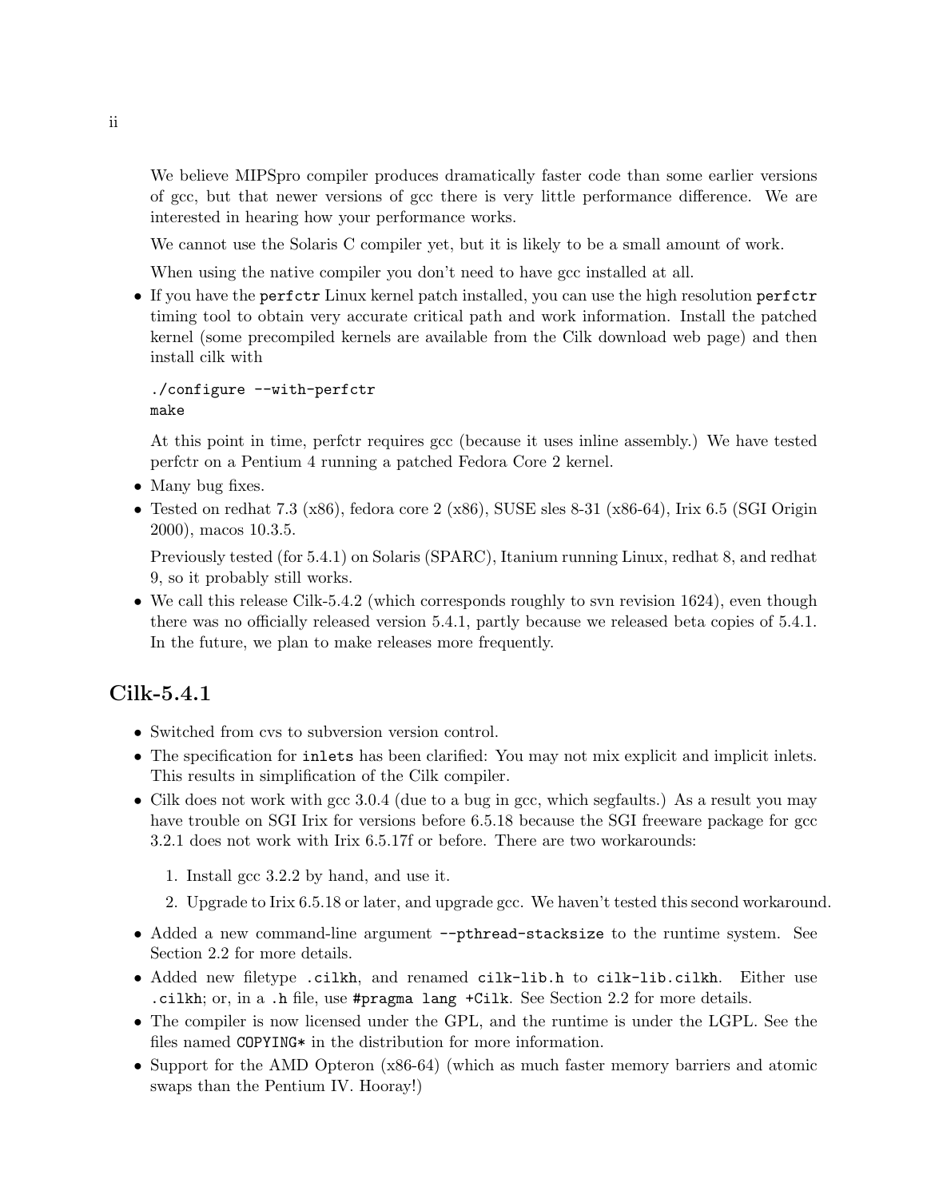We believe MIPSpro compiler produces dramatically faster code than some earlier versions of gcc, but that newer versions of gcc there is very little performance difference. We are interested in hearing how your performance works.

We cannot use the Solaris C compiler yet, but it is likely to be a small amount of work.

When using the native compiler you don't need to have gcc installed at all.

- If you have the `perfctr` Linux kernel patch installed, you can use the high resolution `perfctr` timing tool to obtain very accurate critical path and work information. Install the patched kernel (some precompiled kernels are available from the Cilk download web page) and then install cilk with

  ```
  ./configure --with-perfctr
  make
  ```

  At this point in time, perfctr requires gcc (because it uses inline assembly.) We have tested perfctr on a Pentium 4 running a patched Fedora Core 2 kernel.

- Many bug fixes.
- Tested on redhat 7.3 (x86), fedora core 2 (x86), SUSE sles 8-31 (x86-64), Irix 6.5 (SGI Origin 2000), macos 10.3.5.

  Previously tested (for 5.4.1) on Solaris (SPARC), Itanium running Linux, redhat 8, and redhat 9, so it probably still works.

- We call this release Cilk-5.4.2 (which corresponds roughly to svn revision 1624), even though there was no officially released version 5.4.1, partly because we released beta copies of 5.4.1. In the future, we plan to make releases more frequently.

## Cilk-5.4.1

- Switched from cvs to subversion version control.
- The specification for `inlets` has been clarified: You may not mix explicit and implicit inlets. This results in simplification of the Cilk compiler.
- Cilk does not work with gcc 3.0.4 (due to a bug in gcc, which segfaults.) As a result you may have trouble on SGI Irix for versions before 6.5.18 because the SGI freeware package for gcc 3.2.1 does not work with Irix 6.5.17f or before. There are two workarounds:

  1. Install gcc 3.2.2 by hand, and use it.
  2. Upgrade to Irix 6.5.18 or later, and upgrade gcc. We haven't tested this second workaround.

- Added a new command-line argument `--pthread-stacksize` to the runtime system. See Section 2.2 for more details.
- Added new filetype `.cilkh`, and renamed `cilk-lib.h` to `cilk-lib.cilkh`. Either use `.cilkh`; or, in a `.h` file, use `#pragma lang +Cilk`. See Section 2.2 for more details.
- The compiler is now licensed under the GPL, and the runtime is under the LGPL. See the files named `COPYING*` in the distribution for more information.
- Support for the AMD Opteron (x86-64) (which as much faster memory barriers and atomic swaps than the Pentium IV. Hooray!)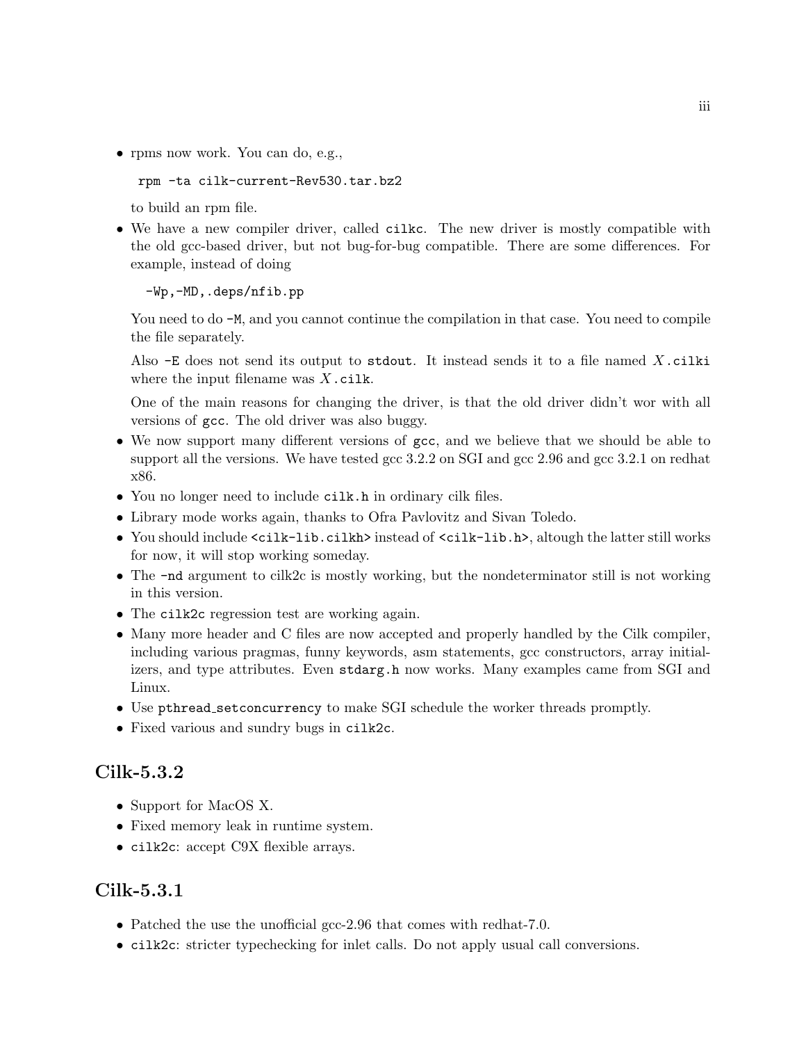- rpms now work. You can do, e.g.,

  ```
  rpm -ta cilk-current-Rev530.tar.bz2
  ```

  to build an rpm file.

- We have a new compiler driver, called `cilkc`. The new driver is mostly compatible with the old gcc-based driver, but not bug-for-bug compatible. There are some differences. For example, instead of doing

  ```
  -Wp,-MD,.deps/nfib.pp
  ```

  You need to do `-M`, and you cannot continue the compilation in that case. You need to compile the file separately.

  Also `-E` does not send its output to `stdout`. It instead sends it to a file named *X*`.cilki` where the input filename was *X*`.cilk`.

  One of the main reasons for changing the driver, is that the old driver didn't wor with all versions of `gcc`. The old driver was also buggy.

- We now support many different versions of `gcc`, and we believe that we should be able to support all the versions. We have tested gcc 3.2.2 on SGI and gcc 2.96 and gcc 3.2.1 on redhat x86.
- You no longer need to include `cilk.h` in ordinary cilk files.
- Library mode works again, thanks to Ofra Pavlovitz and Sivan Toledo.
- You should include `<cilk-lib.cilkh>` instead of `<cilk-lib.h>`, altough the latter still works for now, it will stop working someday.
- The `-nd` argument to cilk2c is mostly working, but the nondeterminator still is not working in this version.
- The `cilk2c` regression test are working again.
- Many more header and C files are now accepted and properly handled by the Cilk compiler, including various pragmas, funny keywords, asm statements, gcc constructors, array initializers, and type attributes. Even `stdarg.h` now works. Many examples came from SGI and Linux.
- Use `pthread_setconcurrency` to make SGI schedule the worker threads promptly.
- Fixed various and sundry bugs in `cilk2c`.

## Cilk-5.3.2

- Support for MacOS X.
- Fixed memory leak in runtime system.
- `cilk2c`: accept C9X flexible arrays.

## Cilk-5.3.1

- Patched the use the unofficial gcc-2.96 that comes with redhat-7.0.
- `cilk2c`: stricter typechecking for inlet calls. Do not apply usual call conversions.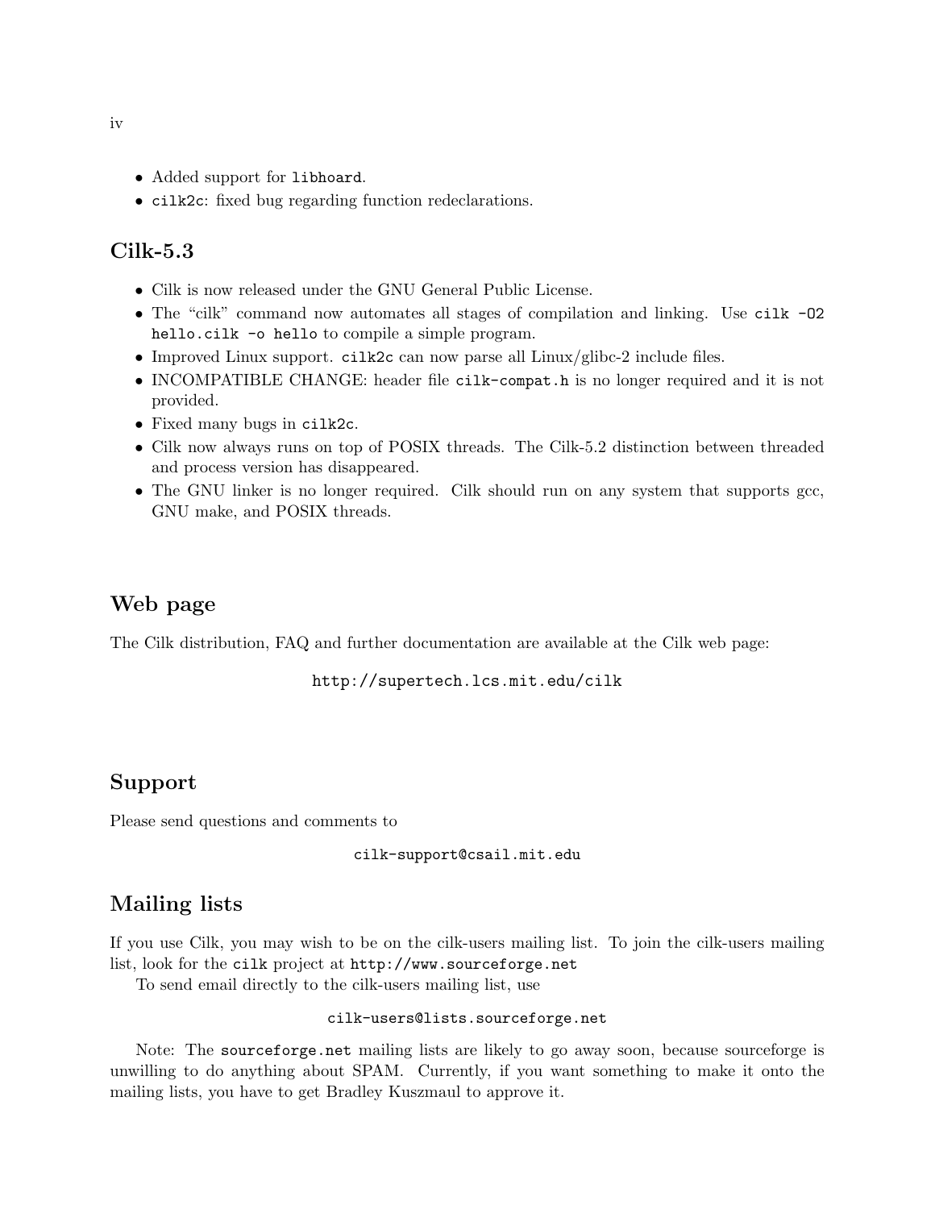- Added support for `libhoard`.
- `cilk2c`: fixed bug regarding function redeclarations.

## Cilk-5.3

- Cilk is now released under the GNU General Public License.
- The "cilk" command now automates all stages of compilation and linking. Use `cilk -O2 hello.cilk -o hello` to compile a simple program.
- Improved Linux support. `cilk2c` can now parse all Linux/glibc-2 include files.
- INCOMPATIBLE CHANGE: header file `cilk-compat.h` is no longer required and it is not provided.
- Fixed many bugs in `cilk2c`.
- Cilk now always runs on top of POSIX threads. The Cilk-5.2 distinction between threaded and process version has disappeared.
- The GNU linker is no longer required. Cilk should run on any system that supports gcc, GNU make, and POSIX threads.

## Web page

The Cilk distribution, FAQ and further documentation are available at the Cilk web page:

`http://supertech.lcs.mit.edu/cilk`

## Support

Please send questions and comments to

`cilk-support@csail.mit.edu`

## Mailing lists

If you use Cilk, you may wish to be on the cilk-users mailing list. To join the cilk-users mailing list, look for the `cilk` project at `http://www.sourceforge.net`

To send email directly to the cilk-users mailing list, use

`cilk-users@lists.sourceforge.net`

Note: The `sourceforge.net` mailing lists are likely to go away soon, because sourceforge is unwilling to do anything about SPAM. Currently, if you want something to make it onto the mailing lists, you have to get Bradley Kuszmaul to approve it.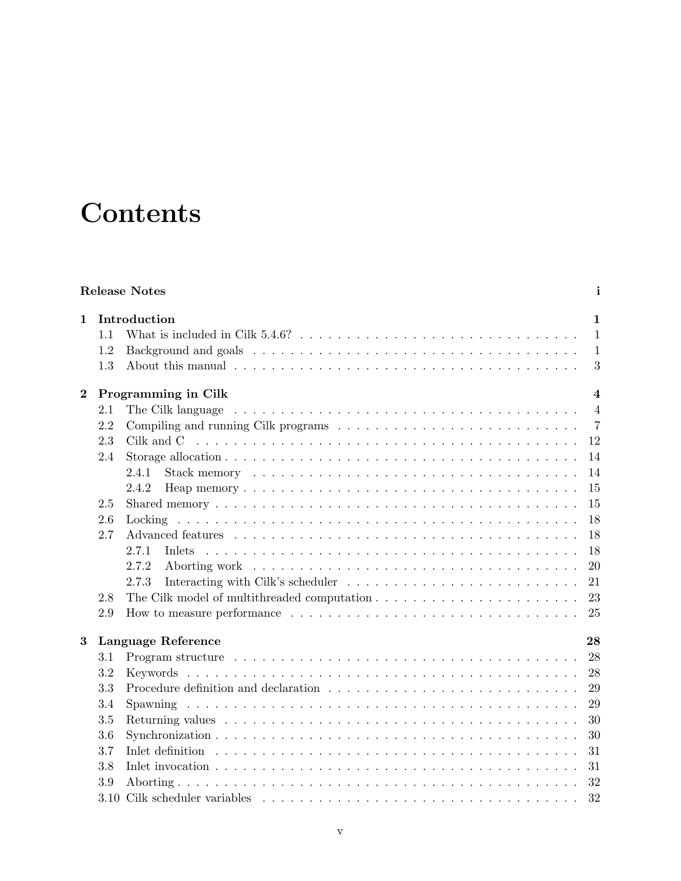# Contents

**Release Notes** **i**

**1 Introduction** **1**

- 1.1 What is included in Cilk 5.4.6? . . . . . . . . . . 1
- 1.2 Background and goals . . . . . . . . . . 1
- 1.3 About this manual . . . . . . . . . . 3

**2 Programming in Cilk** **4**

- 2.1 The Cilk language . . . . . . . . . . 4
- 2.2 Compiling and running Cilk programs . . . . . . . . . . 7
- 2.3 Cilk and C . . . . . . . . . . 12
- 2.4 Storage allocation . . . . . . . . . . 14
  - 2.4.1 Stack memory . . . . . . . . . . 14
  - 2.4.2 Heap memory . . . . . . . . . . 15
- 2.5 Shared memory . . . . . . . . . . 15
- 2.6 Locking . . . . . . . . . . 18
- 2.7 Advanced features . . . . . . . . . . 18
  - 2.7.1 Inlets . . . . . . . . . . 18
  - 2.7.2 Aborting work . . . . . . . . . . 20
  - 2.7.3 Interacting with Cilk's scheduler . . . . . . . . . . 21
- 2.8 The Cilk model of multithreaded computation . . . . . . . . . . 23
- 2.9 How to measure performance . . . . . . . . . . 25

**3 Language Reference** **28**

- 3.1 Program structure . . . . . . . . . . 28
- 3.2 Keywords . . . . . . . . . . 28
- 3.3 Procedure definition and declaration . . . . . . . . . . 29
- 3.4 Spawning . . . . . . . . . . 29
- 3.5 Returning values . . . . . . . . . . 30
- 3.6 Synchronization . . . . . . . . . . 30
- 3.7 Inlet definition . . . . . . . . . . 31
- 3.8 Inlet invocation . . . . . . . . . . 31
- 3.9 Aborting . . . . . . . . . . 32
- 3.10 Cilk scheduler variables . . . . . . . . . . 32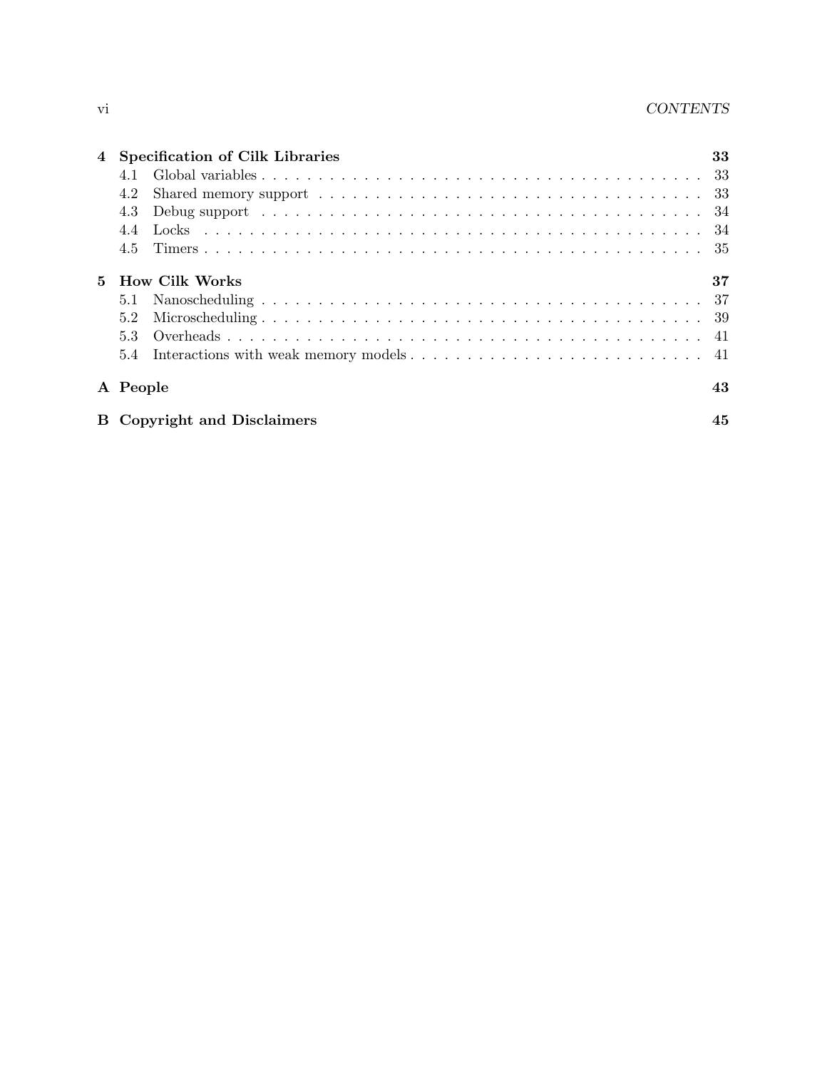**4 Specification of Cilk Libraries** — 33

- 4.1 Global variables — 33
- 4.2 Shared memory support — 33
- 4.3 Debug support — 34
- 4.4 Locks — 34
- 4.5 Timers — 35

**5 How Cilk Works** — 37

- 5.1 Nanoscheduling — 37
- 5.2 Microscheduling — 39
- 5.3 Overheads — 41
- 5.4 Interactions with weak memory models — 41

**A People** — 43

**B Copyright and Disclaimers** — 45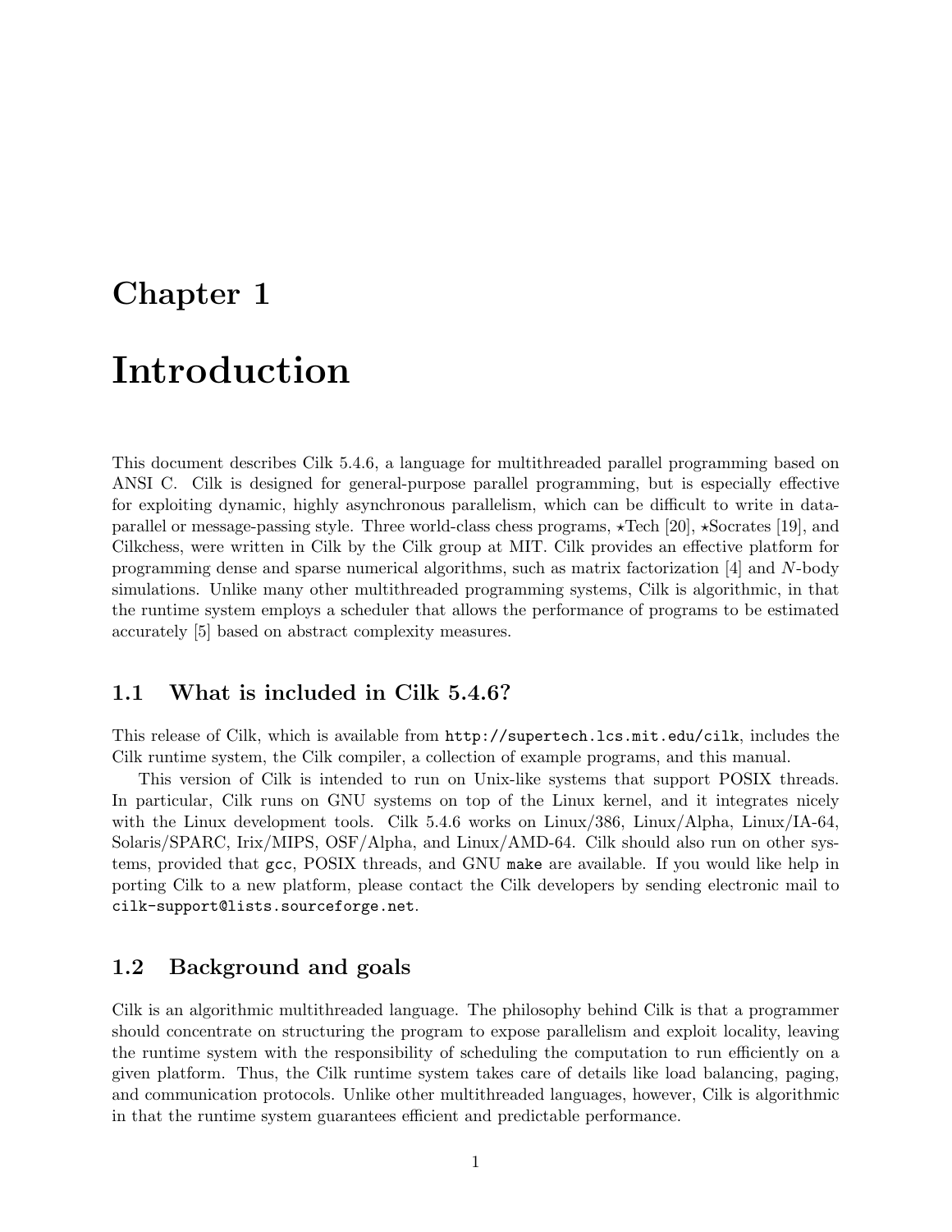# Chapter 1

# Introduction

This document describes Cilk 5.4.6, a language for multithreaded parallel programming based on ANSI C. Cilk is designed for general-purpose parallel programming, but is especially effective for exploiting dynamic, highly asynchronous parallelism, which can be difficult to write in data-parallel or message-passing style. Three world-class chess programs, ⋆Tech [20], ⋆Socrates [19], and Cilkchess, were written in Cilk by the Cilk group at MIT. Cilk provides an effective platform for programming dense and sparse numerical algorithms, such as matrix factorization [4] and $N$-body simulations. Unlike many other multithreaded programming systems, Cilk is algorithmic, in that the runtime system employs a scheduler that allows the performance of programs to be estimated accurately [5] based on abstract complexity measures.

## 1.1 What is included in Cilk 5.4.6?

This release of Cilk, which is available from `http://supertech.lcs.mit.edu/cilk`, includes the Cilk runtime system, the Cilk compiler, a collection of example programs, and this manual.

This version of Cilk is intended to run on Unix-like systems that support POSIX threads. In particular, Cilk runs on GNU systems on top of the Linux kernel, and it integrates nicely with the Linux development tools. Cilk 5.4.6 works on Linux/386, Linux/Alpha, Linux/IA-64, Solaris/SPARC, Irix/MIPS, OSF/Alpha, and Linux/AMD-64. Cilk should also run on other systems, provided that `gcc`, POSIX threads, and GNU `make` are available. If you would like help in porting Cilk to a new platform, please contact the Cilk developers by sending electronic mail to `cilk-support@lists.sourceforge.net`.

## 1.2 Background and goals

Cilk is an algorithmic multithreaded language. The philosophy behind Cilk is that a programmer should concentrate on structuring the program to expose parallelism and exploit locality, leaving the runtime system with the responsibility of scheduling the computation to run efficiently on a given platform. Thus, the Cilk runtime system takes care of details like load balancing, paging, and communication protocols. Unlike other multithreaded languages, however, Cilk is algorithmic in that the runtime system guarantees efficient and predictable performance.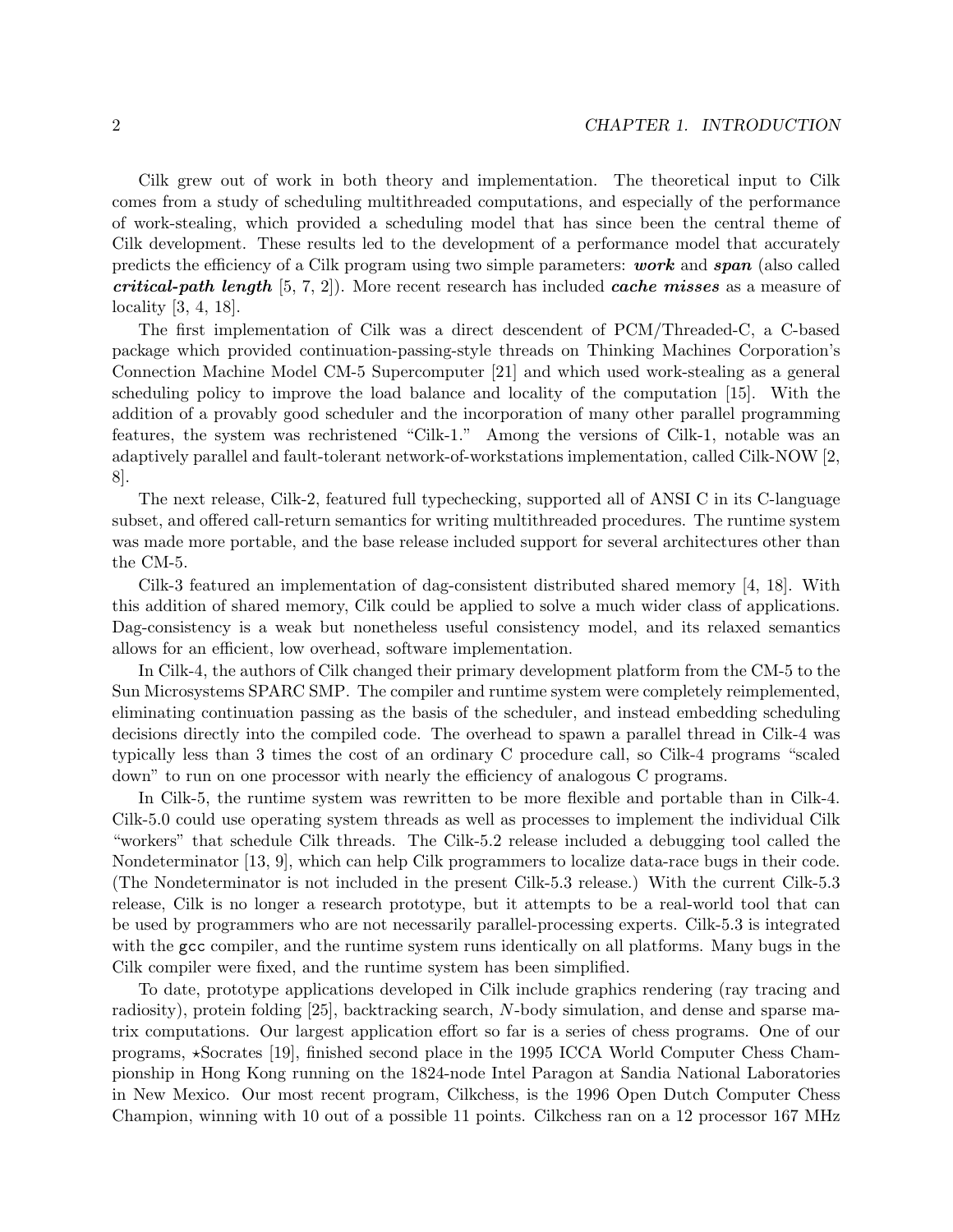Cilk grew out of work in both theory and implementation. The theoretical input to Cilk comes from a study of scheduling multithreaded computations, and especially of the performance of work-stealing, which provided a scheduling model that has since been the central theme of Cilk development. These results led to the development of a performance model that accurately predicts the efficiency of a Cilk program using two simple parameters: ***work*** and ***span*** (also called ***critical-path length*** [5, 7, 2]). More recent research has included ***cache misses*** as a measure of locality [3, 4, 18].

The first implementation of Cilk was a direct descendent of PCM/Threaded-C, a C-based package which provided continuation-passing-style threads on Thinking Machines Corporation's Connection Machine Model CM-5 Supercomputer [21] and which used work-stealing as a general scheduling policy to improve the load balance and locality of the computation [15]. With the addition of a provably good scheduler and the incorporation of many other parallel programming features, the system was rechristened "Cilk-1." Among the versions of Cilk-1, notable was an adaptively parallel and fault-tolerant network-of-workstations implementation, called Cilk-NOW [2, 8].

The next release, Cilk-2, featured full typechecking, supported all of ANSI C in its C-language subset, and offered call-return semantics for writing multithreaded procedures. The runtime system was made more portable, and the base release included support for several architectures other than the CM-5.

Cilk-3 featured an implementation of dag-consistent distributed shared memory [4, 18]. With this addition of shared memory, Cilk could be applied to solve a much wider class of applications. Dag-consistency is a weak but nonetheless useful consistency model, and its relaxed semantics allows for an efficient, low overhead, software implementation.

In Cilk-4, the authors of Cilk changed their primary development platform from the CM-5 to the Sun Microsystems SPARC SMP. The compiler and runtime system were completely reimplemented, eliminating continuation passing as the basis of the scheduler, and instead embedding scheduling decisions directly into the compiled code. The overhead to spawn a parallel thread in Cilk-4 was typically less than 3 times the cost of an ordinary C procedure call, so Cilk-4 programs "scaled down" to run on one processor with nearly the efficiency of analogous C programs.

In Cilk-5, the runtime system was rewritten to be more flexible and portable than in Cilk-4. Cilk-5.0 could use operating system threads as well as processes to implement the individual Cilk "workers" that schedule Cilk threads. The Cilk-5.2 release included a debugging tool called the Nondeterminator [13, 9], which can help Cilk programmers to localize data-race bugs in their code. (The Nondeterminator is not included in the present Cilk-5.3 release.) With the current Cilk-5.3 release, Cilk is no longer a research prototype, but it attempts to be a real-world tool that can be used by programmers who are not necessarily parallel-processing experts. Cilk-5.3 is integrated with the `gcc` compiler, and the runtime system runs identically on all platforms. Many bugs in the Cilk compiler were fixed, and the runtime system has been simplified.

To date, prototype applications developed in Cilk include graphics rendering (ray tracing and radiosity), protein folding [25], backtracking search, $N$-body simulation, and dense and sparse matrix computations. Our largest application effort so far is a series of chess programs. One of our programs, ⋆Socrates [19], finished second place in the 1995 ICCA World Computer Chess Championship in Hong Kong running on the 1824-node Intel Paragon at Sandia National Laboratories in New Mexico. Our most recent program, Cilkchess, is the 1996 Open Dutch Computer Chess Champion, winning with 10 out of a possible 11 points. Cilkchess ran on a 12 processor 167 MHz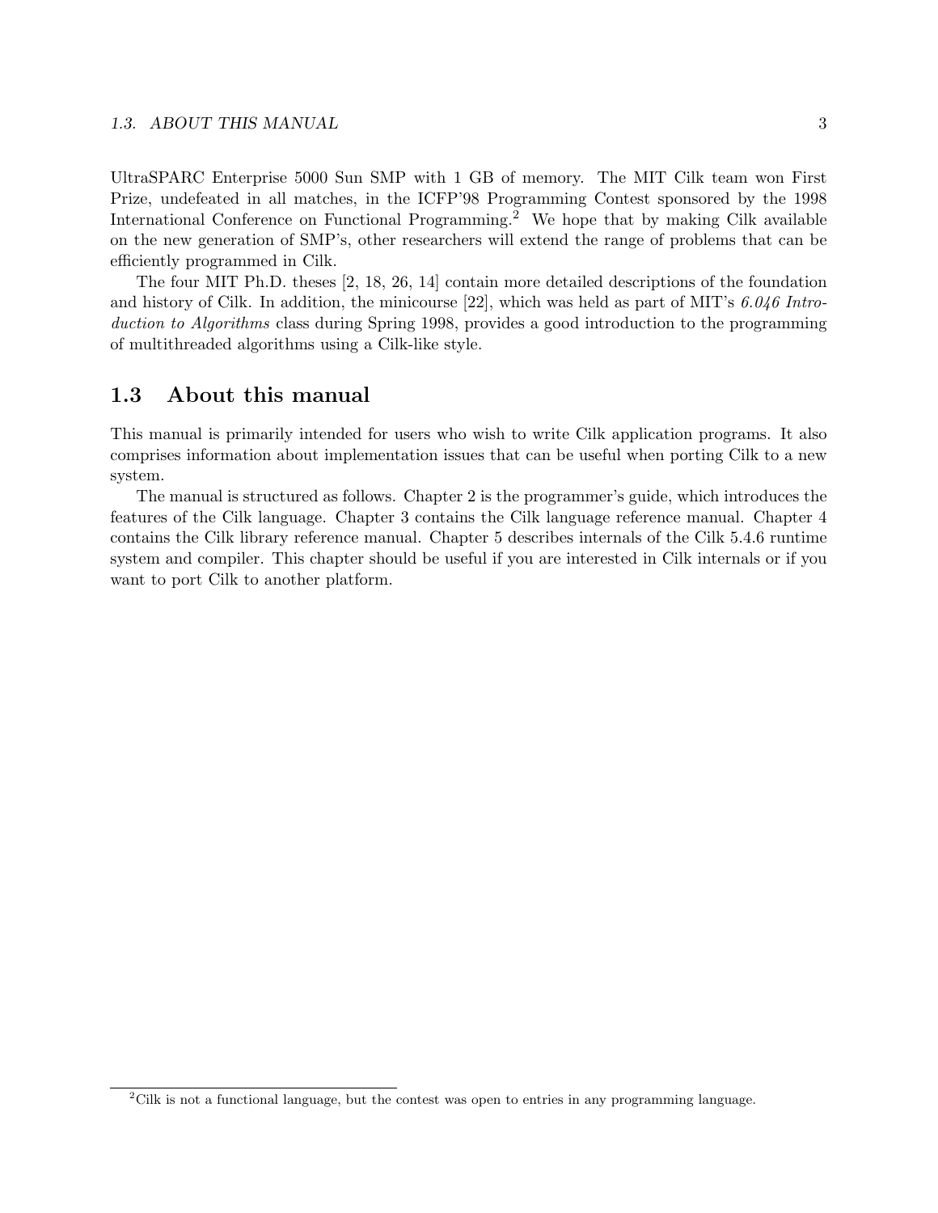UltraSPARC Enterprise 5000 Sun SMP with 1 GB of memory. The MIT Cilk team won First Prize, undefeated in all matches, in the ICFP'98 Programming Contest sponsored by the 1998 International Conference on Functional Programming.[2] We hope that by making Cilk available on the new generation of SMP's, other researchers will extend the range of problems that can be efficiently programmed in Cilk.

The four MIT Ph.D. theses [2, 18, 26, 14] contain more detailed descriptions of the foundation and history of Cilk. In addition, the minicourse [22], which was held as part of MIT's *6.046 Introduction to Algorithms* class during Spring 1998, provides a good introduction to the programming of multithreaded algorithms using a Cilk-like style.

## 1.3 About this manual

This manual is primarily intended for users who wish to write Cilk application programs. It also comprises information about implementation issues that can be useful when porting Cilk to a new system.

The manual is structured as follows. Chapter 2 is the programmer's guide, which introduces the features of the Cilk language. Chapter 3 contains the Cilk language reference manual. Chapter 4 contains the Cilk library reference manual. Chapter 5 describes internals of the Cilk 5.4.6 runtime system and compiler. This chapter should be useful if you are interested in Cilk internals or if you want to port Cilk to another platform.

[2] Cilk is not a functional language, but the contest was open to entries in any programming language.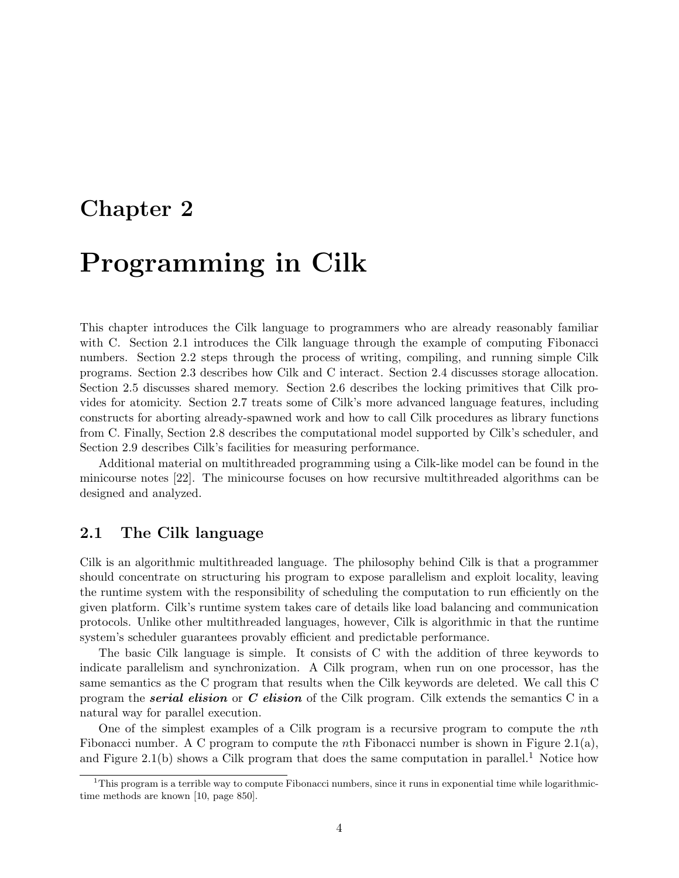# Chapter 2

# Programming in Cilk

This chapter introduces the Cilk language to programmers who are already reasonably familiar with C. Section 2.1 introduces the Cilk language through the example of computing Fibonacci numbers. Section 2.2 steps through the process of writing, compiling, and running simple Cilk programs. Section 2.3 describes how Cilk and C interact. Section 2.4 discusses storage allocation. Section 2.5 discusses shared memory. Section 2.6 describes the locking primitives that Cilk provides for atomicity. Section 2.7 treats some of Cilk's more advanced language features, including constructs for aborting already-spawned work and how to call Cilk procedures as library functions from C. Finally, Section 2.8 describes the computational model supported by Cilk's scheduler, and Section 2.9 describes Cilk's facilities for measuring performance.

Additional material on multithreaded programming using a Cilk-like model can be found in the minicourse notes [22]. The minicourse focuses on how recursive multithreaded algorithms can be designed and analyzed.

## 2.1 The Cilk language

Cilk is an algorithmic multithreaded language. The philosophy behind Cilk is that a programmer should concentrate on structuring his program to expose parallelism and exploit locality, leaving the runtime system with the responsibility of scheduling the computation to run efficiently on the given platform. Cilk's runtime system takes care of details like load balancing and communication protocols. Unlike other multithreaded languages, however, Cilk is algorithmic in that the runtime system's scheduler guarantees provably efficient and predictable performance.

The basic Cilk language is simple. It consists of C with the addition of three keywords to indicate parallelism and synchronization. A Cilk program, when run on one processor, has the same semantics as the C program that results when the Cilk keywords are deleted. We call this C program the ***serial elision*** or ***C elision*** of the Cilk program. Cilk extends the semantics C in a natural way for parallel execution.

One of the simplest examples of a Cilk program is a recursive program to compute the $n$th Fibonacci number. A C program to compute the $n$th Fibonacci number is shown in Figure 2.1(a), and Figure 2.1(b) shows a Cilk program that does the same computation in parallel.[1] Notice how

[1] This program is a terrible way to compute Fibonacci numbers, since it runs in exponential time while logarithmic-time methods are known [10, page 850].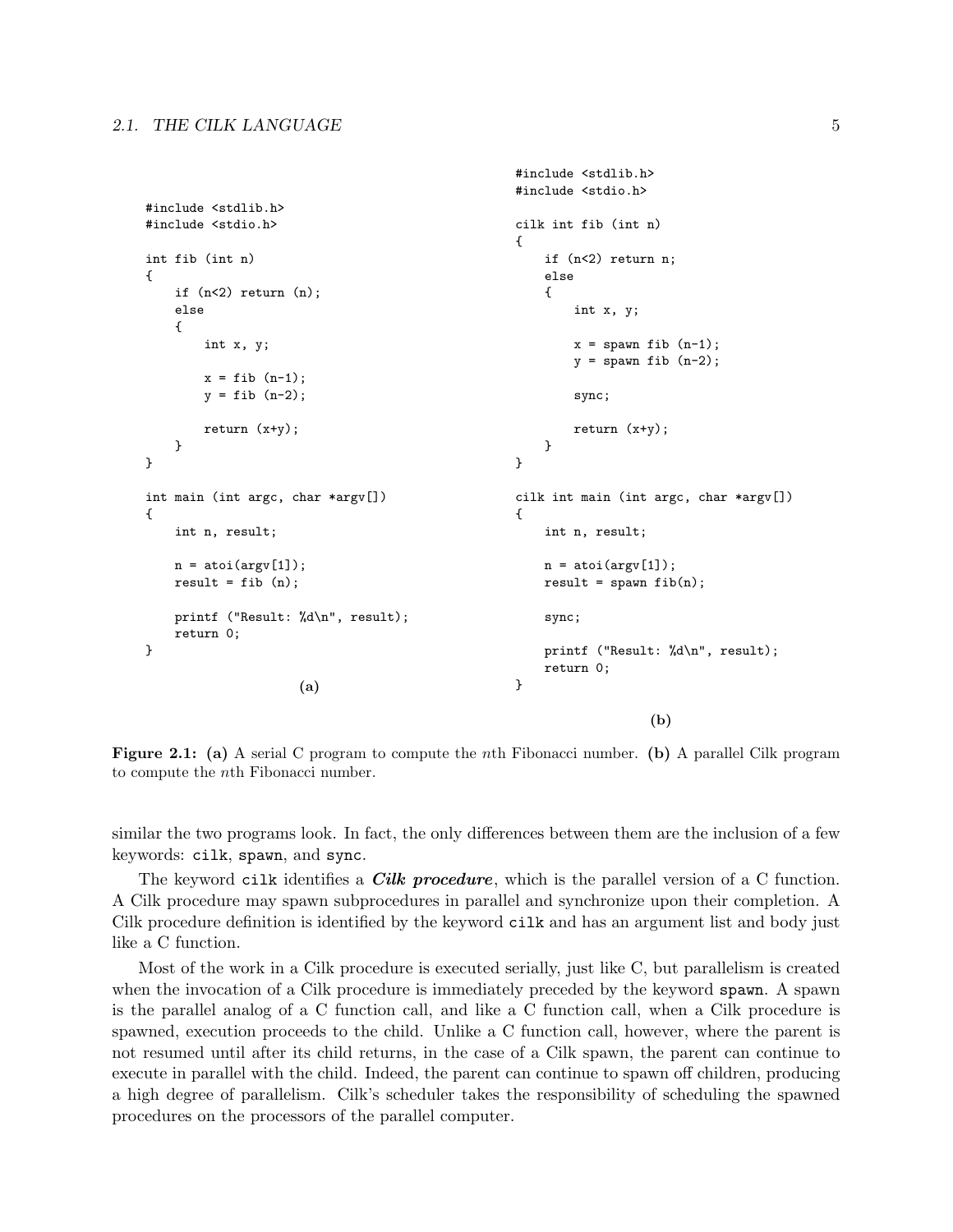```c
#include <stdlib.h>
#include <stdio.h>

int fib (int n)
{
    if (n<2) return (n);
    else
    {
        int x, y;

        x = fib (n-1);
        y = fib (n-2);

        return (x+y);
    }
}

int main (int argc, char *argv[])
{
    int n, result;

    n = atoi(argv[1]);
    result = fib (n);

    printf ("Result: %d\n", result);
    return 0;
}
```

**(a)**

```c
#include <stdlib.h>
#include <stdio.h>

cilk int fib (int n)
{
    if (n<2) return n;
    else
    {
        int x, y;

        x = spawn fib (n-1);
        y = spawn fib (n-2);

        sync;

        return (x+y);
    }
}

cilk int main (int argc, char *argv[])
{
    int n, result;

    n = atoi(argv[1]);
    result = spawn fib(n);

    sync;

    printf ("Result: %d\n", result);
    return 0;
}
```

**(b)**

**Figure 2.1: (a)** A serial C program to compute the $n$th Fibonacci number. **(b)** A parallel Cilk program to compute the $n$th Fibonacci number.

similar the two programs look. In fact, the only differences between them are the inclusion of a few keywords: `cilk`, `spawn`, and `sync`.

The keyword `cilk` identifies a ***Cilk procedure***, which is the parallel version of a C function. A Cilk procedure may spawn subprocedures in parallel and synchronize upon their completion. A Cilk procedure definition is identified by the keyword `cilk` and has an argument list and body just like a C function.

Most of the work in a Cilk procedure is executed serially, just like C, but parallelism is created when the invocation of a Cilk procedure is immediately preceded by the keyword `spawn`. A spawn is the parallel analog of a C function call, and like a C function call, when a Cilk procedure is spawned, execution proceeds to the child. Unlike a C function call, however, where the parent is not resumed until after its child returns, in the case of a Cilk spawn, the parent can continue to execute in parallel with the child. Indeed, the parent can continue to spawn off children, producing a high degree of parallelism. Cilk's scheduler takes the responsibility of scheduling the spawned procedures on the processors of the parallel computer.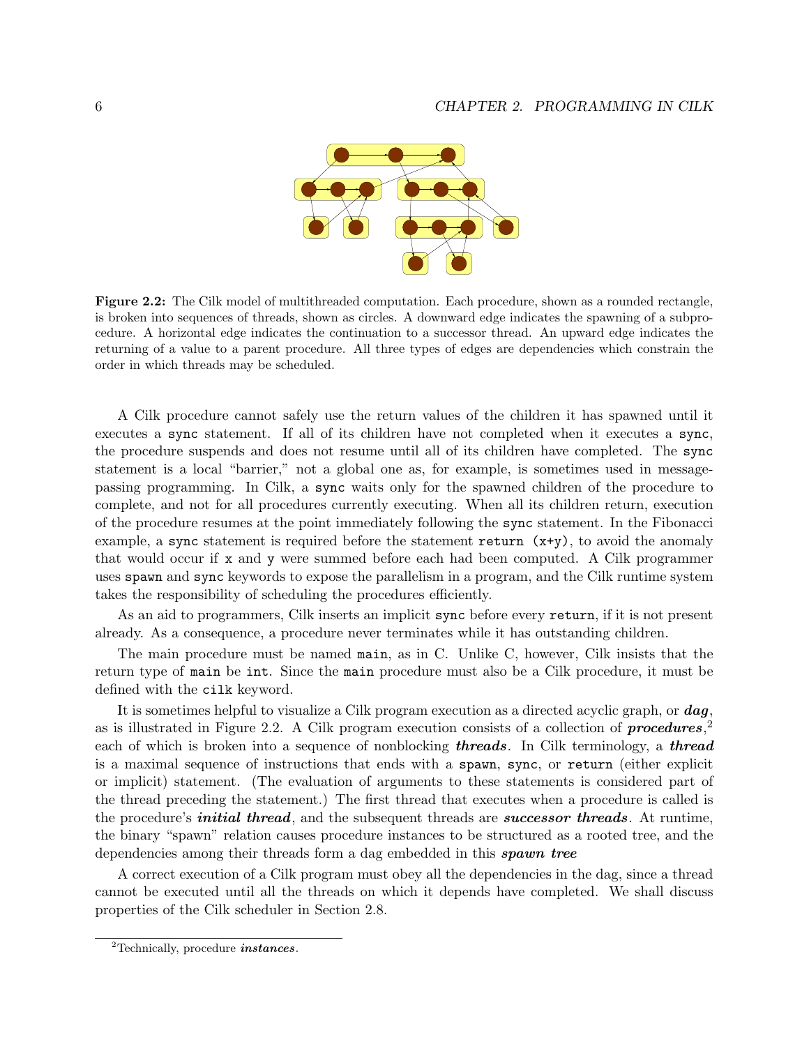**Figure 2.2:** The Cilk model of multithreaded computation. Each procedure, shown as a rounded rectangle, is broken into sequences of threads, shown as circles. A downward edge indicates the spawning of a subprocedure. A horizontal edge indicates the continuation to a successor thread. An upward edge indicates the returning of a value to a parent procedure. All three types of edges are dependencies which constrain the order in which threads may be scheduled.

A Cilk procedure cannot safely use the return values of the children it has spawned until it executes a `sync` statement. If all of its children have not completed when it executes a `sync`, the procedure suspends and does not resume until all of its children have completed. The `sync` statement is a local "barrier," not a global one as, for example, is sometimes used in message-passing programming. In Cilk, a `sync` waits only for the spawned children of the procedure to complete, and not for all procedures currently executing. When all its children return, execution of the procedure resumes at the point immediately following the `sync` statement. In the Fibonacci example, a `sync` statement is required before the statement `return (x+y)`, to avoid the anomaly that would occur if `x` and `y` were summed before each had been computed. A Cilk programmer uses `spawn` and `sync` keywords to expose the parallelism in a program, and the Cilk runtime system takes the responsibility of scheduling the procedures efficiently.

As an aid to programmers, Cilk inserts an implicit `sync` before every `return`, if it is not present already. As a consequence, a procedure never terminates while it has outstanding children.

The main procedure must be named `main`, as in C. Unlike C, however, Cilk insists that the return type of `main` be `int`. Since the `main` procedure must also be a Cilk procedure, it must be defined with the `cilk` keyword.

It is sometimes helpful to visualize a Cilk program execution as a directed acyclic graph, or ***dag***, as is illustrated in Figure 2.2. A Cilk program execution consists of a collection of ***procedures***,[2] each of which is broken into a sequence of nonblocking ***threads***. In Cilk terminology, a ***thread*** is a maximal sequence of instructions that ends with a `spawn`, `sync`, or `return` (either explicit or implicit) statement. (The evaluation of arguments to these statements is considered part of the thread preceding the statement.) The first thread that executes when a procedure is called is the procedure's ***initial thread***, and the subsequent threads are ***successor threads***. At runtime, the binary "spawn" relation causes procedure instances to be structured as a rooted tree, and the dependencies among their threads form a dag embedded in this ***spawn tree***

A correct execution of a Cilk program must obey all the dependencies in the dag, since a thread cannot be executed until all the threads on which it depends have completed. We shall discuss properties of the Cilk scheduler in Section 2.8.

[2]Technically, procedure ***instances***.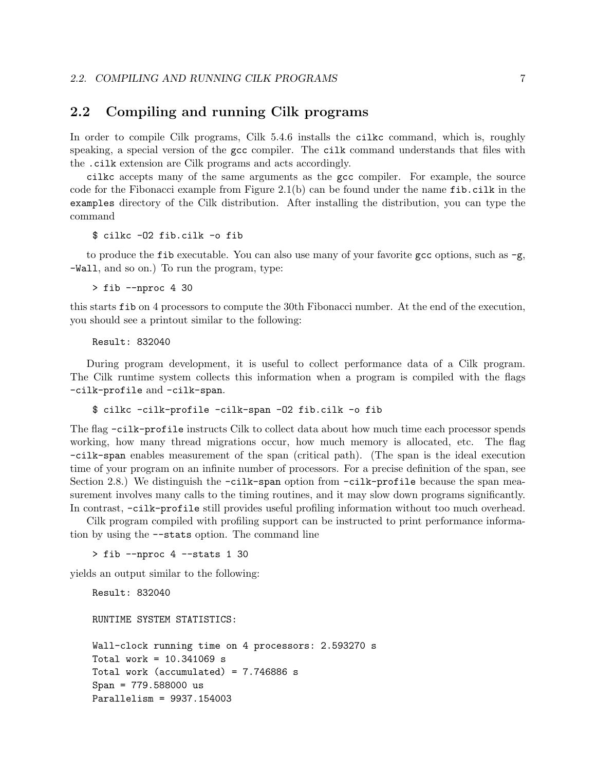## 2.2 Compiling and running Cilk programs

In order to compile Cilk programs, Cilk 5.4.6 installs the `cilkc` command, which is, roughly speaking, a special version of the `gcc` compiler. The `cilk` command understands that files with the `.cilk` extension are Cilk programs and acts accordingly.

`cilkc` accepts many of the same arguments as the `gcc` compiler. For example, the source code for the Fibonacci example from Figure 2.1(b) can be found under the name `fib.cilk` in the `examples` directory of the Cilk distribution. After installing the distribution, you can type the command

```
$ cilkc -O2 fib.cilk -o fib
```

to produce the `fib` executable. You can also use many of your favorite `gcc` options, such as `-g`, `-Wall`, and so on.) To run the program, type:

```
> fib --nproc 4 30
```

this starts `fib` on 4 processors to compute the 30th Fibonacci number. At the end of the execution, you should see a printout similar to the following:

```
Result: 832040
```

During program development, it is useful to collect performance data of a Cilk program. The Cilk runtime system collects this information when a program is compiled with the flags `-cilk-profile` and `-cilk-span`.

```
$ cilkc -cilk-profile -cilk-span -O2 fib.cilk -o fib
```

The flag `-cilk-profile` instructs Cilk to collect data about how much time each processor spends working, how many thread migrations occur, how much memory is allocated, etc. The flag `-cilk-span` enables measurement of the span (critical path). (The span is the ideal execution time of your program on an infinite number of processors. For a precise definition of the span, see Section 2.8.) We distinguish the `-cilk-span` option from `-cilk-profile` because the span measurement involves many calls to the timing routines, and it may slow down programs significantly. In contrast, `-cilk-profile` still provides useful profiling information without too much overhead.

Cilk program compiled with profiling support can be instructed to print performance information by using the `--stats` option. The command line

```
> fib --nproc 4 --stats 1 30
```

yields an output similar to the following:

```
Result: 832040

RUNTIME SYSTEM STATISTICS:

Wall-clock running time on 4 processors: 2.593270 s
Total work = 10.341069 s
Total work (accumulated) = 7.746886 s
Span = 779.588000 us
Parallelism = 9937.154003
```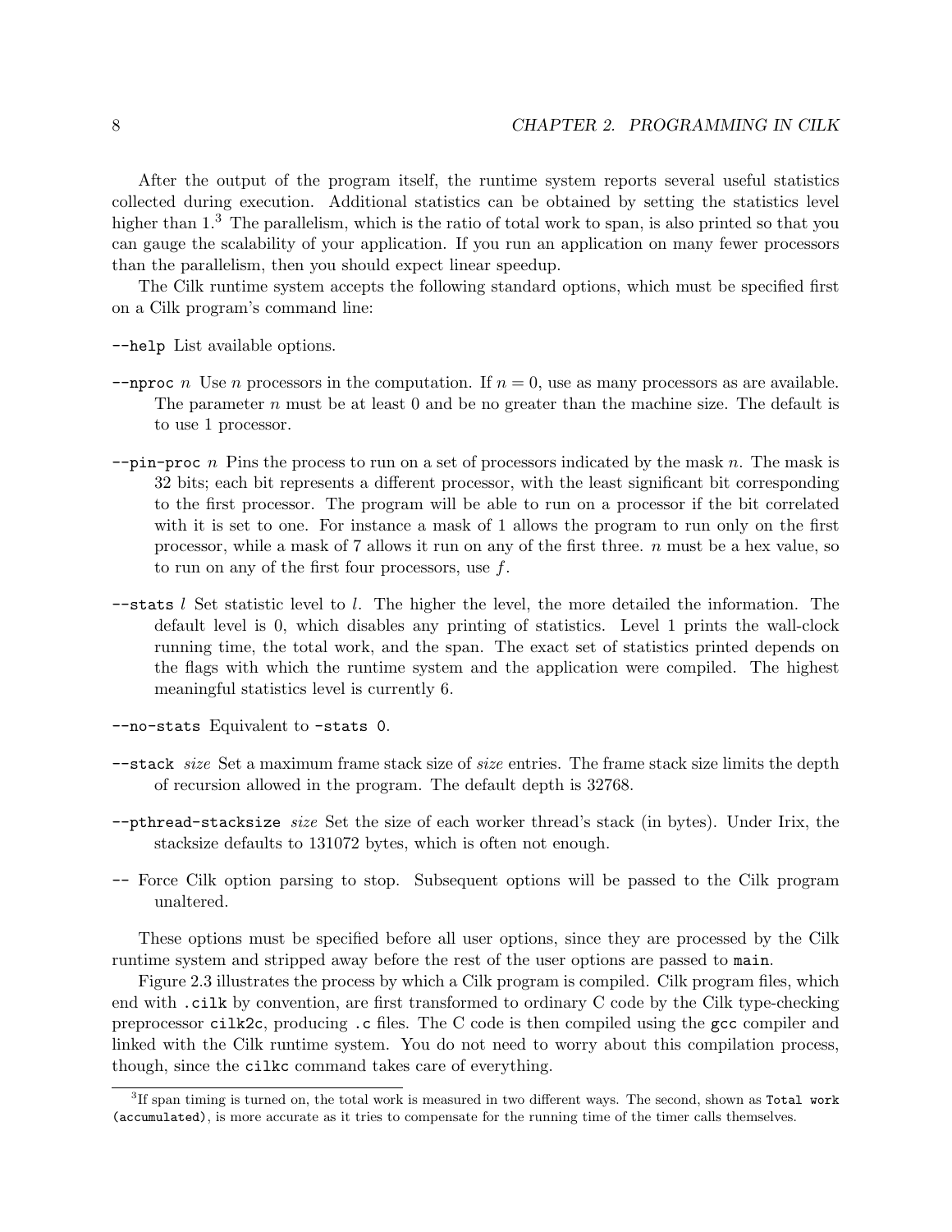After the output of the program itself, the runtime system reports several useful statistics collected during execution. Additional statistics can be obtained by setting the statistics level higher than 1.[3] The parallelism, which is the ratio of total work to span, is also printed so that you can gauge the scalability of your application. If you run an application on many fewer processors than the parallelism, then you should expect linear speedup.

The Cilk runtime system accepts the following standard options, which must be specified first on a Cilk program's command line:

`--help` List available options.

`--nproc` $n$ Use $n$ processors in the computation. If $n = 0$, use as many processors as are available. The parameter $n$ must be at least 0 and be no greater than the machine size. The default is to use 1 processor.

`--pin-proc` $n$ Pins the process to run on a set of processors indicated by the mask $n$. The mask is 32 bits; each bit represents a different processor, with the least significant bit corresponding to the first processor. The program will be able to run on a processor if the bit correlated with it is set to one. For instance a mask of 1 allows the program to run only on the first processor, while a mask of 7 allows it run on any of the first three. $n$ must be a hex value, so to run on any of the first four processors, use $f$.

`--stats` $l$ Set statistic level to $l$. The higher the level, the more detailed the information. The default level is 0, which disables any printing of statistics. Level 1 prints the wall-clock running time, the total work, and the span. The exact set of statistics printed depends on the flags with which the runtime system and the application were compiled. The highest meaningful statistics level is currently 6.

`--no-stats` Equivalent to `-stats 0`.

`--stack` *size* Set a maximum frame stack size of *size* entries. The frame stack size limits the depth of recursion allowed in the program. The default depth is 32768.

`--pthread-stacksize` *size* Set the size of each worker thread's stack (in bytes). Under Irix, the stacksize defaults to 131072 bytes, which is often not enough.

`--` Force Cilk option parsing to stop. Subsequent options will be passed to the Cilk program unaltered.

These options must be specified before all user options, since they are processed by the Cilk runtime system and stripped away before the rest of the user options are passed to `main`.

Figure 2.3 illustrates the process by which a Cilk program is compiled. Cilk program files, which end with `.cilk` by convention, are first transformed to ordinary C code by the Cilk type-checking preprocessor `cilk2c`, producing `.c` files. The C code is then compiled using the `gcc` compiler and linked with the Cilk runtime system. You do not need to worry about this compilation process, though, since the `cilkc` command takes care of everything.

---

[3] If span timing is turned on, the total work is measured in two different ways. The second, shown as `Total work (accumulated)`, is more accurate as it tries to compensate for the running time of the timer calls themselves.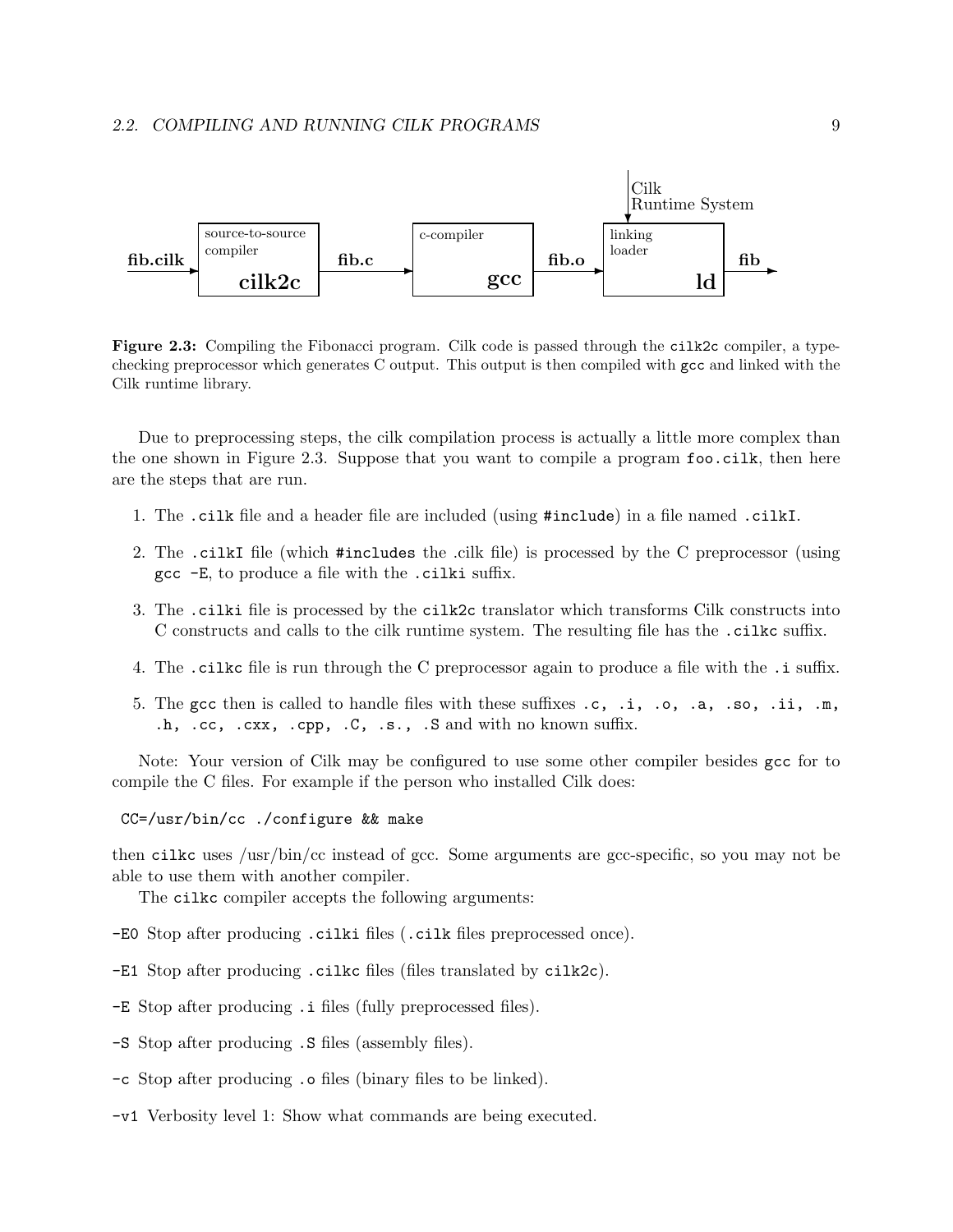fib.cilk → [source-to-source compiler **cilk2c**] → fib.c → [c-compiler **gcc**] → fib.o → [linking loader **ld**] (← Cilk Runtime System) → fib

**Figure 2.3:** Compiling the Fibonacci program. Cilk code is passed through the `cilk2c` compiler, a type-checking preprocessor which generates C output. This output is then compiled with `gcc` and linked with the Cilk runtime library.

Due to preprocessing steps, the cilk compilation process is actually a little more complex than the one shown in Figure 2.3. Suppose that you want to compile a program `foo.cilk`, then here are the steps that are run.

1. The `.cilk` file and a header file are included (using `#include`) in a file named `.cilkI`.
2. The `.cilkI` file (which `#include`s the .cilk file) is processed by the C preprocessor (using `gcc -E`, to produce a file with the `.cilki` suffix.
3. The `.cilki` file is processed by the `cilk2c` translator which transforms Cilk constructs into C constructs and calls to the cilk runtime system. The resulting file has the `.cilkc` suffix.
4. The `.cilkc` file is run through the C preprocessor again to produce a file with the `.i` suffix.
5. The `gcc` then is called to handle files with these suffixes `.c, .i, .o, .a, .so, .ii, .m, .h, .cc, .cxx, .cpp, .C, .s., .S` and with no known suffix.

Note: Your version of Cilk may be configured to use some other compiler besides `gcc` for to compile the C files. For example if the person who installed Cilk does:

```
CC=/usr/bin/cc ./configure && make
```

then `cilkc` uses /usr/bin/cc instead of gcc. Some arguments are gcc-specific, so you may not be able to use them with another compiler.

The `cilkc` compiler accepts the following arguments:

`-E0` Stop after producing `.cilki` files (`.cilk` files preprocessed once).

`-E1` Stop after producing `.cilkc` files (files translated by `cilk2c`).

`-E` Stop after producing `.i` files (fully preprocessed files).

`-S` Stop after producing `.S` files (assembly files).

`-c` Stop after producing `.o` files (binary files to be linked).

`-v1` Verbosity level 1: Show what commands are being executed.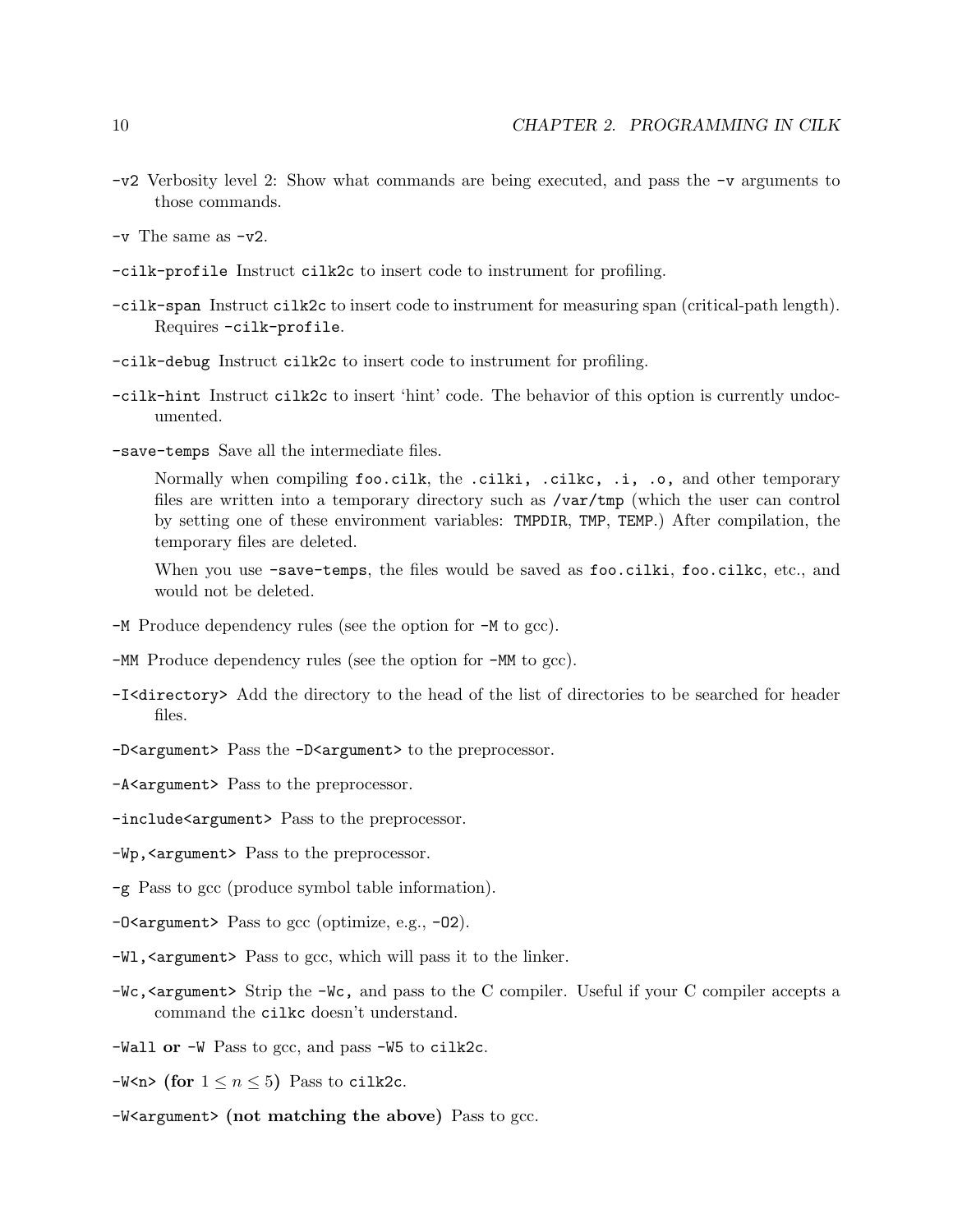`-v2` Verbosity level 2: Show what commands are being executed, and pass the `-v` arguments to those commands.

`-v` The same as `-v2`.

`-cilk-profile` Instruct `cilk2c` to insert code to instrument for profiling.

`-cilk-span` Instruct `cilk2c` to insert code to instrument for measuring span (critical-path length). Requires `-cilk-profile`.

`-cilk-debug` Instruct `cilk2c` to insert code to instrument for profiling.

`-cilk-hint` Instruct `cilk2c` to insert 'hint' code. The behavior of this option is currently undocumented.

`-save-temps` Save all the intermediate files.

Normally when compiling `foo.cilk`, the `.cilki, .cilkc, .i, .o,` and other temporary files are written into a temporary directory such as `/var/tmp` (which the user can control by setting one of these environment variables: `TMPDIR`, `TMP`, `TEMP`.) After compilation, the temporary files are deleted.

When you use `-save-temps`, the files would be saved as `foo.cilki`, `foo.cilkc`, etc., and would not be deleted.

`-M` Produce dependency rules (see the option for `-M` to gcc).

`-MM` Produce dependency rules (see the option for `-MM` to gcc).

`-I<directory>` Add the directory to the head of the list of directories to be searched for header files.

`-D<argument>` Pass the `-D<argument>` to the preprocessor.

`-A<argument>` Pass to the preprocessor.

`-include<argument>` Pass to the preprocessor.

`-Wp,<argument>` Pass to the preprocessor.

`-g` Pass to gcc (produce symbol table information).

`-O<argument>` Pass to gcc (optimize, e.g., `-O2`).

`-Wl,<argument>` Pass to gcc, which will pass it to the linker.

`-Wc,<argument>` Strip the `-Wc,` and pass to the C compiler. Useful if your C compiler accepts a command the `cilkc` doesn't understand.

`-Wall` **or** `-W` Pass to gcc, and pass `-W5` to `cilk2c`.

`-W<n>` **(for** $1 \leq n \leq 5$**)** Pass to `cilk2c`.

`-W<argument>` **(not matching the above)** Pass to gcc.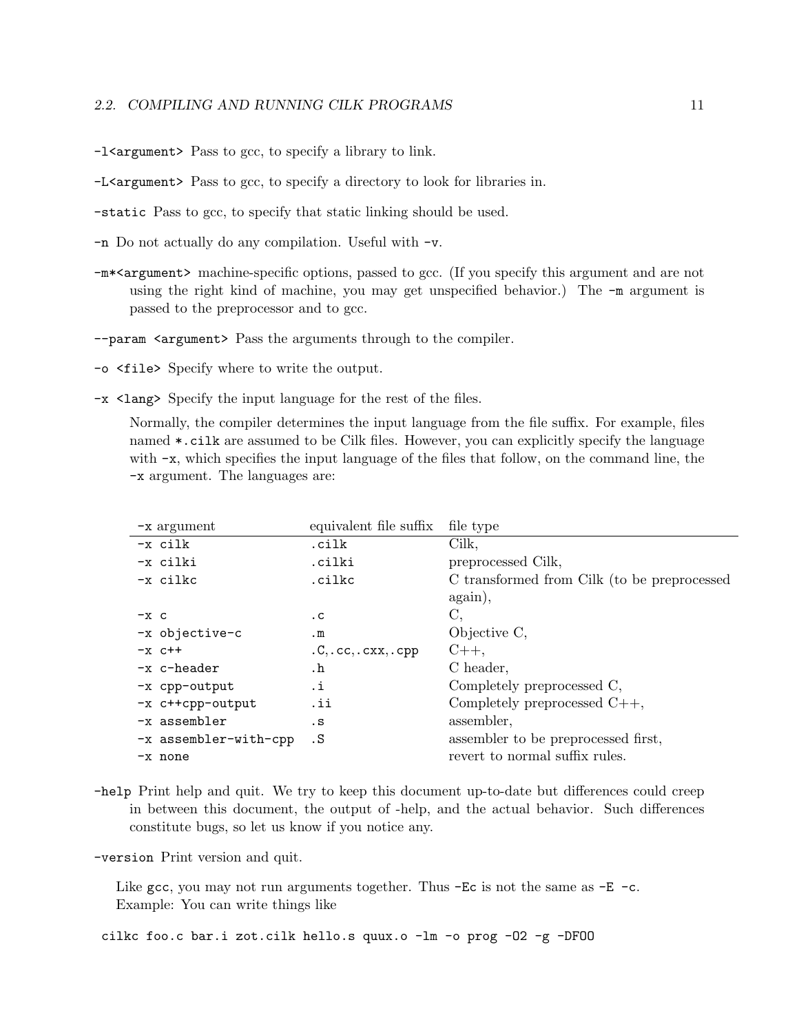`-l<argument>` Pass to gcc, to specify a library to link.

`-L<argument>` Pass to gcc, to specify a directory to look for libraries in.

`-static` Pass to gcc, to specify that static linking should be used.

`-n` Do not actually do any compilation. Useful with `-v`.

`-m*<argument>` machine-specific options, passed to gcc. (If you specify this argument and are not using the right kind of machine, you may get unspecified behavior.) The `-m` argument is passed to the preprocessor and to gcc.

`--param <argument>` Pass the arguments through to the compiler.

`-o <file>` Specify where to write the output.

`-x <lang>` Specify the input language for the rest of the files.

Normally, the compiler determines the input language from the file suffix. For example, files named `*.cilk` are assumed to be Cilk files. However, you can explicitly specify the language with `-x`, which specifies the input language of the files that follow, on the command line, the `-x` argument. The languages are:

| `-x` argument | equivalent file suffix | file type |
|---|---|---|
| `-x cilk` | `.cilk` | Cilk, |
| `-x cilki` | `.cilki` | preprocessed Cilk, |
| `-x cilkc` | `.cilkc` | C transformed from Cilk (to be preprocessed again), |
| `-x c` | `.c` | C, |
| `-x objective-c` | `.m` | Objective C, |
| `-x c++` | `.C,.cc,.cxx,.cpp` | C++, |
| `-x c-header` | `.h` | C header, |
| `-x cpp-output` | `.i` | Completely preprocessed C, |
| `-x c++cpp-output` | `.ii` | Completely preprocessed C++, |
| `-x assembler` | `.s` | assembler, |
| `-x assembler-with-cpp` | `.S` | assembler to be preprocessed first, |
| `-x none` | | revert to normal suffix rules. |

`-help` Print help and quit. We try to keep this document up-to-date but differences could creep in between this document, the output of -help, and the actual behavior. Such differences constitute bugs, so let us know if you notice any.

`-version` Print version and quit.

Like `gcc`, you may not run arguments together. Thus `-Ec` is not the same as `-E -c`.
Example: You can write things like

```
cilkc foo.c bar.i zot.cilk hello.s quux.o -lm -o prog -O2 -g -DFOO
```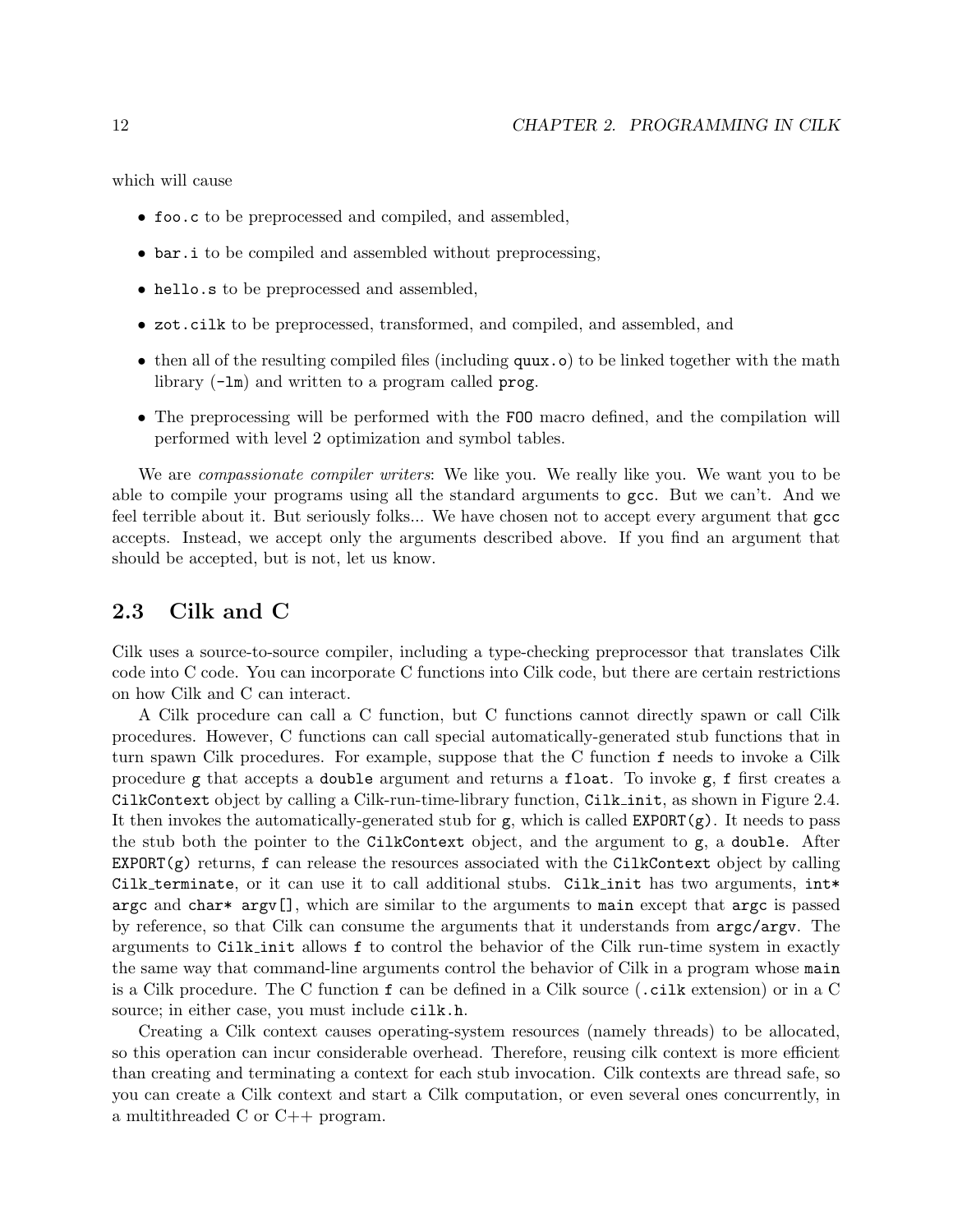which will cause

- `foo.c` to be preprocessed and compiled, and assembled,
- `bar.i` to be compiled and assembled without preprocessing,
- `hello.s` to be preprocessed and assembled,
- `zot.cilk` to be preprocessed, transformed, and compiled, and assembled, and
- then all of the resulting compiled files (including `quux.o`) to be linked together with the math library (`-lm`) and written to a program called `prog`.
- The preprocessing will be performed with the `FOO` macro defined, and the compilation will performed with level 2 optimization and symbol tables.

We are *compassionate compiler writers*: We like you. We really like you. We want you to be able to compile your programs using all the standard arguments to `gcc`. But we can't. And we feel terrible about it. But seriously folks... We have chosen not to accept every argument that `gcc` accepts. Instead, we accept only the arguments described above. If you find an argument that should be accepted, but is not, let us know.

## 2.3 Cilk and C

Cilk uses a source-to-source compiler, including a type-checking preprocessor that translates Cilk code into C code. You can incorporate C functions into Cilk code, but there are certain restrictions on how Cilk and C can interact.

A Cilk procedure can call a C function, but C functions cannot directly spawn or call Cilk procedures. However, C functions can call special automatically-generated stub functions that in turn spawn Cilk procedures. For example, suppose that the C function `f` needs to invoke a Cilk procedure `g` that accepts a `double` argument and returns a `float`. To invoke `g`, `f` first creates a `CilkContext` object by calling a Cilk-run-time-library function, `Cilk_init`, as shown in Figure 2.4. It then invokes the automatically-generated stub for `g`, which is called `EXPORT(g)`. It needs to pass the stub both the pointer to the `CilkContext` object, and the argument to `g`, a `double`. After `EXPORT(g)` returns, `f` can release the resources associated with the `CilkContext` object by calling `Cilk_terminate`, or it can use it to call additional stubs. `Cilk_init` has two arguments, `int* argc` and `char* argv[]`, which are similar to the arguments to `main` except that `argc` is passed by reference, so that Cilk can consume the arguments that it understands from `argc/argv`. The arguments to `Cilk_init` allows `f` to control the behavior of the Cilk run-time system in exactly the same way that command-line arguments control the behavior of Cilk in a program whose `main` is a Cilk procedure. The C function `f` can be defined in a Cilk source (`.cilk` extension) or in a C source; in either case, you must include `cilk.h`.

Creating a Cilk context causes operating-system resources (namely threads) to be allocated, so this operation can incur considerable overhead. Therefore, reusing cilk context is more efficient than creating and terminating a context for each stub invocation. Cilk contexts are thread safe, so you can create a Cilk context and start a Cilk computation, or even several ones concurrently, in a multithreaded C or C++ program.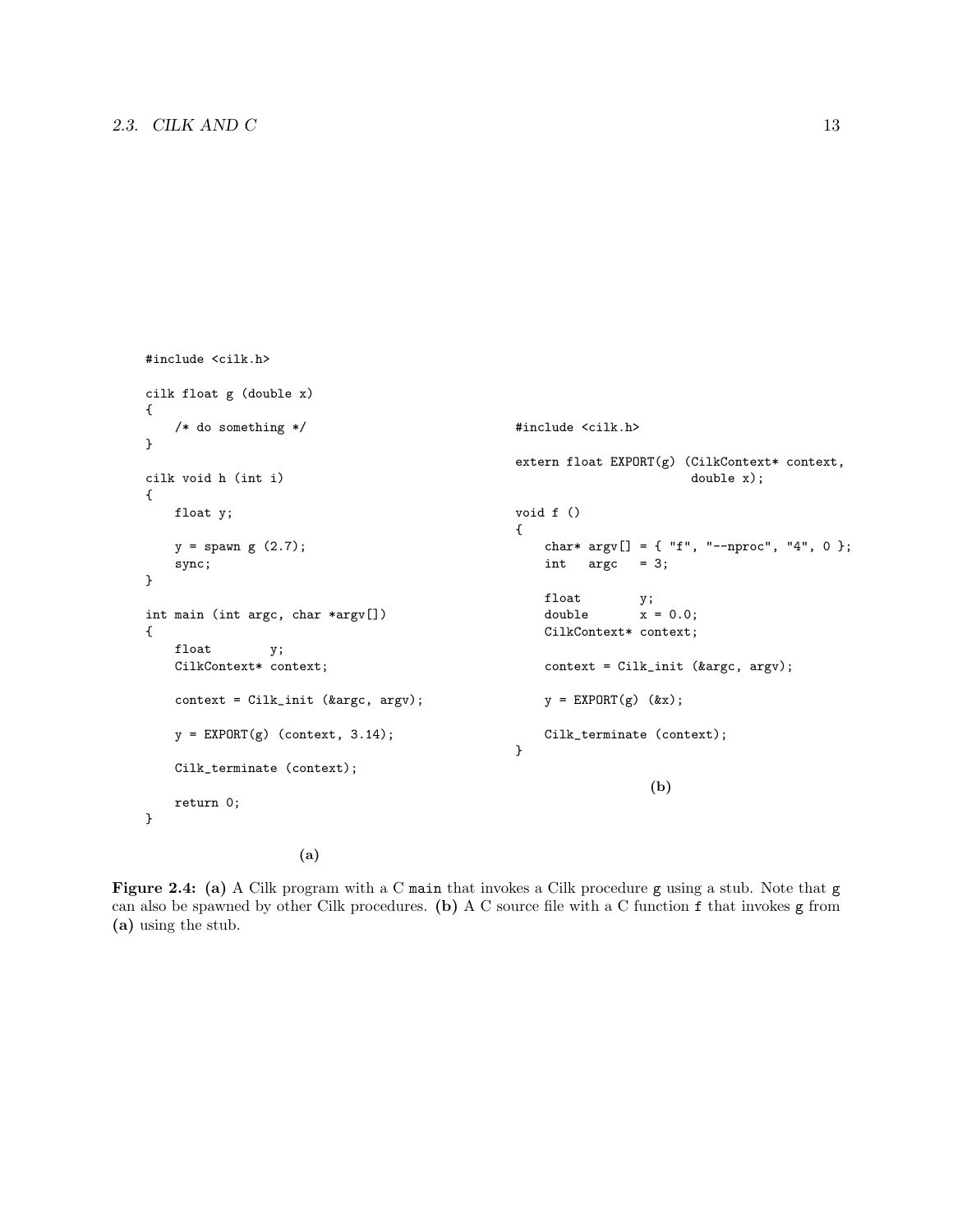```c
#include <cilk.h>

cilk float g (double x)
{
    /* do something */
}

cilk void h (int i)
{
    float y;

    y = spawn g (2.7);
    sync;
}

int main (int argc, char *argv[])
{
    float        y;
    CilkContext* context;

    context = Cilk_init (&argc, argv);

    y = EXPORT(g) (context, 3.14);

    Cilk_terminate (context);

    return 0;
}
```

**(a)**

```c
#include <cilk.h>

extern float EXPORT(g) (CilkContext* context,
                        double x);

void f ()
{
    char* argv[] = { "f", "--nproc", "4", 0 };
    int   argc   = 3;

    float        y;
    double       x = 0.0;
    CilkContext* context;

    context = Cilk_init (&argc, argv);

    y = EXPORT(g) (&x);

    Cilk_terminate (context);
}
```

**(b)**

**Figure 2.4: (a)** A Cilk program with a C `main` that invokes a Cilk procedure `g` using a stub. Note that `g` can also be spawned by other Cilk procedures. **(b)** A C source file with a C function `f` that invokes `g` from **(a)** using the stub.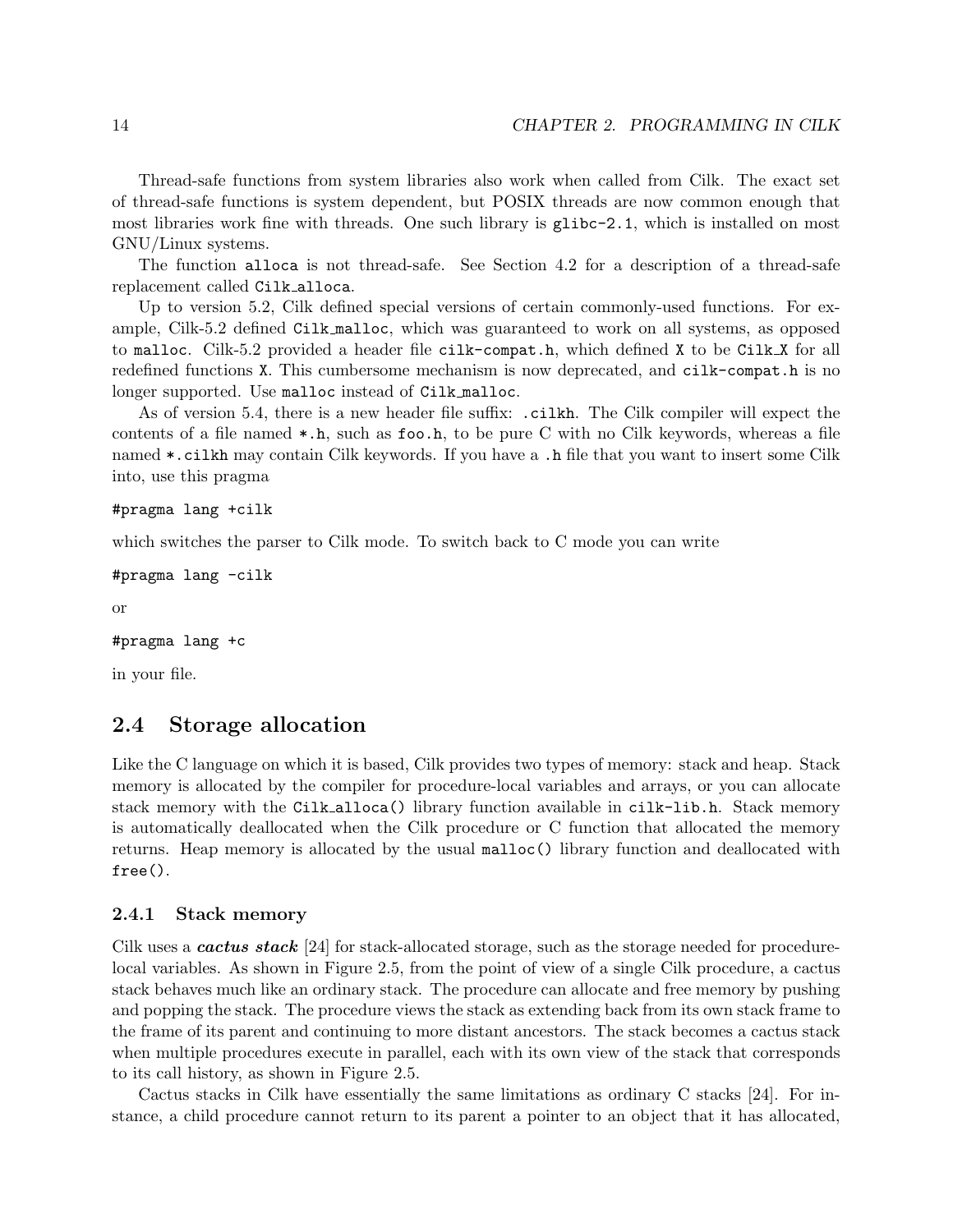Thread-safe functions from system libraries also work when called from Cilk. The exact set of thread-safe functions is system dependent, but POSIX threads are now common enough that most libraries work fine with threads. One such library is `glibc-2.1`, which is installed on most GNU/Linux systems.

The function `alloca` is not thread-safe. See Section 4.2 for a description of a thread-safe replacement called `Cilk_alloca`.

Up to version 5.2, Cilk defined special versions of certain commonly-used functions. For example, Cilk-5.2 defined `Cilk_malloc`, which was guaranteed to work on all systems, as opposed to `malloc`. Cilk-5.2 provided a header file `cilk-compat.h`, which defined `X` to be `Cilk_X` for all redefined functions `X`. This cumbersome mechanism is now deprecated, and `cilk-compat.h` is no longer supported. Use `malloc` instead of `Cilk_malloc`.

As of version 5.4, there is a new header file suffix: `.cilkh`. The Cilk compiler will expect the contents of a file named `*.h`, such as `foo.h`, to be pure C with no Cilk keywords, whereas a file named `*.cilkh` may contain Cilk keywords. If you have a `.h` file that you want to insert some Cilk into, use this pragma

```
#pragma lang +cilk
```

which switches the parser to Cilk mode. To switch back to C mode you can write

```
#pragma lang -cilk
```

or

```
#pragma lang +c
```

in your file.

## 2.4 Storage allocation

Like the C language on which it is based, Cilk provides two types of memory: stack and heap. Stack memory is allocated by the compiler for procedure-local variables and arrays, or you can allocate stack memory with the `Cilk_alloca()` library function available in `cilk-lib.h`. Stack memory is automatically deallocated when the Cilk procedure or C function that allocated the memory returns. Heap memory is allocated by the usual `malloc()` library function and deallocated with `free()`.

### 2.4.1 Stack memory

Cilk uses a ***cactus stack*** [24] for stack-allocated storage, such as the storage needed for procedure-local variables. As shown in Figure 2.5, from the point of view of a single Cilk procedure, a cactus stack behaves much like an ordinary stack. The procedure can allocate and free memory by pushing and popping the stack. The procedure views the stack as extending back from its own stack frame to the frame of its parent and continuing to more distant ancestors. The stack becomes a cactus stack when multiple procedures execute in parallel, each with its own view of the stack that corresponds to its call history, as shown in Figure 2.5.

Cactus stacks in Cilk have essentially the same limitations as ordinary C stacks [24]. For instance, a child procedure cannot return to its parent a pointer to an object that it has allocated,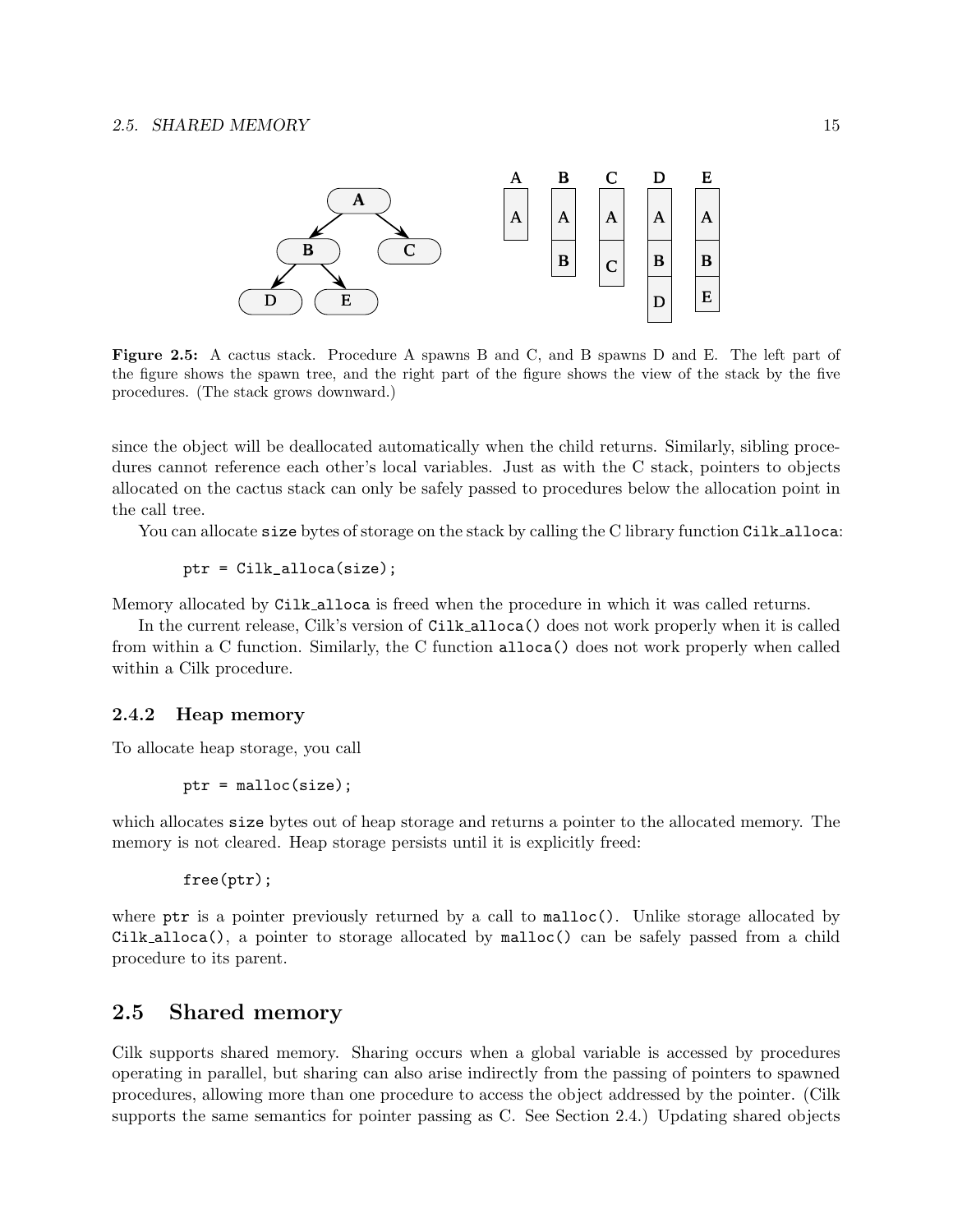Figure 2.5: A cactus stack. Procedure A spawns B and C, and B spawns D and E. The left part of the figure shows the spawn tree, and the right part of the figure shows the view of the stack by the five procedures. (The stack grows downward.)

since the object will be deallocated automatically when the child returns. Similarly, sibling procedures cannot reference each other's local variables. Just as with the C stack, pointers to objects allocated on the cactus stack can only be safely passed to procedures below the allocation point in the call tree.

You can allocate `size` bytes of storage on the stack by calling the C library function `Cilk_alloca`:

```
ptr = Cilk_alloca(size);
```

Memory allocated by `Cilk_alloca` is freed when the procedure in which it was called returns.

In the current release, Cilk's version of `Cilk_alloca()` does not work properly when it is called from within a C function. Similarly, the C function `alloca()` does not work properly when called within a Cilk procedure.

### 2.4.2 Heap memory

To allocate heap storage, you call

```
ptr = malloc(size);
```

which allocates `size` bytes out of heap storage and returns a pointer to the allocated memory. The memory is not cleared. Heap storage persists until it is explicitly freed:

```
free(ptr);
```

where `ptr` is a pointer previously returned by a call to `malloc()`. Unlike storage allocated by `Cilk_alloca()`, a pointer to storage allocated by `malloc()` can be safely passed from a child procedure to its parent.

## 2.5 Shared memory

Cilk supports shared memory. Sharing occurs when a global variable is accessed by procedures operating in parallel, but sharing can also arise indirectly from the passing of pointers to spawned procedures, allowing more than one procedure to access the object addressed by the pointer. (Cilk supports the same semantics for pointer passing as C. See Section 2.4.) Updating shared objects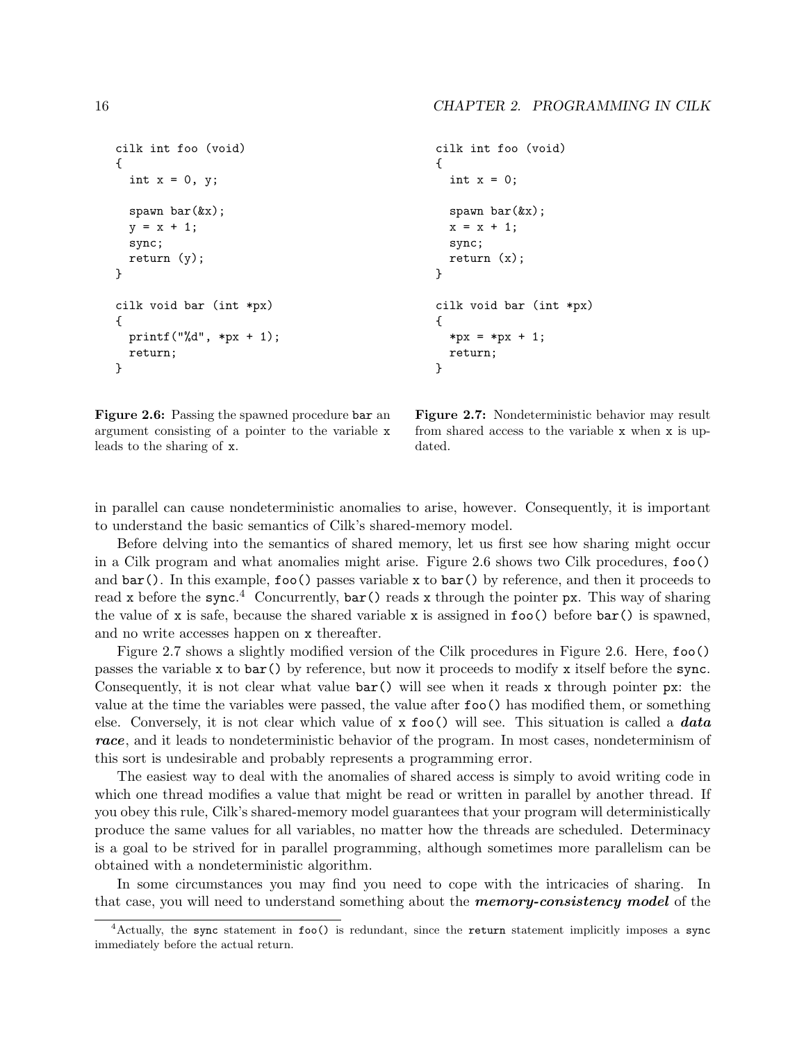```
cilk int foo (void)
{
  int x = 0, y;

  spawn bar(&x);
  y = x + 1;
  sync;
  return (y);
}

cilk void bar (int *px)
{
  printf("%d", *px + 1);
  return;
}
```

**Figure 2.6:** Passing the spawned procedure `bar` an argument consisting of a pointer to the variable `x` leads to the sharing of `x`.

```
cilk int foo (void)
{
  int x = 0;

  spawn bar(&x);
  x = x + 1;
  sync;
  return (x);
}

cilk void bar (int *px)
{
  *px = *px + 1;
  return;
}
```

**Figure 2.7:** Nondeterministic behavior may result from shared access to the variable `x` when `x` is updated.

in parallel can cause nondeterministic anomalies to arise, however. Consequently, it is important to understand the basic semantics of Cilk's shared-memory model.

Before delving into the semantics of shared memory, let us first see how sharing might occur in a Cilk program and what anomalies might arise. Figure 2.6 shows two Cilk procedures, `foo()` and `bar()`. In this example, `foo()` passes variable `x` to `bar()` by reference, and then it proceeds to read `x` before the `sync`.[4] Concurrently, `bar()` reads `x` through the pointer `px`. This way of sharing the value of `x` is safe, because the shared variable `x` is assigned in `foo()` before `bar()` is spawned, and no write accesses happen on `x` thereafter.

Figure 2.7 shows a slightly modified version of the Cilk procedures in Figure 2.6. Here, `foo()` passes the variable `x` to `bar()` by reference, but now it proceeds to modify `x` itself before the `sync`. Consequently, it is not clear what value `bar()` will see when it reads `x` through pointer `px`: the value at the time the variables were passed, the value after `foo()` has modified them, or something else. Conversely, it is not clear which value of `x` `foo()` will see. This situation is called a ***data race***, and it leads to nondeterministic behavior of the program. In most cases, nondeterminism of this sort is undesirable and probably represents a programming error.

The easiest way to deal with the anomalies of shared access is simply to avoid writing code in which one thread modifies a value that might be read or written in parallel by another thread. If you obey this rule, Cilk's shared-memory model guarantees that your program will deterministically produce the same values for all variables, no matter how the threads are scheduled. Determinacy is a goal to be strived for in parallel programming, although sometimes more parallelism can be obtained with a nondeterministic algorithm.

In some circumstances you may find you need to cope with the intricacies of sharing. In that case, you will need to understand something about the ***memory-consistency model*** of the

[4] Actually, the `sync` statement in `foo()` is redundant, since the `return` statement implicitly imposes a `sync` immediately before the actual return.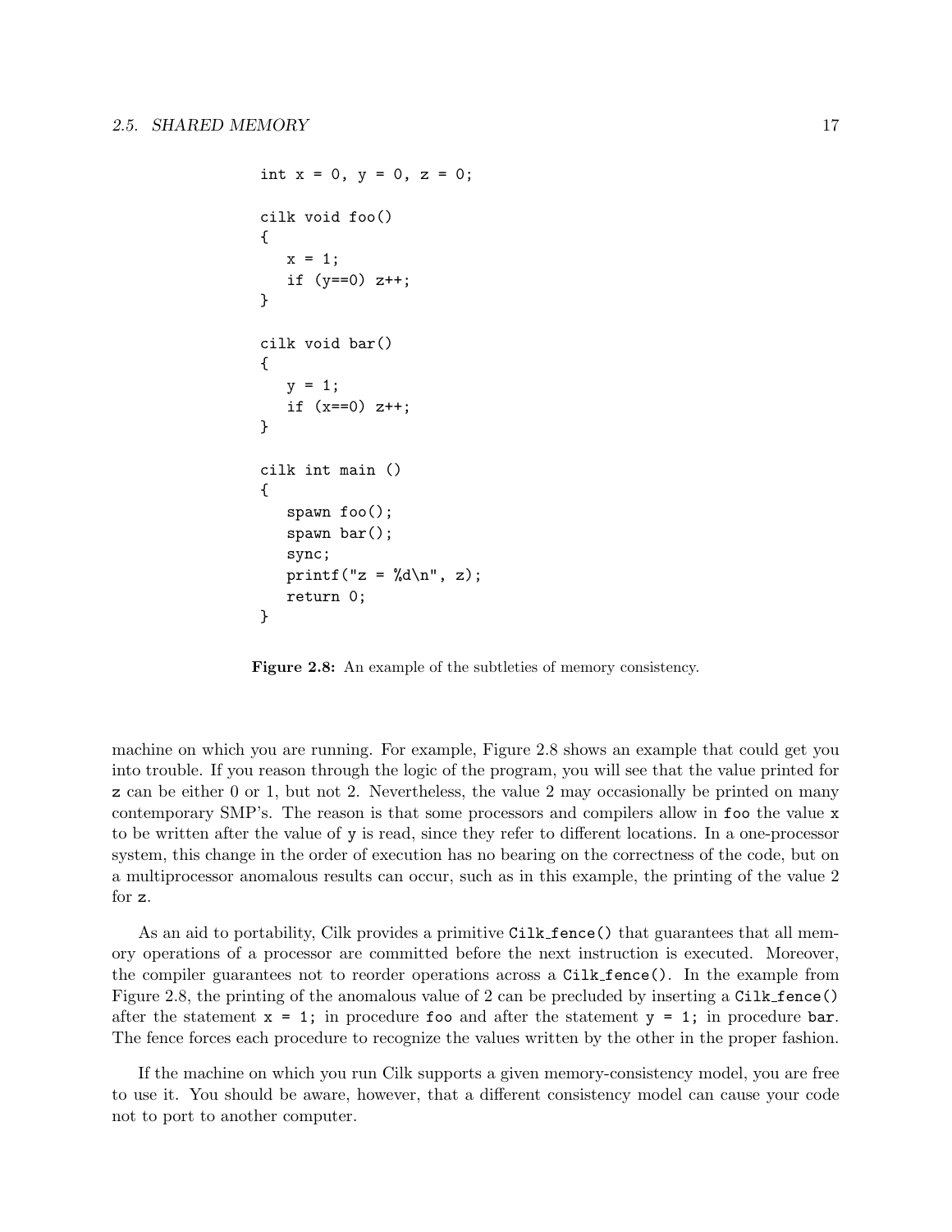```
int x = 0, y = 0, z = 0;

cilk void foo()
{
   x = 1;
   if (y==0) z++;
}

cilk void bar()
{
   y = 1;
   if (x==0) z++;
}

cilk int main ()
{
   spawn foo();
   spawn bar();
   sync;
   printf("z = %d\n", z);
   return 0;
}
```

**Figure 2.8:** An example of the subtleties of memory consistency.

machine on which you are running. For example, Figure 2.8 shows an example that could get you into trouble. If you reason through the logic of the program, you will see that the value printed for `z` can be either 0 or 1, but not 2. Nevertheless, the value 2 may occasionally be printed on many contemporary SMP's. The reason is that some processors and compilers allow in `foo` the value `x` to be written after the value of `y` is read, since they refer to different locations. In a one-processor system, this change in the order of execution has no bearing on the correctness of the code, but on a multiprocessor anomalous results can occur, such as in this example, the printing of the value 2 for `z`.

As an aid to portability, Cilk provides a primitive `Cilk_fence()` that guarantees that all memory operations of a processor are committed before the next instruction is executed. Moreover, the compiler guarantees not to reorder operations across a `Cilk_fence()`. In the example from Figure 2.8, the printing of the anomalous value of 2 can be precluded by inserting a `Cilk_fence()` after the statement `x = 1;` in procedure `foo` and after the statement `y = 1;` in procedure `bar`. The fence forces each procedure to recognize the values written by the other in the proper fashion.

If the machine on which you run Cilk supports a given memory-consistency model, you are free to use it. You should be aware, however, that a different consistency model can cause your code not to port to another computer.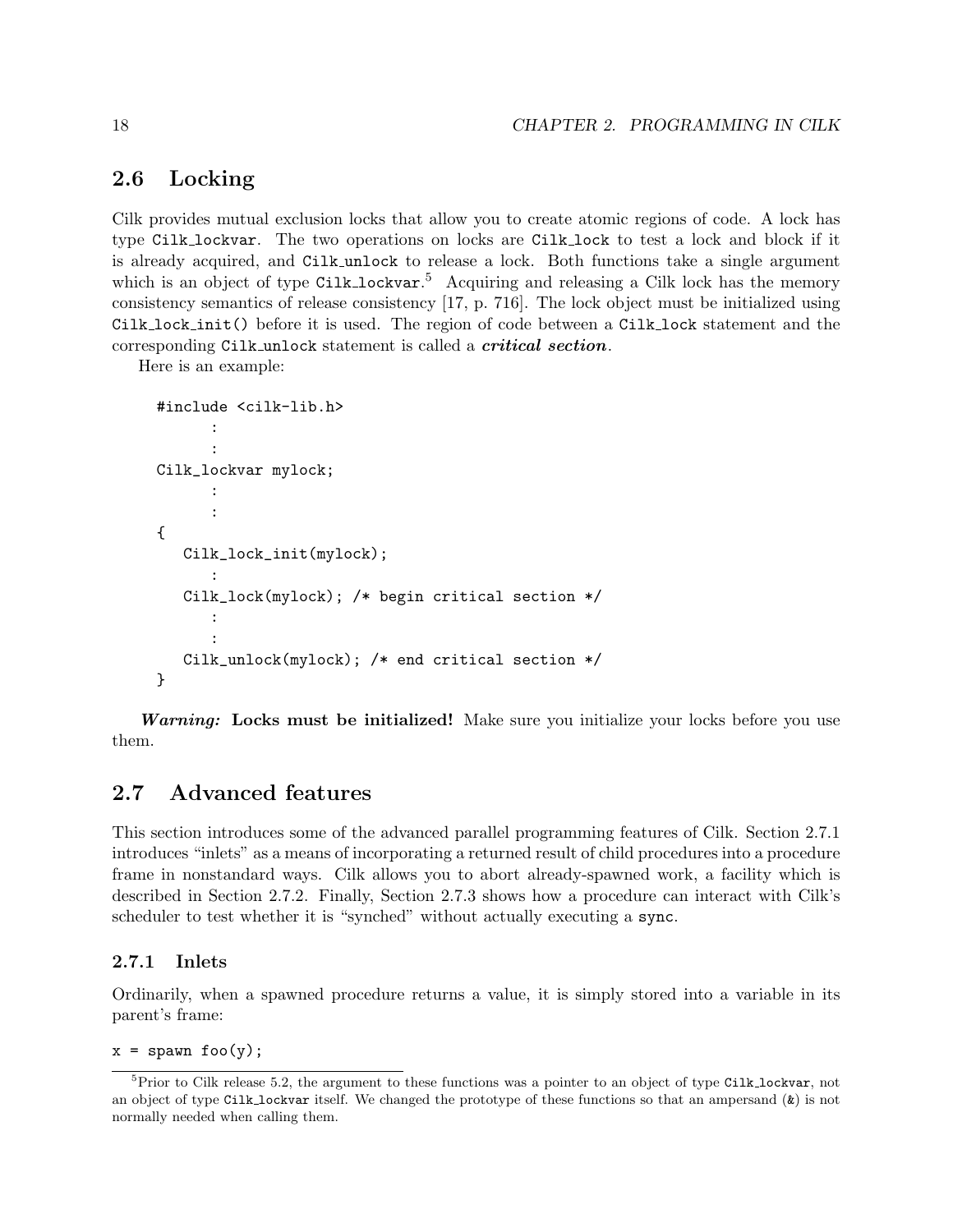## 2.6 Locking

Cilk provides mutual exclusion locks that allow you to create atomic regions of code. A lock has type `Cilk_lockvar`. The two operations on locks are `Cilk_lock` to test a lock and block if it is already acquired, and `Cilk_unlock` to release a lock. Both functions take a single argument which is an object of type `Cilk_lockvar`.[5] Acquiring and releasing a Cilk lock has the memory consistency semantics of release consistency [17, p. 716]. The lock object must be initialized using `Cilk_lock_init()` before it is used. The region of code between a `Cilk_lock` statement and the corresponding `Cilk_unlock` statement is called a ***critical section***.

Here is an example:

```
#include <cilk-lib.h>
      :
      :
Cilk_lockvar mylock;
      :
      :
{
   Cilk_lock_init(mylock);
      :
   Cilk_lock(mylock); /* begin critical section */
      :
      :
   Cilk_unlock(mylock); /* end critical section */
}
```

***Warning:*** **Locks must be initialized!** Make sure you initialize your locks before you use them.

## 2.7 Advanced features

This section introduces some of the advanced parallel programming features of Cilk. Section 2.7.1 introduces "inlets" as a means of incorporating a returned result of child procedures into a procedure frame in nonstandard ways. Cilk allows you to abort already-spawned work, a facility which is described in Section 2.7.2. Finally, Section 2.7.3 shows how a procedure can interact with Cilk's scheduler to test whether it is "synched" without actually executing a `sync`.

### 2.7.1 Inlets

Ordinarily, when a spawned procedure returns a value, it is simply stored into a variable in its parent's frame:

```
x = spawn foo(y);
```

[5] Prior to Cilk release 5.2, the argument to these functions was a pointer to an object of type `Cilk_lockvar`, not an object of type `Cilk_lockvar` itself. We changed the prototype of these functions so that an ampersand (`&`) is not normally needed when calling them.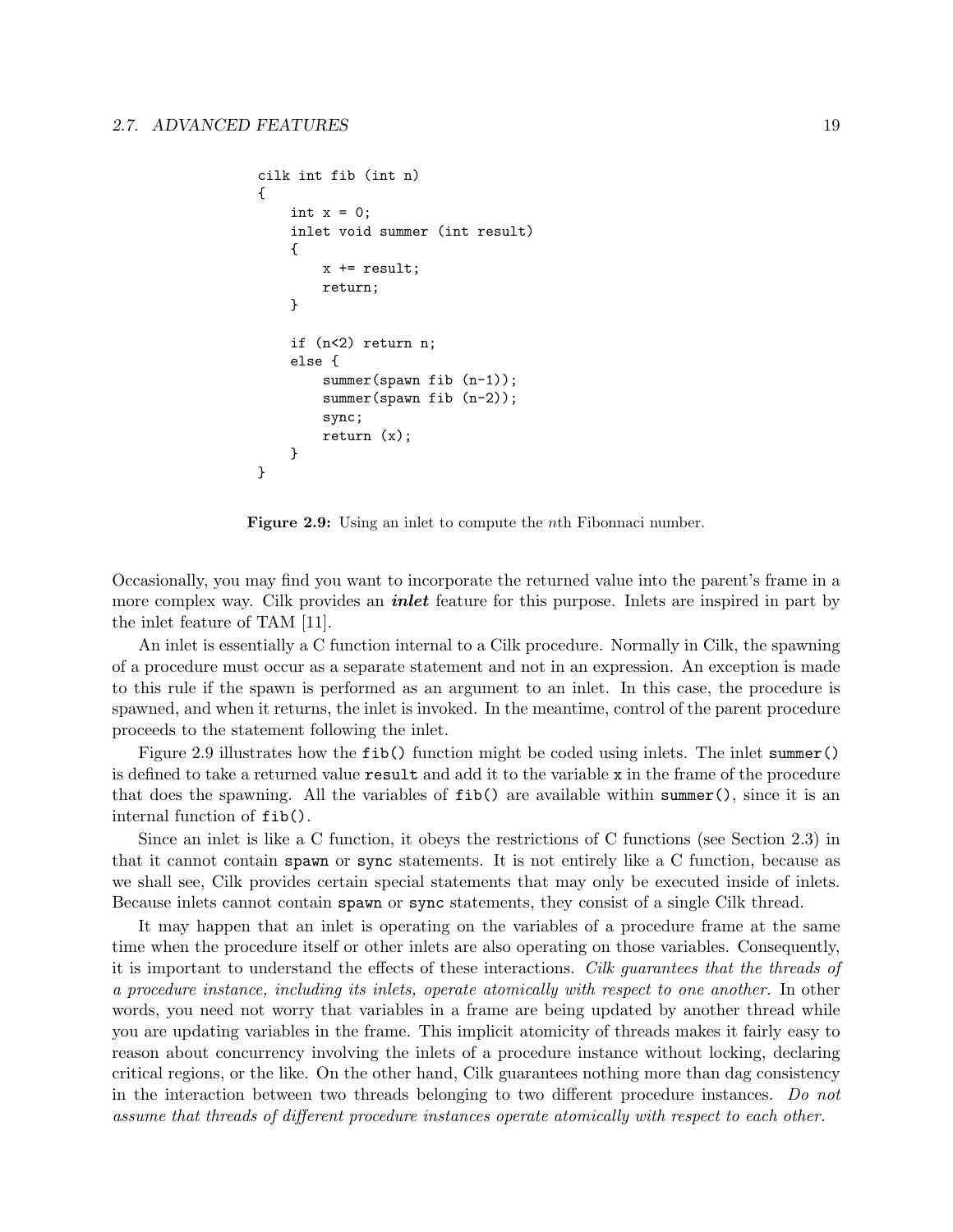```
cilk int fib (int n)
{
    int x = 0;
    inlet void summer (int result)
    {
        x += result;
        return;
    }

    if (n<2) return n;
    else {
        summer(spawn fib (n-1));
        summer(spawn fib (n-2));
        sync;
        return (x);
    }
}
```

**Figure 2.9:** Using an inlet to compute the $n$th Fibonnaci number.

Occasionally, you may find you want to incorporate the returned value into the parent's frame in a more complex way. Cilk provides an ***inlet*** feature for this purpose. Inlets are inspired in part by the inlet feature of TAM [11].

An inlet is essentially a C function internal to a Cilk procedure. Normally in Cilk, the spawning of a procedure must occur as a separate statement and not in an expression. An exception is made to this rule if the spawn is performed as an argument to an inlet. In this case, the procedure is spawned, and when it returns, the inlet is invoked. In the meantime, control of the parent procedure proceeds to the statement following the inlet.

Figure 2.9 illustrates how the `fib()` function might be coded using inlets. The inlet `summer()` is defined to take a returned value `result` and add it to the variable `x` in the frame of the procedure that does the spawning. All the variables of `fib()` are available within `summer()`, since it is an internal function of `fib()`.

Since an inlet is like a C function, it obeys the restrictions of C functions (see Section 2.3) in that it cannot contain `spawn` or `sync` statements. It is not entirely like a C function, because as we shall see, Cilk provides certain special statements that may only be executed inside of inlets. Because inlets cannot contain `spawn` or `sync` statements, they consist of a single Cilk thread.

It may happen that an inlet is operating on the variables of a procedure frame at the same time when the procedure itself or other inlets are also operating on those variables. Consequently, it is important to understand the effects of these interactions. *Cilk guarantees that the threads of a procedure instance, including its inlets, operate atomically with respect to one another.* In other words, you need not worry that variables in a frame are being updated by another thread while you are updating variables in the frame. This implicit atomicity of threads makes it fairly easy to reason about concurrency involving the inlets of a procedure instance without locking, declaring critical regions, or the like. On the other hand, Cilk guarantees nothing more than dag consistency in the interaction between two threads belonging to two different procedure instances. *Do not assume that threads of different procedure instances operate atomically with respect to each other.*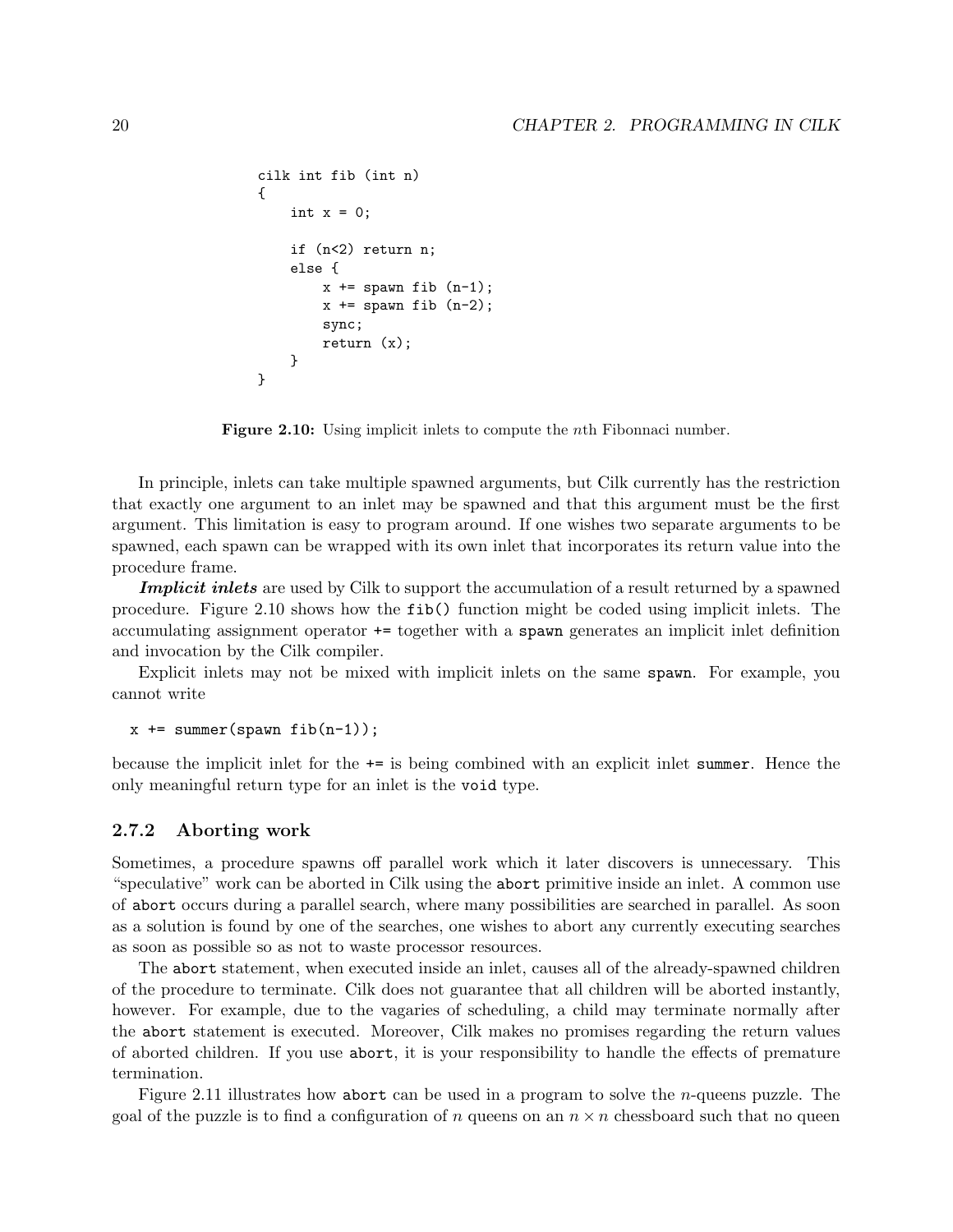```
cilk int fib (int n)
{
    int x = 0;

    if (n<2) return n;
    else {
        x += spawn fib (n-1);
        x += spawn fib (n-2);
        sync;
        return (x);
    }
}
```

**Figure 2.10:** Using implicit inlets to compute the $n$th Fibonnaci number.

In principle, inlets can take multiple spawned arguments, but Cilk currently has the restriction that exactly one argument to an inlet may be spawned and that this argument must be the first argument. This limitation is easy to program around. If one wishes two separate arguments to be spawned, each spawn can be wrapped with its own inlet that incorporates its return value into the procedure frame.

***Implicit inlets*** are used by Cilk to support the accumulation of a result returned by a spawned procedure. Figure 2.10 shows how the `fib()` function might be coded using implicit inlets. The accumulating assignment operator `+=` together with a `spawn` generates an implicit inlet definition and invocation by the Cilk compiler.

Explicit inlets may not be mixed with implicit inlets on the same `spawn`. For example, you cannot write

```
x += summer(spawn fib(n-1));
```

because the implicit inlet for the `+=` is being combined with an explicit inlet `summer`. Hence the only meaningful return type for an inlet is the `void` type.

### 2.7.2 Aborting work

Sometimes, a procedure spawns off parallel work which it later discovers is unnecessary. This "speculative" work can be aborted in Cilk using the `abort` primitive inside an inlet. A common use of `abort` occurs during a parallel search, where many possibilities are searched in parallel. As soon as a solution is found by one of the searches, one wishes to abort any currently executing searches as soon as possible so as not to waste processor resources.

The `abort` statement, when executed inside an inlet, causes all of the already-spawned children of the procedure to terminate. Cilk does not guarantee that all children will be aborted instantly, however. For example, due to the vagaries of scheduling, a child may terminate normally after the `abort` statement is executed. Moreover, Cilk makes no promises regarding the return values of aborted children. If you use `abort`, it is your responsibility to handle the effects of premature termination.

Figure 2.11 illustrates how `abort` can be used in a program to solve the $n$-queens puzzle. The goal of the puzzle is to find a configuration of $n$ queens on an $n \times n$ chessboard such that no queen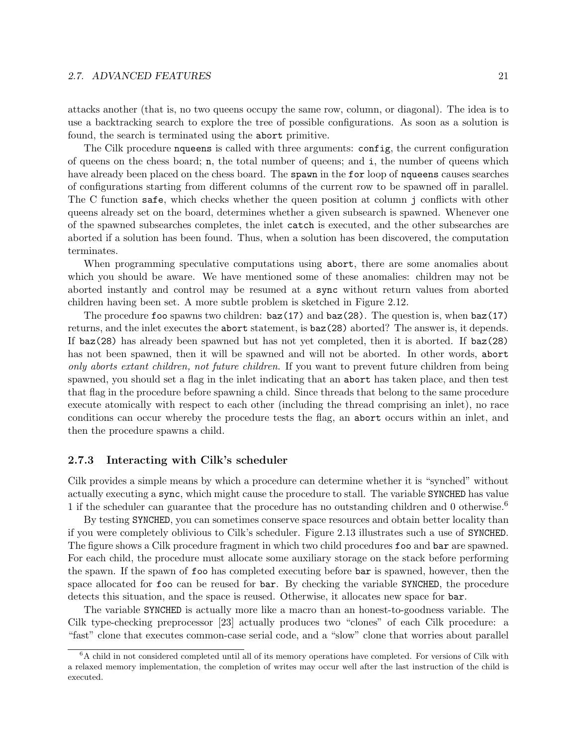attacks another (that is, no two queens occupy the same row, column, or diagonal). The idea is to use a backtracking search to explore the tree of possible configurations. As soon as a solution is found, the search is terminated using the `abort` primitive.

The Cilk procedure `nqueens` is called with three arguments: `config`, the current configuration of queens on the chess board; `n`, the total number of queens; and `i`, the number of queens which have already been placed on the chess board. The `spawn` in the `for` loop of `nqueens` causes searches of configurations starting from different columns of the current row to be spawned off in parallel. The C function `safe`, which checks whether the queen position at column `j` conflicts with other queens already set on the board, determines whether a given subsearch is spawned. Whenever one of the spawned subsearches completes, the inlet `catch` is executed, and the other subsearches are aborted if a solution has been found. Thus, when a solution has been discovered, the computation terminates.

When programming speculative computations using `abort`, there are some anomalies about which you should be aware. We have mentioned some of these anomalies: children may not be aborted instantly and control may be resumed at a `sync` without return values from aborted children having been set. A more subtle problem is sketched in Figure 2.12.

The procedure `foo` spawns two children: `baz(17)` and `baz(28)`. The question is, when `baz(17)` returns, and the inlet executes the `abort` statement, is `baz(28)` aborted? The answer is, it depends. If `baz(28)` has already been spawned but has not yet completed, then it is aborted. If `baz(28)` has not been spawned, then it will be spawned and will not be aborted. In other words, `abort` *only aborts extant children, not future children.* If you want to prevent future children from being spawned, you should set a flag in the inlet indicating that an `abort` has taken place, and then test that flag in the procedure before spawning a child. Since threads that belong to the same procedure execute atomically with respect to each other (including the thread comprising an inlet), no race conditions can occur whereby the procedure tests the flag, an `abort` occurs within an inlet, and then the procedure spawns a child.

### 2.7.3 Interacting with Cilk's scheduler

Cilk provides a simple means by which a procedure can determine whether it is "synched" without actually executing a `sync`, which might cause the procedure to stall. The variable `SYNCHED` has value 1 if the scheduler can guarantee that the procedure has no outstanding children and 0 otherwise.[6]

By testing `SYNCHED`, you can sometimes conserve space resources and obtain better locality than if you were completely oblivious to Cilk's scheduler. Figure 2.13 illustrates such a use of `SYNCHED`. The figure shows a Cilk procedure fragment in which two child procedures `foo` and `bar` are spawned. For each child, the procedure must allocate some auxiliary storage on the stack before performing the spawn. If the spawn of `foo` has completed executing before `bar` is spawned, however, then the space allocated for `foo` can be reused for `bar`. By checking the variable `SYNCHED`, the procedure detects this situation, and the space is reused. Otherwise, it allocates new space for `bar`.

The variable `SYNCHED` is actually more like a macro than an honest-to-goodness variable. The Cilk type-checking preprocessor [23] actually produces two "clones" of each Cilk procedure: a "fast" clone that executes common-case serial code, and a "slow" clone that worries about parallel

---

[6] A child in not considered completed until all of its memory operations have completed. For versions of Cilk with a relaxed memory implementation, the completion of writes may occur well after the last instruction of the child is executed.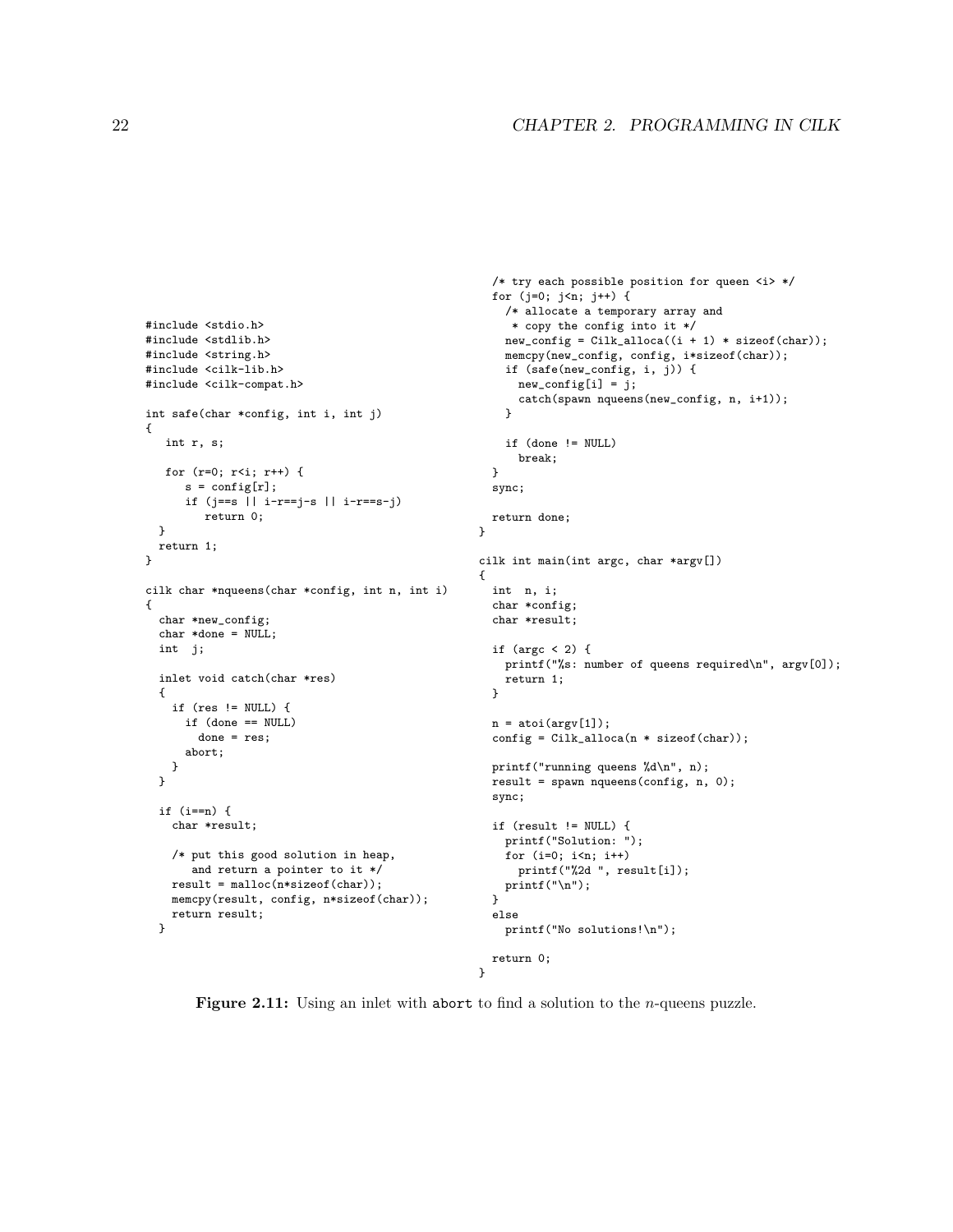```c
#include <stdio.h>
#include <stdlib.h>
#include <string.h>
#include <cilk-lib.h>
#include <cilk-compat.h>

int safe(char *config, int i, int j)
{
   int r, s;

   for (r=0; r<i; r++) {
      s = config[r];
      if (j==s || i-r==j-s || i-r==s-j)
         return 0;
  }
  return 1;
}

cilk char *nqueens(char *config, int n, int i)
{
  char *new_config;
  char *done = NULL;
  int  j;

  inlet void catch(char *res)
  {
    if (res != NULL) {
      if (done == NULL)
        done = res;
      abort;
    }
  }

  if (i==n) {
    char *result;

    /* put this good solution in heap,
       and return a pointer to it */
    result = malloc(n*sizeof(char));
    memcpy(result, config, n*sizeof(char));
    return result;
  }

  /* try each possible position for queen <i> */
  for (j=0; j<n; j++) {
    /* allocate a temporary array and
     * copy the config into it */
    new_config = Cilk_alloca((i + 1) * sizeof(char));
    memcpy(new_config, config, i*sizeof(char));
    if (safe(new_config, i, j)) {
      new_config[i] = j;
      catch(spawn nqueens(new_config, n, i+1));
    }

    if (done != NULL)
      break;
  }
  sync;

  return done;
}

cilk int main(int argc, char *argv[])
{
  int  n, i;
  char *config;
  char *result;

  if (argc < 2) {
    printf("%s: number of queens required\n", argv[0]);
    return 1;
  }

  n = atoi(argv[1]);
  config = Cilk_alloca(n * sizeof(char));

  printf("running queens %d\n", n);
  result = spawn nqueens(config, n, 0);
  sync;

  if (result != NULL) {
    printf("Solution: ");
    for (i=0; i<n; i++)
      printf("%2d ", result[i]);
    printf("\n");
  }
  else
    printf("No solutions!\n");

  return 0;
}
```

**Figure 2.11:** Using an inlet with `abort` to find a solution to the *n*-queens puzzle.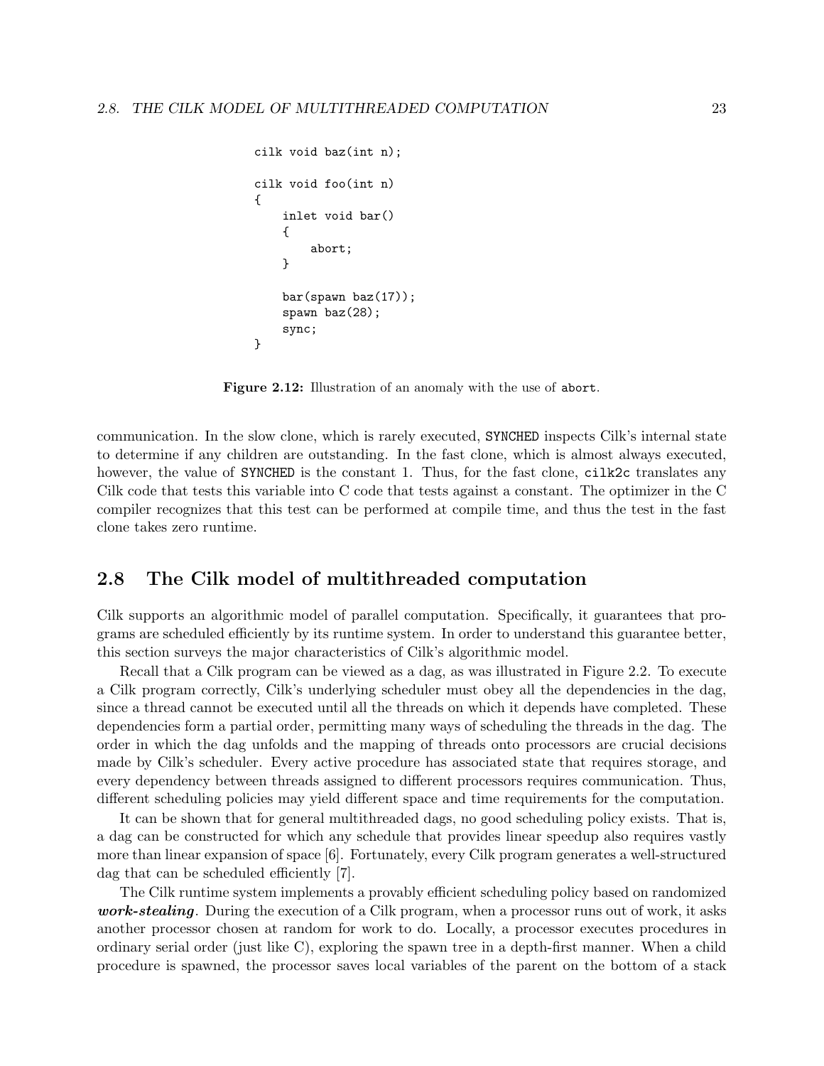```
cilk void baz(int n);

cilk void foo(int n)
{
    inlet void bar()
    {
        abort;
    }

    bar(spawn baz(17));
    spawn baz(28);
    sync;
}
```

**Figure 2.12:** Illustration of an anomaly with the use of `abort`.

communication. In the slow clone, which is rarely executed, SYNCHED inspects Cilk's internal state to determine if any children are outstanding. In the fast clone, which is almost always executed, however, the value of SYNCHED is the constant 1. Thus, for the fast clone, `cilk2c` translates any Cilk code that tests this variable into C code that tests against a constant. The optimizer in the C compiler recognizes that this test can be performed at compile time, and thus the test in the fast clone takes zero runtime.

## 2.8 The Cilk model of multithreaded computation

Cilk supports an algorithmic model of parallel computation. Specifically, it guarantees that programs are scheduled efficiently by its runtime system. In order to understand this guarantee better, this section surveys the major characteristics of Cilk's algorithmic model.

Recall that a Cilk program can be viewed as a dag, as was illustrated in Figure 2.2. To execute a Cilk program correctly, Cilk's underlying scheduler must obey all the dependencies in the dag, since a thread cannot be executed until all the threads on which it depends have completed. These dependencies form a partial order, permitting many ways of scheduling the threads in the dag. The order in which the dag unfolds and the mapping of threads onto processors are crucial decisions made by Cilk's scheduler. Every active procedure has associated state that requires storage, and every dependency between threads assigned to different processors requires communication. Thus, different scheduling policies may yield different space and time requirements for the computation.

It can be shown that for general multithreaded dags, no good scheduling policy exists. That is, a dag can be constructed for which any schedule that provides linear speedup also requires vastly more than linear expansion of space [6]. Fortunately, every Cilk program generates a well-structured dag that can be scheduled efficiently [7].

The Cilk runtime system implements a provably efficient scheduling policy based on randomized ***work-stealing***. During the execution of a Cilk program, when a processor runs out of work, it asks another processor chosen at random for work to do. Locally, a processor executes procedures in ordinary serial order (just like C), exploring the spawn tree in a depth-first manner. When a child procedure is spawned, the processor saves local variables of the parent on the bottom of a stack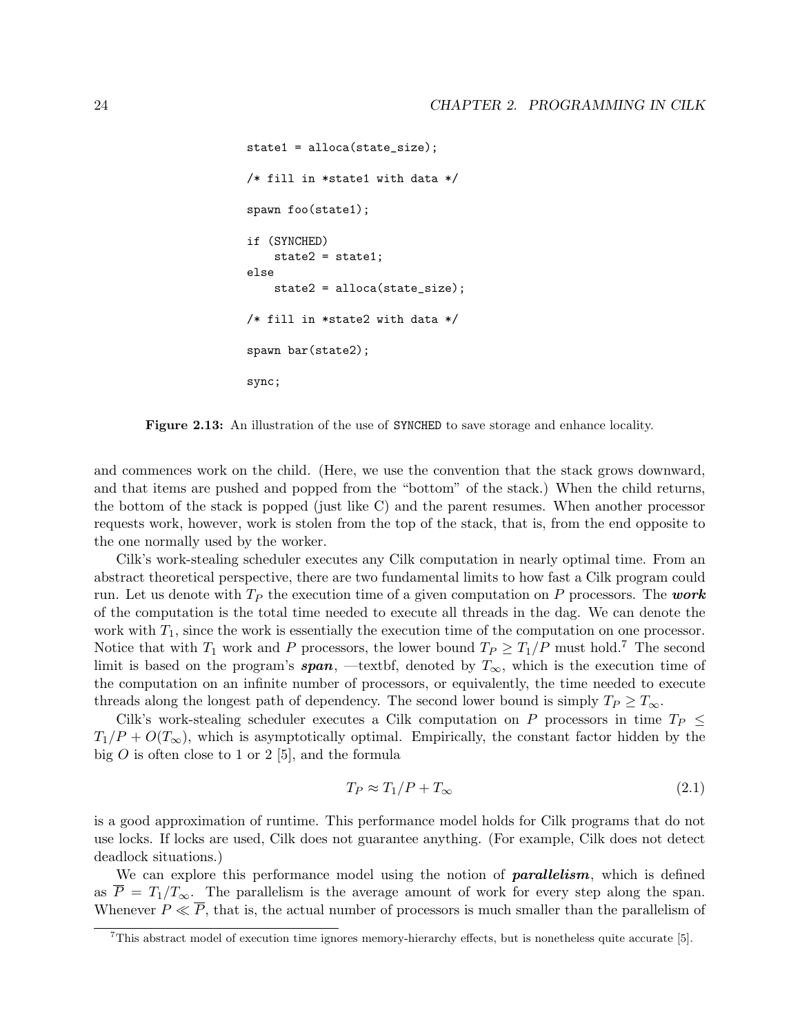```
state1 = alloca(state_size);

/* fill in *state1 with data */

spawn foo(state1);

if (SYNCHED)
    state2 = state1;
else
    state2 = alloca(state_size);

/* fill in *state2 with data */

spawn bar(state2);

sync;
```

**Figure 2.13:** An illustration of the use of `SYNCHED` to save storage and enhance locality.

and commences work on the child. (Here, we use the convention that the stack grows downward, and that items are pushed and popped from the "bottom" of the stack.) When the child returns, the bottom of the stack is popped (just like C) and the parent resumes. When another processor requests work, however, work is stolen from the top of the stack, that is, from the end opposite to the one normally used by the worker.

Cilk's work-stealing scheduler executes any Cilk computation in nearly optimal time. From an abstract theoretical perspective, there are two fundamental limits to how fast a Cilk program could run. Let us denote with $T_P$ the execution time of a given computation on $P$ processors. The ***work*** of the computation is the total time needed to execute all threads in the dag. We can denote the work with $T_1$, since the work is essentially the execution time of the computation on one processor. Notice that with $T_1$ work and $P$ processors, the lower bound $T_P \geq T_1/P$ must hold.[7] The second limit is based on the program's ***span***, —textbf, denoted by $T_\infty$, which is the execution time of the computation on an infinite number of processors, or equivalently, the time needed to execute threads along the longest path of dependency. The second lower bound is simply $T_P \geq T_\infty$.

Cilk's work-stealing scheduler executes a Cilk computation on $P$ processors in time $T_P \leq T_1/P + O(T_\infty)$, which is asymptotically optimal. Empirically, the constant factor hidden by the big $O$ is often close to 1 or 2 [5], and the formula

$$T_P \approx T_1/P + T_\infty \tag{2.1}$$

is a good approximation of runtime. This performance model holds for Cilk programs that do not use locks. If locks are used, Cilk does not guarantee anything. (For example, Cilk does not detect deadlock situations.)

We can explore this performance model using the notion of ***parallelism***, which is defined as $\overline{P} = T_1/T_\infty$. The parallelism is the average amount of work for every step along the span. Whenever $P \ll \overline{P}$, that is, the actual number of processors is much smaller than the parallelism of

[7] This abstract model of execution time ignores memory-hierarchy effects, but is nonetheless quite accurate [5].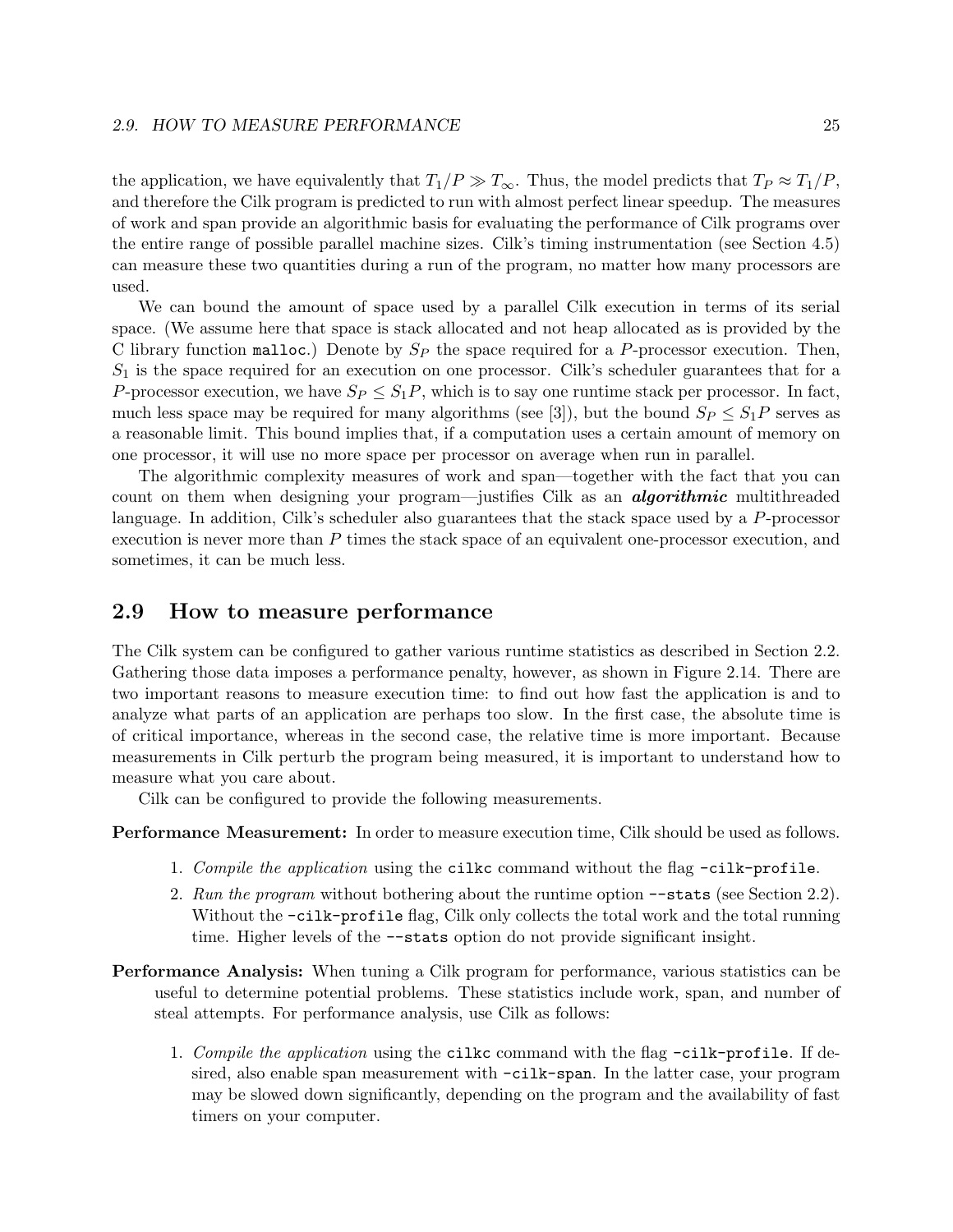the application, we have equivalently that $T_1/P \gg T_\infty$. Thus, the model predicts that $T_P \approx T_1/P$, and therefore the Cilk program is predicted to run with almost perfect linear speedup. The measures of work and span provide an algorithmic basis for evaluating the performance of Cilk programs over the entire range of possible parallel machine sizes. Cilk's timing instrumentation (see Section 4.5) can measure these two quantities during a run of the program, no matter how many processors are used.

We can bound the amount of space used by a parallel Cilk execution in terms of its serial space. (We assume here that space is stack allocated and not heap allocated as is provided by the C library function `malloc`.) Denote by $S_P$ the space required for a $P$-processor execution. Then, $S_1$ is the space required for an execution on one processor. Cilk's scheduler guarantees that for a $P$-processor execution, we have $S_P \leq S_1 P$, which is to say one runtime stack per processor. In fact, much less space may be required for many algorithms (see [3]), but the bound $S_P \leq S_1 P$ serves as a reasonable limit. This bound implies that, if a computation uses a certain amount of memory on one processor, it will use no more space per processor on average when run in parallel.

The algorithmic complexity measures of work and span—together with the fact that you can count on them when designing your program—justifies Cilk as an ***algorithmic*** multithreaded language. In addition, Cilk's scheduler also guarantees that the stack space used by a $P$-processor execution is never more than $P$ times the stack space of an equivalent one-processor execution, and sometimes, it can be much less.

## 2.9 How to measure performance

The Cilk system can be configured to gather various runtime statistics as described in Section 2.2. Gathering those data imposes a performance penalty, however, as shown in Figure 2.14. There are two important reasons to measure execution time: to find out how fast the application is and to analyze what parts of an application are perhaps too slow. In the first case, the absolute time is of critical importance, whereas in the second case, the relative time is more important. Because measurements in Cilk perturb the program being measured, it is important to understand how to measure what you care about.

Cilk can be configured to provide the following measurements.

**Performance Measurement:** In order to measure execution time, Cilk should be used as follows.

1. *Compile the application* using the `cilkc` command without the flag `-cilk-profile`.
2. *Run the program* without bothering about the runtime option `--stats` (see Section 2.2). Without the `-cilk-profile` flag, Cilk only collects the total work and the total running time. Higher levels of the `--stats` option do not provide significant insight.

**Performance Analysis:** When tuning a Cilk program for performance, various statistics can be useful to determine potential problems. These statistics include work, span, and number of steal attempts. For performance analysis, use Cilk as follows:

1. *Compile the application* using the `cilkc` command with the flag `-cilk-profile`. If desired, also enable span measurement with `-cilk-span`. In the latter case, your program may be slowed down significantly, depending on the program and the availability of fast timers on your computer.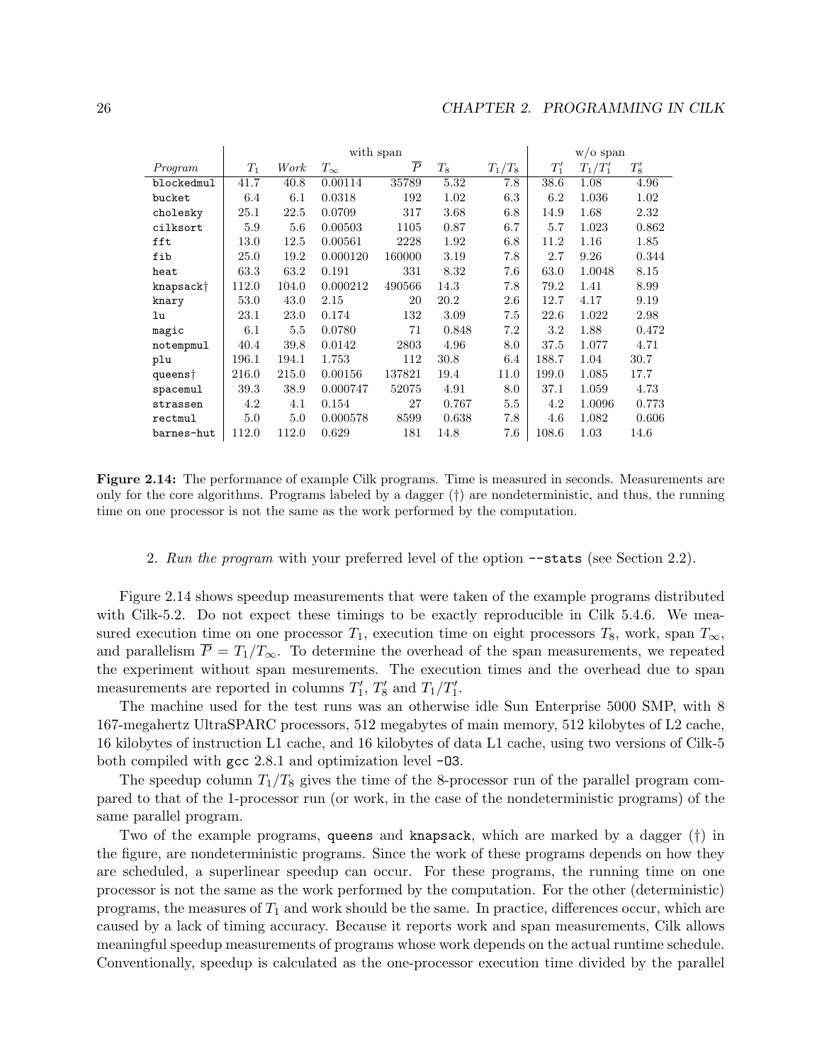| | with span | | | | | | w/o span | | |
|---|---|---|---|---|---|---|---|---|---|
| *Program* | $T_1$ | *Work* | $T_\infty$ | $\overline{P}$ | $T_8$ | $T_1/T_8$ | $T_1'$ | $T_1/T_1'$ | $T_8'$ |
| blockedmul | 41.7 | 40.8 | 0.00114 | 35789 | 5.32 | 7.8 | 38.6 | 1.08 | 4.96 |
| bucket | 6.4 | 6.1 | 0.0318 | 192 | 1.02 | 6.3 | 6.2 | 1.036 | 1.02 |
| cholesky | 25.1 | 22.5 | 0.0709 | 317 | 3.68 | 6.8 | 14.9 | 1.68 | 2.32 |
| cilksort | 5.9 | 5.6 | 0.00503 | 1105 | 0.87 | 6.7 | 5.7 | 1.023 | 0.862 |
| fft | 13.0 | 12.5 | 0.00561 | 2228 | 1.92 | 6.8 | 11.2 | 1.16 | 1.85 |
| fib | 25.0 | 19.2 | 0.000120 | 160000 | 3.19 | 7.8 | 2.7 | 9.26 | 0.344 |
| heat | 63.3 | 63.2 | 0.191 | 331 | 8.32 | 7.6 | 63.0 | 1.0048 | 8.15 |
| knapsack† | 112.0 | 104.0 | 0.000212 | 490566 | 14.3 | 7.8 | 79.2 | 1.41 | 8.99 |
| knary | 53.0 | 43.0 | 2.15 | 20 | 20.2 | 2.6 | 12.7 | 4.17 | 9.19 |
| lu | 23.1 | 23.0 | 0.174 | 132 | 3.09 | 7.5 | 22.6 | 1.022 | 2.98 |
| magic | 6.1 | 5.5 | 0.0780 | 71 | 0.848 | 7.2 | 3.2 | 1.88 | 0.472 |
| notempmul | 40.4 | 39.8 | 0.0142 | 2803 | 4.96 | 8.0 | 37.5 | 1.077 | 4.71 |
| plu | 196.1 | 194.1 | 1.753 | 112 | 30.8 | 6.4 | 188.7 | 1.04 | 30.7 |
| queens† | 216.0 | 215.0 | 0.00156 | 137821 | 19.4 | 11.0 | 199.0 | 1.085 | 17.7 |
| spacemul | 39.3 | 38.9 | 0.000747 | 52075 | 4.91 | 8.0 | 37.1 | 1.059 | 4.73 |
| strassen | 4.2 | 4.1 | 0.154 | 27 | 0.767 | 5.5 | 4.2 | 1.0096 | 0.773 |
| rectmul | 5.0 | 5.0 | 0.000578 | 8599 | 0.638 | 7.8 | 4.6 | 1.082 | 0.606 |
| barnes-hut | 112.0 | 112.0 | 0.629 | 181 | 14.8 | 7.6 | 108.6 | 1.03 | 14.6 |

**Figure 2.14:** The performance of example Cilk programs. Time is measured in seconds. Measurements are only for the core algorithms. Programs labeled by a dagger (†) are nondeterministic, and thus, the running time on one processor is not the same as the work performed by the computation.

2. *Run the program* with your preferred level of the option `--stats` (see Section 2.2).

Figure 2.14 shows speedup measurements that were taken of the example programs distributed with Cilk-5.2. Do not expect these timings to be exactly reproducible in Cilk 5.4.6. We measured execution time on one processor $T_1$, execution time on eight processors $T_8$, work, span $T_\infty$, and parallelism $\overline{P} = T_1/T_\infty$. To determine the overhead of the span measurements, we repeated the experiment without span mesurements. The execution times and the overhead due to span measurements are reported in columns $T_1'$, $T_8'$ and $T_1/T_1'$.

The machine used for the test runs was an otherwise idle Sun Enterprise 5000 SMP, with 8 167-megahertz UltraSPARC processors, 512 megabytes of main memory, 512 kilobytes of L2 cache, 16 kilobytes of instruction L1 cache, and 16 kilobytes of data L1 cache, using two versions of Cilk-5 both compiled with `gcc` 2.8.1 and optimization level `-O3`.

The speedup column $T_1/T_8$ gives the time of the 8-processor run of the parallel program compared to that of the 1-processor run (or work, in the case of the nondeterministic programs) of the same parallel program.

Two of the example programs, `queens` and `knapsack`, which are marked by a dagger (†) in the figure, are nondeterministic programs. Since the work of these programs depends on how they are scheduled, a superlinear speedup can occur. For these programs, the running time on one processor is not the same as the work performed by the computation. For the other (deterministic) programs, the measures of $T_1$ and work should be the same. In practice, differences occur, which are caused by a lack of timing accuracy. Because it reports work and span measurements, Cilk allows meaningful speedup measurements of programs whose work depends on the actual runtime schedule. Conventionally, speedup is calculated as the one-processor execution time divided by the parallel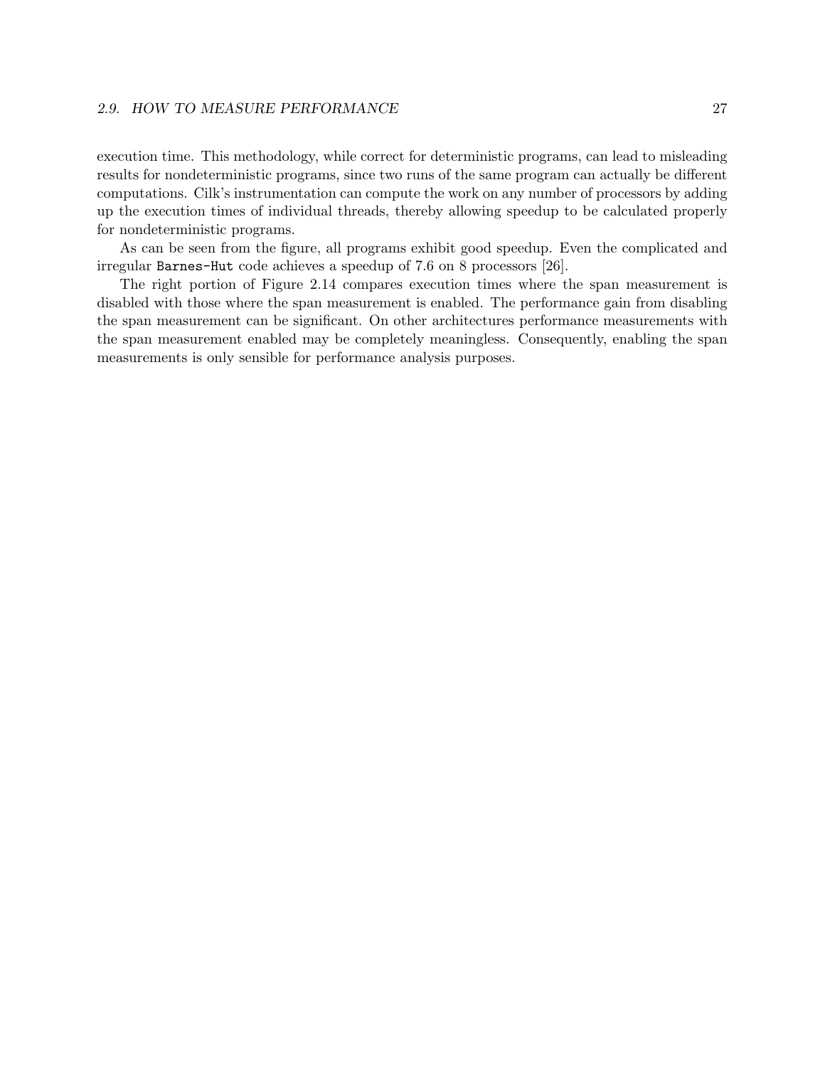execution time. This methodology, while correct for deterministic programs, can lead to misleading results for nondeterministic programs, since two runs of the same program can actually be different computations. Cilk's instrumentation can compute the work on any number of processors by adding up the execution times of individual threads, thereby allowing speedup to be calculated properly for nondeterministic programs.

As can be seen from the figure, all programs exhibit good speedup. Even the complicated and irregular `Barnes-Hut` code achieves a speedup of 7.6 on 8 processors [26].

The right portion of Figure 2.14 compares execution times where the span measurement is disabled with those where the span measurement is enabled. The performance gain from disabling the span measurement can be significant. On other architectures performance measurements with the span measurement enabled may be completely meaningless. Consequently, enabling the span measurements is only sensible for performance analysis purposes.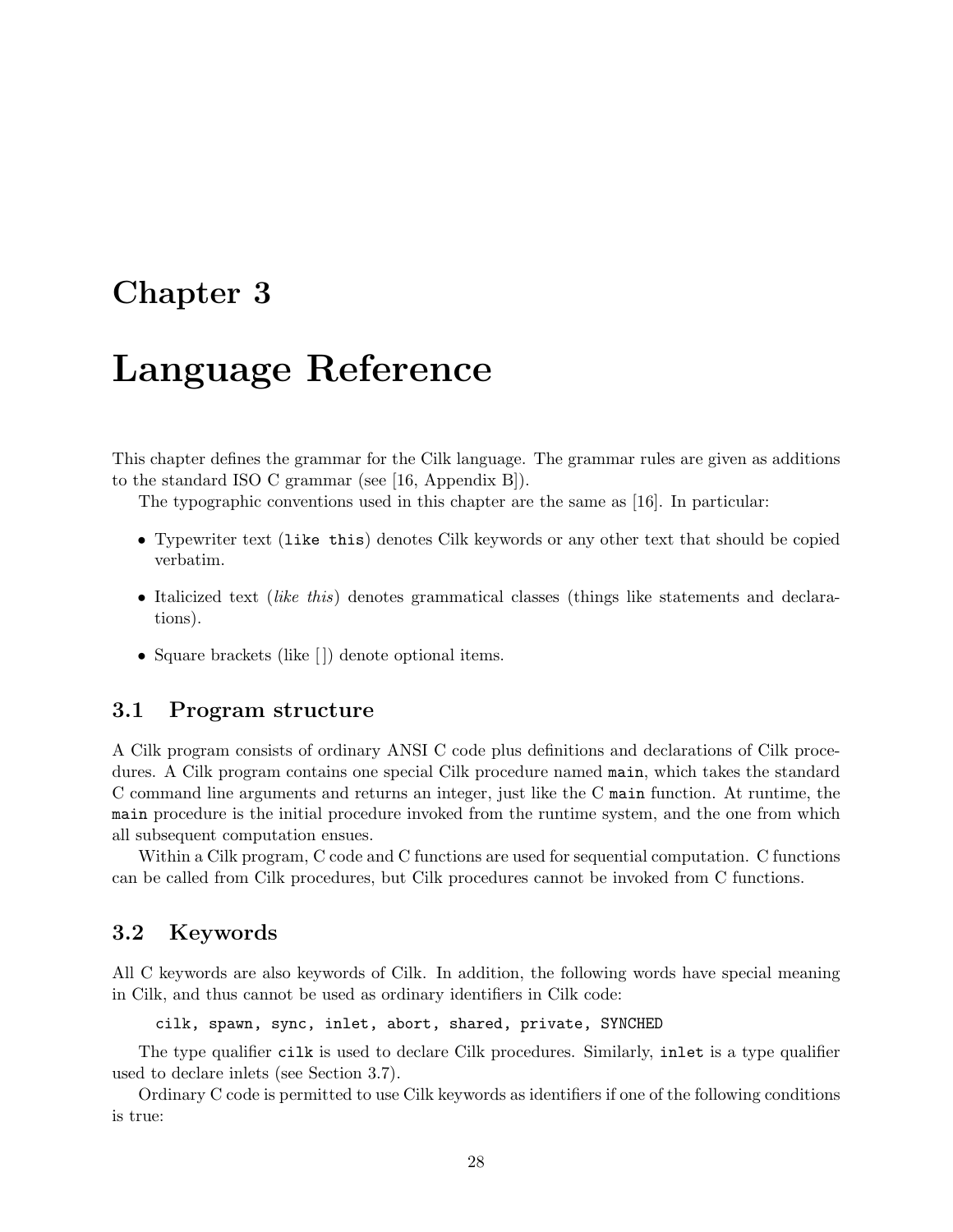# Chapter 3

# Language Reference

This chapter defines the grammar for the Cilk language. The grammar rules are given as additions to the standard ISO C grammar (see [16, Appendix B]).

The typographic conventions used in this chapter are the same as [16]. In particular:

- Typewriter text (`like this`) denotes Cilk keywords or any other text that should be copied verbatim.
- Italicized text (*like this*) denotes grammatical classes (things like statements and declarations).
- Square brackets (like [ ]) denote optional items.

## 3.1 Program structure

A Cilk program consists of ordinary ANSI C code plus definitions and declarations of Cilk procedures. A Cilk program contains one special Cilk procedure named `main`, which takes the standard C command line arguments and returns an integer, just like the C `main` function. At runtime, the `main` procedure is the initial procedure invoked from the runtime system, and the one from which all subsequent computation ensues.

Within a Cilk program, C code and C functions are used for sequential computation. C functions can be called from Cilk procedures, but Cilk procedures cannot be invoked from C functions.

## 3.2 Keywords

All C keywords are also keywords of Cilk. In addition, the following words have special meaning in Cilk, and thus cannot be used as ordinary identifiers in Cilk code:

```
cilk, spawn, sync, inlet, abort, shared, private, SYNCHED
```

The type qualifier `cilk` is used to declare Cilk procedures. Similarly, `inlet` is a type qualifier used to declare inlets (see Section 3.7).

Ordinary C code is permitted to use Cilk keywords as identifiers if one of the following conditions is true: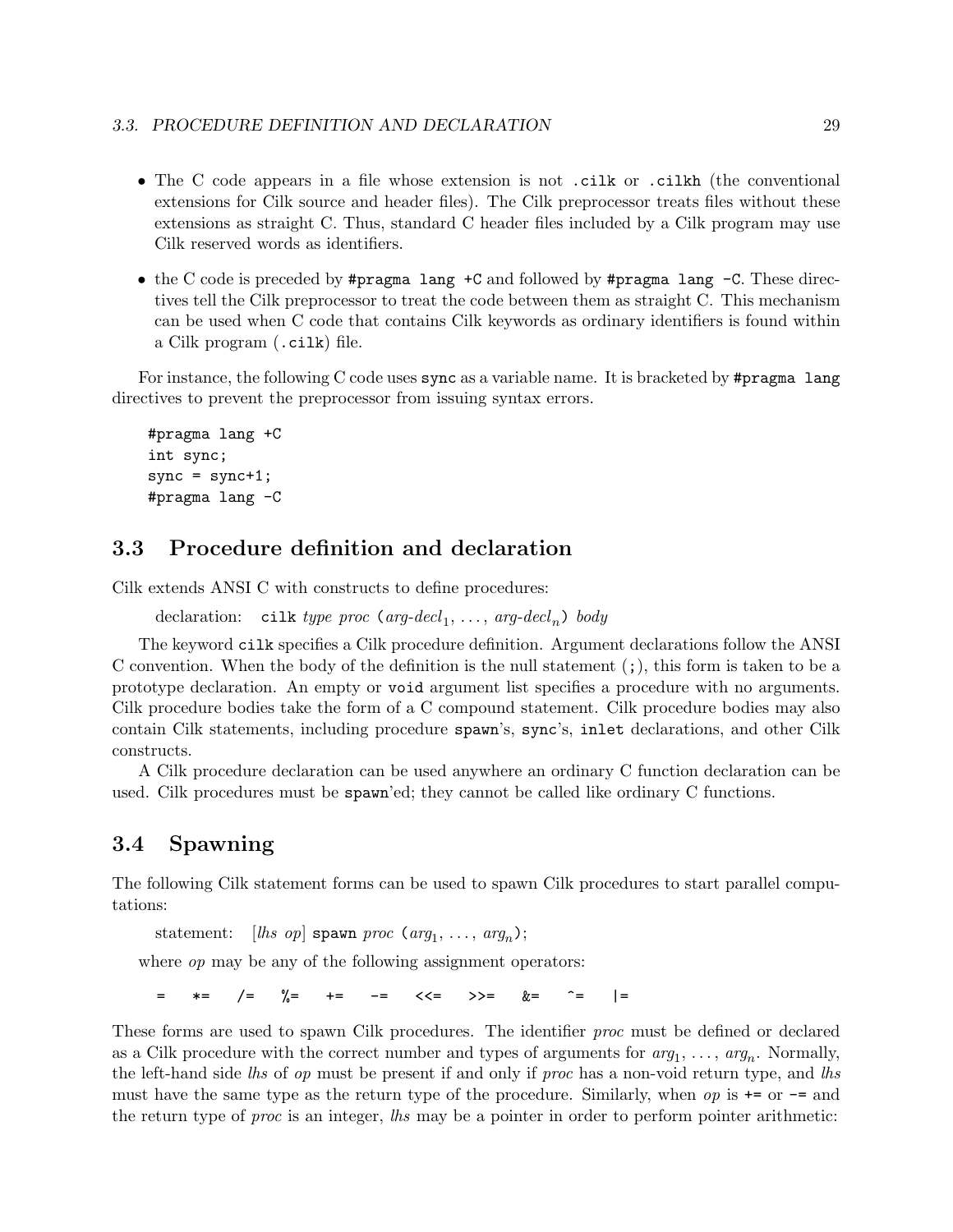- The C code appears in a file whose extension is not `.cilk` or `.cilkh` (the conventional extensions for Cilk source and header files). The Cilk preprocessor treats files without these extensions as straight C. Thus, standard C header files included by a Cilk program may use Cilk reserved words as identifiers.

- the C code is preceded by `#pragma lang +C` and followed by `#pragma lang -C`. These directives tell the Cilk preprocessor to treat the code between them as straight C. This mechanism can be used when C code that contains Cilk keywords as ordinary identifiers is found within a Cilk program (`.cilk`) file.

For instance, the following C code uses `sync` as a variable name. It is bracketed by `#pragma lang` directives to prevent the preprocessor from issuing syntax errors.

```
#pragma lang +C
int sync;
sync = sync+1;
#pragma lang -C
```

## 3.3 Procedure definition and declaration

Cilk extends ANSI C with constructs to define procedures:

declaration: `cilk` *type proc* `(`*arg-decl*$_1$, ..., *arg-decl*$_n$`)` *body*

The keyword `cilk` specifies a Cilk procedure definition. Argument declarations follow the ANSI C convention. When the body of the definition is the null statement (`;`), this form is taken to be a prototype declaration. An empty or `void` argument list specifies a procedure with no arguments. Cilk procedure bodies take the form of a C compound statement. Cilk procedure bodies may also contain Cilk statements, including procedure `spawn`'s, `sync`'s, `inlet` declarations, and other Cilk constructs.

A Cilk procedure declaration can be used anywhere an ordinary C function declaration can be used. Cilk procedures must be `spawn`'ed; they cannot be called like ordinary C functions.

## 3.4 Spawning

The following Cilk statement forms can be used to spawn Cilk procedures to start parallel computations:

statement: [*lhs op*] `spawn` *proc* `(`*arg*$_1$, ..., *arg*$_n$`);`

where *op* may be any of the following assignment operators:

`=` `*=` `/=` `%=` `+=` `-=` `<<=` `>>=` `&=` `^=` `|=`

These forms are used to spawn Cilk procedures. The identifier *proc* must be defined or declared as a Cilk procedure with the correct number and types of arguments for *arg*$_1$, ..., *arg*$_n$. Normally, the left-hand side *lhs* of *op* must be present if and only if *proc* has a non-void return type, and *lhs* must have the same type as the return type of the procedure. Similarly, when *op* is `+=` or `-=` and the return type of *proc* is an integer, *lhs* may be a pointer in order to perform pointer arithmetic: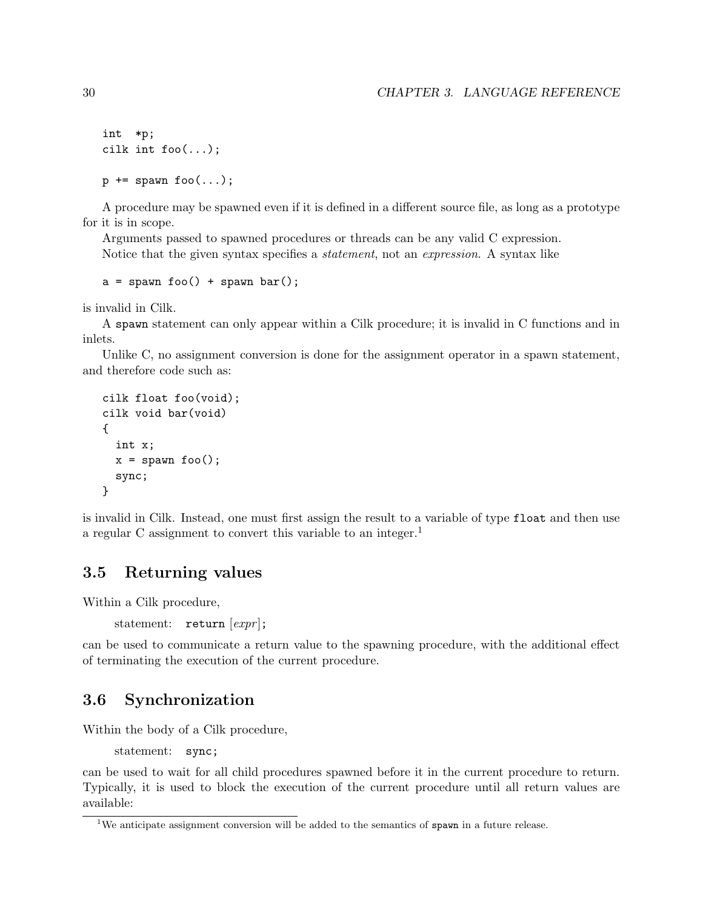```
int  *p;
cilk int foo(...);

p += spawn foo(...);
```

A procedure may be spawned even if it is defined in a different source file, as long as a prototype for it is in scope.

Arguments passed to spawned procedures or threads can be any valid C expression.

Notice that the given syntax specifies a *statement*, not an *expression*. A syntax like

```
a = spawn foo() + spawn bar();
```

is invalid in Cilk.

A `spawn` statement can only appear within a Cilk procedure; it is invalid in C functions and in inlets.

Unlike C, no assignment conversion is done for the assignment operator in a spawn statement, and therefore code such as:

```
cilk float foo(void);
cilk void bar(void)
{
  int x;
  x = spawn foo();
  sync;
}
```

is invalid in Cilk. Instead, one must first assign the result to a variable of type `float` and then use a regular C assignment to convert this variable to an integer.[1]

## 3.5 Returning values

Within a Cilk procedure,

statement: `return` [*expr*];

can be used to communicate a return value to the spawning procedure, with the additional effect of terminating the execution of the current procedure.

## 3.6 Synchronization

Within the body of a Cilk procedure,

statement: `sync;`

can be used to wait for all child procedures spawned before it in the current procedure to return. Typically, it is used to block the execution of the current procedure until all return values are available:

[1] We anticipate assignment conversion will be added to the semantics of `spawn` in a future release.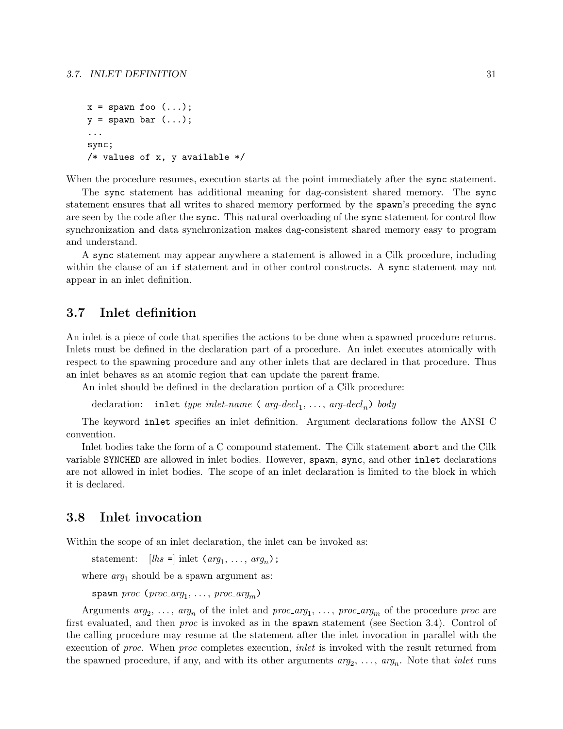```
x = spawn foo (...);
y = spawn bar (...);
...
sync;
/* values of x, y available */
```

When the procedure resumes, execution starts at the point immediately after the `sync` statement.

The `sync` statement has additional meaning for dag-consistent shared memory. The `sync` statement ensures that all writes to shared memory performed by the `spawn`'s preceding the `sync` are seen by the code after the `sync`. This natural overloading of the `sync` statement for control flow synchronization and data synchronization makes dag-consistent shared memory easy to program and understand.

A `sync` statement may appear anywhere a statement is allowed in a Cilk procedure, including within the clause of an `if` statement and in other control constructs. A `sync` statement may not appear in an inlet definition.

## 3.7 Inlet definition

An inlet is a piece of code that specifies the actions to be done when a spawned procedure returns. Inlets must be defined in the declaration part of a procedure. An inlet executes atomically with respect to the spawning procedure and any other inlets that are declared in that procedure. Thus an inlet behaves as an atomic region that can update the parent frame.

An inlet should be defined in the declaration portion of a Cilk procedure:

declaration: `inlet` *type inlet-name* `(` *arg-decl*$_1$, …, *arg-decl*$_n$`)` *body*

The keyword `inlet` specifies an inlet definition. Argument declarations follow the ANSI C convention.

Inlet bodies take the form of a C compound statement. The Cilk statement `abort` and the Cilk variable `SYNCHED` are allowed in inlet bodies. However, `spawn`, `sync`, and other `inlet` declarations are not allowed in inlet bodies. The scope of an inlet declaration is limited to the block in which it is declared.

## 3.8 Inlet invocation

Within the scope of an inlet declaration, the inlet can be invoked as:

statement: [*lhs* `=`] inlet `(`*arg*$_1$, …, *arg*$_n$`);`

where *arg*$_1$ should be a spawn argument as:

`spawn` *proc* `(`*proc_arg*$_1$, …, *proc_arg*$_m$`)`

Arguments *arg*$_2$, …, *arg*$_n$ of the inlet and *proc_arg*$_1$, …, *proc_arg*$_m$ of the procedure *proc* are first evaluated, and then *proc* is invoked as in the `spawn` statement (see Section 3.4). Control of the calling procedure may resume at the statement after the inlet invocation in parallel with the execution of *proc*. When *proc* completes execution, *inlet* is invoked with the result returned from the spawned procedure, if any, and with its other arguments *arg*$_2$, …, *arg*$_n$. Note that *inlet* runs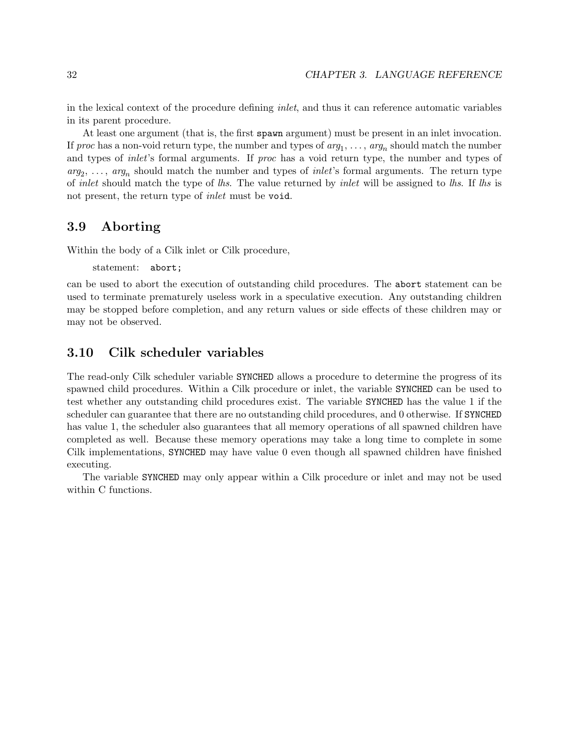in the lexical context of the procedure defining *inlet*, and thus it can reference automatic variables in its parent procedure.

At least one argument (that is, the first `spawn` argument) must be present in an inlet invocation. If *proc* has a non-void return type, the number and types of $arg_1, \ldots, arg_n$ should match the number and types of *inlet*'s formal arguments. If *proc* has a void return type, the number and types of $arg_2, \ldots, arg_n$ should match the number and types of *inlet*'s formal arguments. The return type of *inlet* should match the type of *lhs*. The value returned by *inlet* will be assigned to *lhs*. If *lhs* is not present, the return type of *inlet* must be `void`.

## 3.9 Aborting

Within the body of a Cilk inlet or Cilk procedure,

statement: `abort;`

can be used to abort the execution of outstanding child procedures. The `abort` statement can be used to terminate prematurely useless work in a speculative execution. Any outstanding children may be stopped before completion, and any return values or side effects of these children may or may not be observed.

## 3.10 Cilk scheduler variables

The read-only Cilk scheduler variable `SYNCHED` allows a procedure to determine the progress of its spawned child procedures. Within a Cilk procedure or inlet, the variable `SYNCHED` can be used to test whether any outstanding child procedures exist. The variable `SYNCHED` has the value 1 if the scheduler can guarantee that there are no outstanding child procedures, and 0 otherwise. If `SYNCHED` has value 1, the scheduler also guarantees that all memory operations of all spawned children have completed as well. Because these memory operations may take a long time to complete in some Cilk implementations, `SYNCHED` may have value 0 even though all spawned children have finished executing.

The variable `SYNCHED` may only appear within a Cilk procedure or inlet and may not be used within C functions.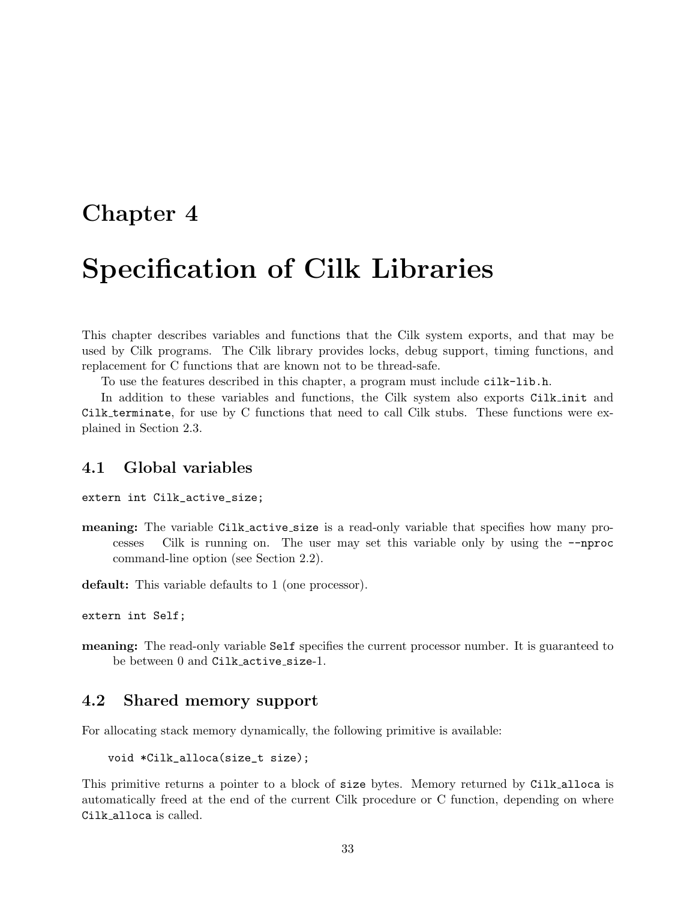# Chapter 4

# Specification of Cilk Libraries

This chapter describes variables and functions that the Cilk system exports, and that may be used by Cilk programs. The Cilk library provides locks, debug support, timing functions, and replacement for C functions that are known not to be thread-safe.

To use the features described in this chapter, a program must include `cilk-lib.h`.

In addition to these variables and functions, the Cilk system also exports `Cilk_init` and `Cilk_terminate`, for use by C functions that need to call Cilk stubs. These functions were explained in Section 2.3.

## 4.1 Global variables

```
extern int Cilk_active_size;
```

**meaning:** The variable `Cilk_active_size` is a read-only variable that specifies how many processes Cilk is running on. The user may set this variable only by using the `--nproc` command-line option (see Section 2.2).

**default:** This variable defaults to 1 (one processor).

```
extern int Self;
```

**meaning:** The read-only variable `Self` specifies the current processor number. It is guaranteed to be between 0 and `Cilk_active_size`-1.

## 4.2 Shared memory support

For allocating stack memory dynamically, the following primitive is available:

```
void *Cilk_alloca(size_t size);
```

This primitive returns a pointer to a block of `size` bytes. Memory returned by `Cilk_alloca` is automatically freed at the end of the current Cilk procedure or C function, depending on where `Cilk_alloca` is called.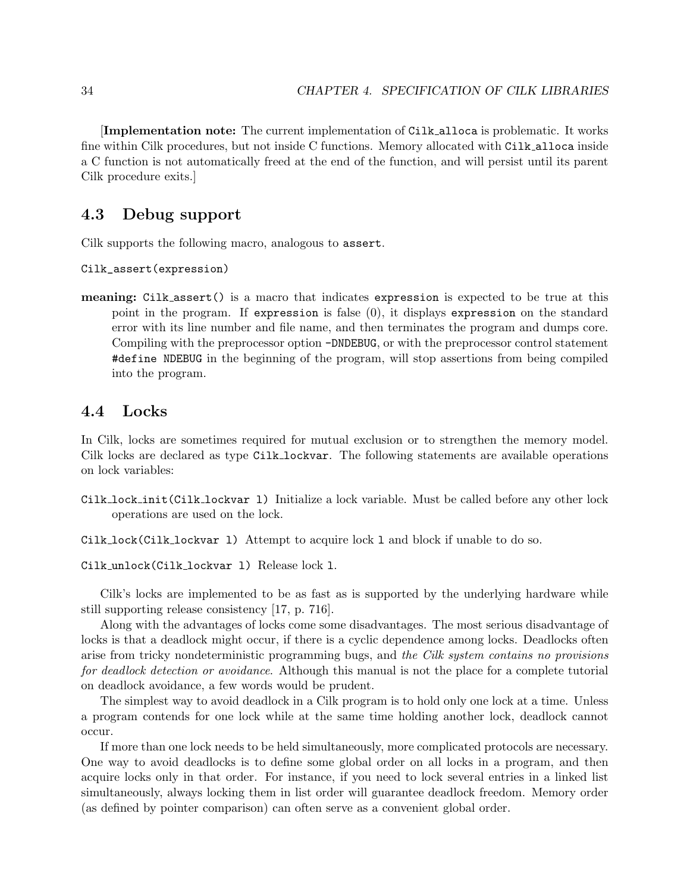[**Implementation note:** The current implementation of `Cilk_alloca` is problematic. It works fine within Cilk procedures, but not inside C functions. Memory allocated with `Cilk_alloca` inside a C function is not automatically freed at the end of the function, and will persist until its parent Cilk procedure exits.]

## 4.3 Debug support

Cilk supports the following macro, analogous to `assert`.

```
Cilk_assert(expression)
```

**meaning:** `Cilk_assert()` is a macro that indicates `expression` is expected to be true at this point in the program. If `expression` is false (0), it displays `expression` on the standard error with its line number and file name, and then terminates the program and dumps core. Compiling with the preprocessor option `-DNDEBUG`, or with the preprocessor control statement `#define NDEBUG` in the beginning of the program, will stop assertions from being compiled into the program.

## 4.4 Locks

In Cilk, locks are sometimes required for mutual exclusion or to strengthen the memory model. Cilk locks are declared as type `Cilk_lockvar`. The following statements are available operations on lock variables:

`Cilk_lock_init(Cilk_lockvar l)` Initialize a lock variable. Must be called before any other lock operations are used on the lock.

`Cilk_lock(Cilk_lockvar l)` Attempt to acquire lock `l` and block if unable to do so.

`Cilk_unlock(Cilk_lockvar l)` Release lock `l`.

Cilk's locks are implemented to be as fast as is supported by the underlying hardware while still supporting release consistency [17, p. 716].

Along with the advantages of locks come some disadvantages. The most serious disadvantage of locks is that a deadlock might occur, if there is a cyclic dependence among locks. Deadlocks often arise from tricky nondeterministic programming bugs, and *the Cilk system contains no provisions for deadlock detection or avoidance*. Although this manual is not the place for a complete tutorial on deadlock avoidance, a few words would be prudent.

The simplest way to avoid deadlock in a Cilk program is to hold only one lock at a time. Unless a program contends for one lock while at the same time holding another lock, deadlock cannot occur.

If more than one lock needs to be held simultaneously, more complicated protocols are necessary. One way to avoid deadlocks is to define some global order on all locks in a program, and then acquire locks only in that order. For instance, if you need to lock several entries in a linked list simultaneously, always locking them in list order will guarantee deadlock freedom. Memory order (as defined by pointer comparison) can often serve as a convenient global order.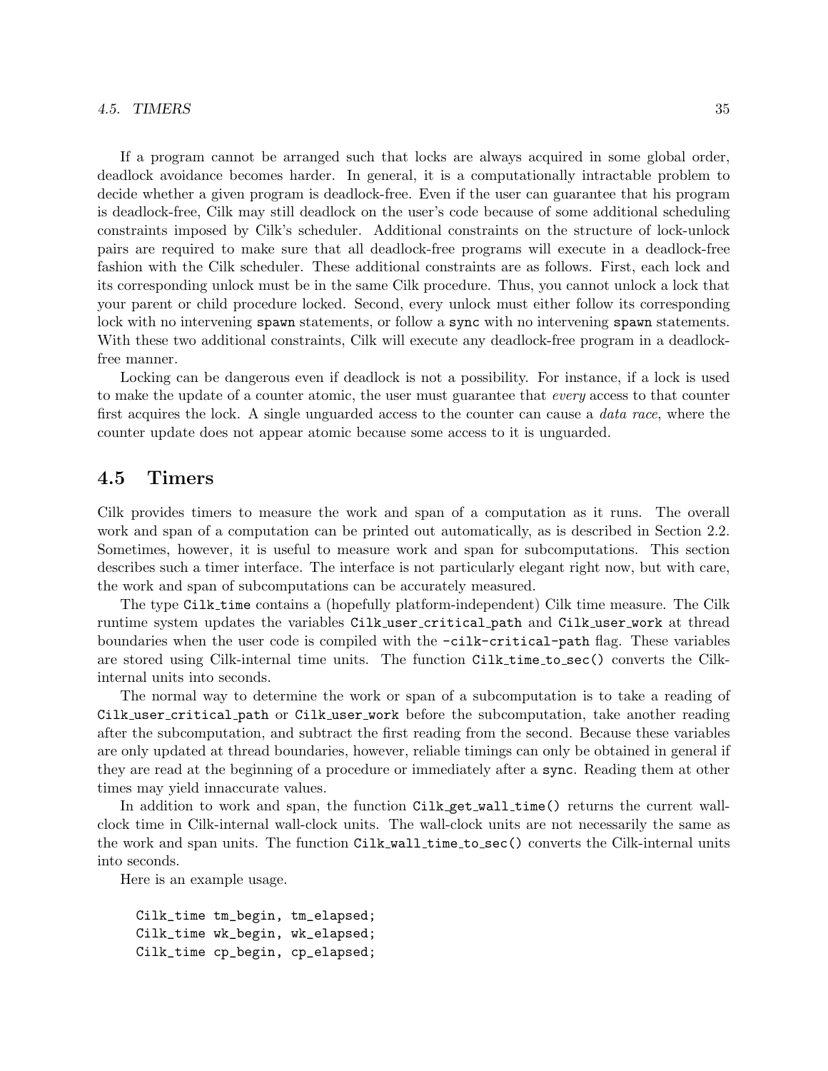If a program cannot be arranged such that locks are always acquired in some global order, deadlock avoidance becomes harder. In general, it is a computationally intractable problem to decide whether a given program is deadlock-free. Even if the user can guarantee that his program is deadlock-free, Cilk may still deadlock on the user's code because of some additional scheduling constraints imposed by Cilk's scheduler. Additional constraints on the structure of lock-unlock pairs are required to make sure that all deadlock-free programs will execute in a deadlock-free fashion with the Cilk scheduler. These additional constraints are as follows. First, each lock and its corresponding unlock must be in the same Cilk procedure. Thus, you cannot unlock a lock that your parent or child procedure locked. Second, every unlock must either follow its corresponding lock with no intervening `spawn` statements, or follow a `sync` with no intervening `spawn` statements. With these two additional constraints, Cilk will execute any deadlock-free program in a deadlock-free manner.

Locking can be dangerous even if deadlock is not a possibility. For instance, if a lock is used to make the update of a counter atomic, the user must guarantee that *every* access to that counter first acquires the lock. A single unguarded access to the counter can cause a *data race*, where the counter update does not appear atomic because some access to it is unguarded.

## 4.5 Timers

Cilk provides timers to measure the work and span of a computation as it runs. The overall work and span of a computation can be printed out automatically, as is described in Section 2.2. Sometimes, however, it is useful to measure work and span for subcomputations. This section describes such a timer interface. The interface is not particularly elegant right now, but with care, the work and span of subcomputations can be accurately measured.

The type `Cilk_time` contains a (hopefully platform-independent) Cilk time measure. The Cilk runtime system updates the variables `Cilk_user_critical_path` and `Cilk_user_work` at thread boundaries when the user code is compiled with the `-cilk-critical-path` flag. These variables are stored using Cilk-internal time units. The function `Cilk_time_to_sec()` converts the Cilk-internal units into seconds.

The normal way to determine the work or span of a subcomputation is to take a reading of `Cilk_user_critical_path` or `Cilk_user_work` before the subcomputation, take another reading after the subcomputation, and subtract the first reading from the second. Because these variables are only updated at thread boundaries, however, reliable timings can only be obtained in general if they are read at the beginning of a procedure or immediately after a `sync`. Reading them at other times may yield innaccurate values.

In addition to work and span, the function `Cilk_get_wall_time()` returns the current wall-clock time in Cilk-internal wall-clock units. The wall-clock units are not necessarily the same as the work and span units. The function `Cilk_wall_time_to_sec()` converts the Cilk-internal units into seconds.

Here is an example usage.

```
Cilk_time tm_begin, tm_elapsed;
Cilk_time wk_begin, wk_elapsed;
Cilk_time cp_begin, cp_elapsed;
```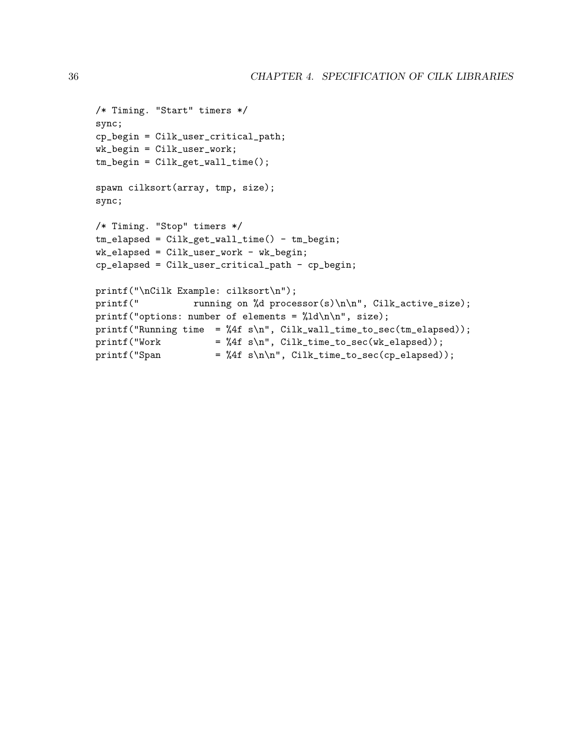```
/* Timing. "Start" timers */
sync;
cp_begin = Cilk_user_critical_path;
wk_begin = Cilk_user_work;
tm_begin = Cilk_get_wall_time();

spawn cilksort(array, tmp, size);
sync;

/* Timing. "Stop" timers */
tm_elapsed = Cilk_get_wall_time() - tm_begin;
wk_elapsed = Cilk_user_work - wk_begin;
cp_elapsed = Cilk_user_critical_path - cp_begin;

printf("\nCilk Example: cilksort\n");
printf("          running on %d processor(s)\n\n", Cilk_active_size);
printf("options: number of elements = %ld\n\n", size);
printf("Running time  = %4f s\n", Cilk_wall_time_to_sec(tm_elapsed));
printf("Work          = %4f s\n", Cilk_time_to_sec(wk_elapsed));
printf("Span          = %4f s\n\n", Cilk_time_to_sec(cp_elapsed));
```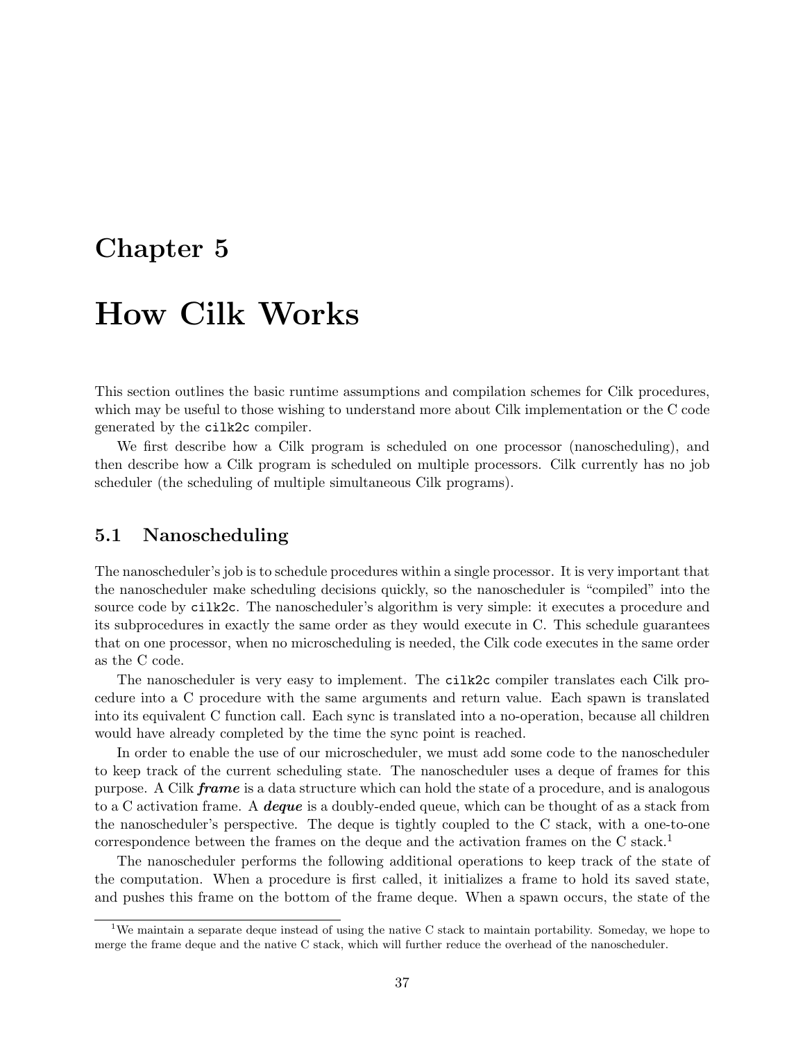# Chapter 5

# How Cilk Works

This section outlines the basic runtime assumptions and compilation schemes for Cilk procedures, which may be useful to those wishing to understand more about Cilk implementation or the C code generated by the `cilk2c` compiler.

We first describe how a Cilk program is scheduled on one processor (nanoscheduling), and then describe how a Cilk program is scheduled on multiple processors. Cilk currently has no job scheduler (the scheduling of multiple simultaneous Cilk programs).

## 5.1 Nanoscheduling

The nanoscheduler's job is to schedule procedures within a single processor. It is very important that the nanoscheduler make scheduling decisions quickly, so the nanoscheduler is "compiled" into the source code by `cilk2c`. The nanoscheduler's algorithm is very simple: it executes a procedure and its subprocedures in exactly the same order as they would execute in C. This schedule guarantees that on one processor, when no microscheduling is needed, the Cilk code executes in the same order as the C code.

The nanoscheduler is very easy to implement. The `cilk2c` compiler translates each Cilk procedure into a C procedure with the same arguments and return value. Each spawn is translated into its equivalent C function call. Each sync is translated into a no-operation, because all children would have already completed by the time the sync point is reached.

In order to enable the use of our microscheduler, we must add some code to the nanoscheduler to keep track of the current scheduling state. The nanoscheduler uses a deque of frames for this purpose. A Cilk ***frame*** is a data structure which can hold the state of a procedure, and is analogous to a C activation frame. A ***deque*** is a doubly-ended queue, which can be thought of as a stack from the nanoscheduler's perspective. The deque is tightly coupled to the C stack, with a one-to-one correspondence between the frames on the deque and the activation frames on the C stack.[1]

The nanoscheduler performs the following additional operations to keep track of the state of the computation. When a procedure is first called, it initializes a frame to hold its saved state, and pushes this frame on the bottom of the frame deque. When a spawn occurs, the state of the

[1] We maintain a separate deque instead of using the native C stack to maintain portability. Someday, we hope to merge the frame deque and the native C stack, which will further reduce the overhead of the nanoscheduler.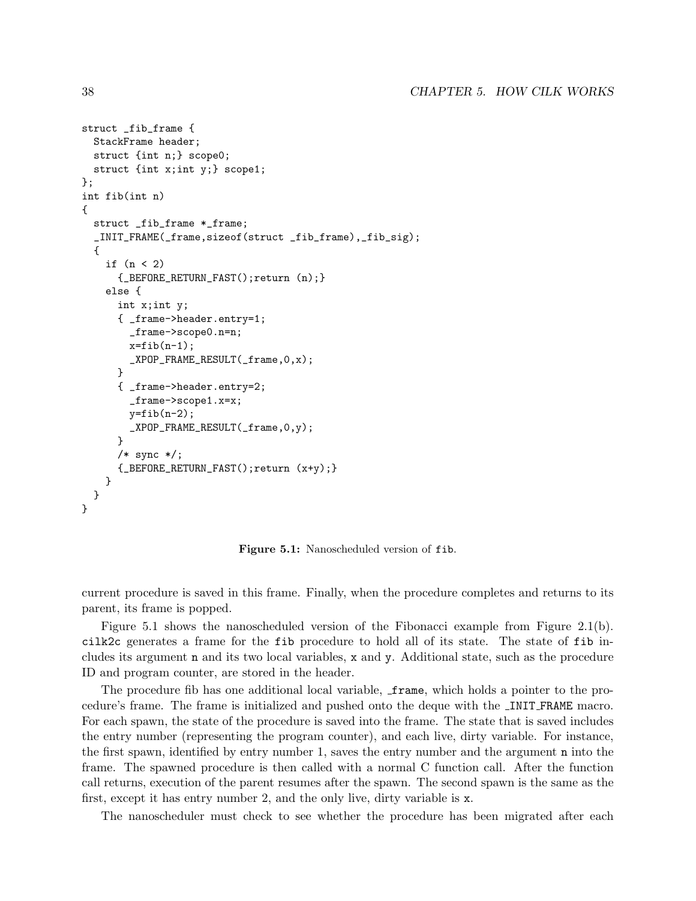```
struct _fib_frame {
  StackFrame header;
  struct {int n;} scope0;
  struct {int x;int y;} scope1;
};
int fib(int n)
{
  struct _fib_frame *_frame;
  _INIT_FRAME(_frame,sizeof(struct _fib_frame),_fib_sig);
  {
    if (n < 2)
      {_BEFORE_RETURN_FAST();return (n);}
    else {
      int x;int y;
      { _frame->header.entry=1;
        _frame->scope0.n=n;
        x=fib(n-1);
        _XPOP_FRAME_RESULT(_frame,0,x);
      }
      { _frame->header.entry=2;
        _frame->scope1.x=x;
        y=fib(n-2);
        _XPOP_FRAME_RESULT(_frame,0,y);
      }
      /* sync */;
      {_BEFORE_RETURN_FAST();return (x+y);}
    }
  }
}
```

**Figure 5.1:** Nanoscheduled version of `fib`.

current procedure is saved in this frame. Finally, when the procedure completes and returns to its parent, its frame is popped.

Figure 5.1 shows the nanoscheduled version of the Fibonacci example from Figure 2.1(b). `cilk2c` generates a frame for the `fib` procedure to hold all of its state. The state of `fib` includes its argument `n` and its two local variables, `x` and `y`. Additional state, such as the procedure ID and program counter, are stored in the header.

The procedure fib has one additional local variable, `_frame`, which holds a pointer to the procedure's frame. The frame is initialized and pushed onto the deque with the `_INIT_FRAME` macro. For each spawn, the state of the procedure is saved into the frame. The state that is saved includes the entry number (representing the program counter), and each live, dirty variable. For instance, the first spawn, identified by entry number 1, saves the entry number and the argument `n` into the frame. The spawned procedure is then called with a normal C function call. After the function call returns, execution of the parent resumes after the spawn. The second spawn is the same as the first, except it has entry number 2, and the only live, dirty variable is `x`.

The nanoscheduler must check to see whether the procedure has been migrated after each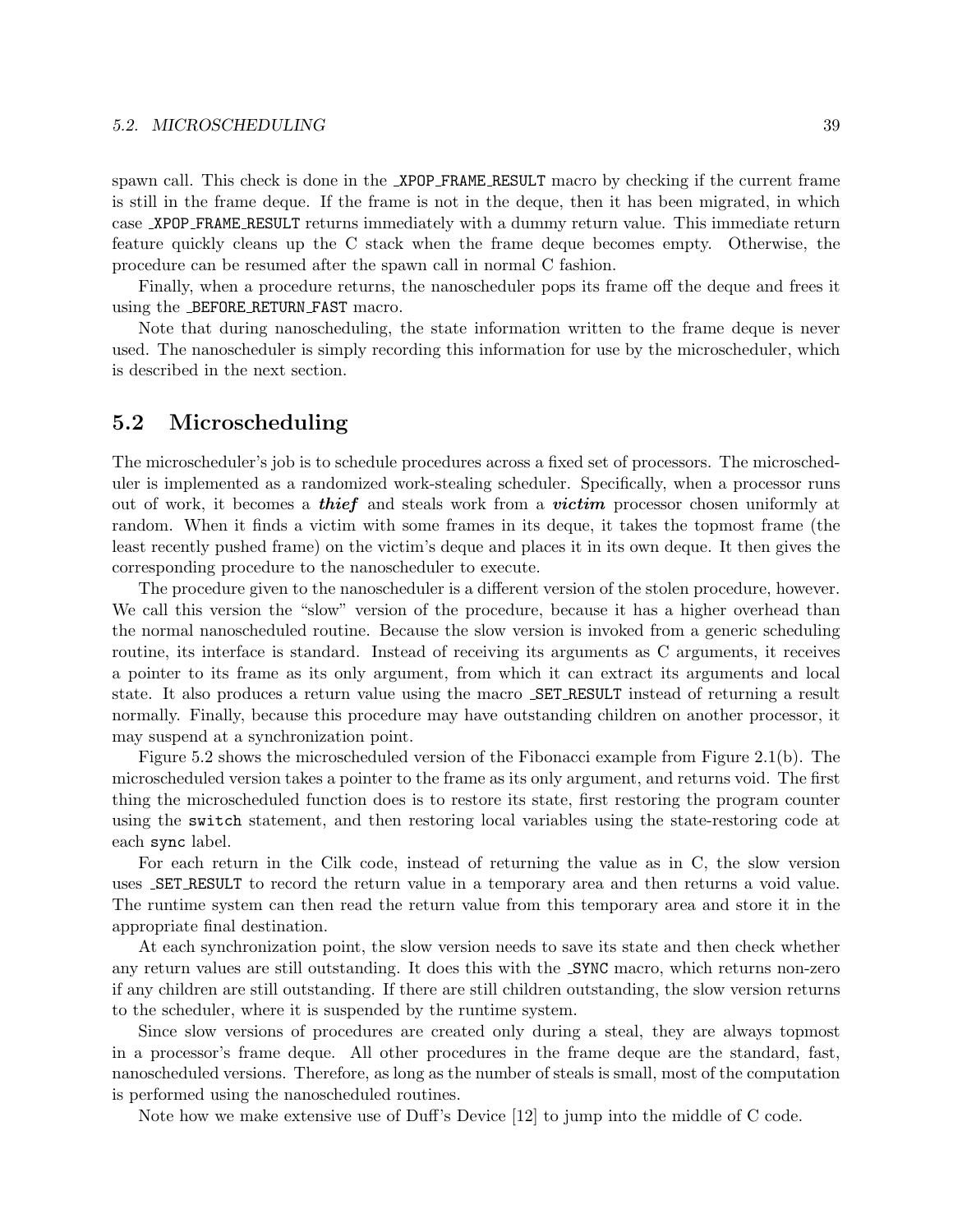spawn call. This check is done in the `_XPOP_FRAME_RESULT` macro by checking if the current frame is still in the frame deque. If the frame is not in the deque, then it has been migrated, in which case `_XPOP_FRAME_RESULT` returns immediately with a dummy return value. This immediate return feature quickly cleans up the C stack when the frame deque becomes empty. Otherwise, the procedure can be resumed after the spawn call in normal C fashion.

Finally, when a procedure returns, the nanoscheduler pops its frame off the deque and frees it using the `_BEFORE_RETURN_FAST` macro.

Note that during nanoscheduling, the state information written to the frame deque is never used. The nanoscheduler is simply recording this information for use by the microscheduler, which is described in the next section.

## 5.2 Microscheduling

The microscheduler's job is to schedule procedures across a fixed set of processors. The microscheduler is implemented as a randomized work-stealing scheduler. Specifically, when a processor runs out of work, it becomes a ***thief*** and steals work from a ***victim*** processor chosen uniformly at random. When it finds a victim with some frames in its deque, it takes the topmost frame (the least recently pushed frame) on the victim's deque and places it in its own deque. It then gives the corresponding procedure to the nanoscheduler to execute.

The procedure given to the nanoscheduler is a different version of the stolen procedure, however. We call this version the "slow" version of the procedure, because it has a higher overhead than the normal nanoscheduled routine. Because the slow version is invoked from a generic scheduling routine, its interface is standard. Instead of receiving its arguments as C arguments, it receives a pointer to its frame as its only argument, from which it can extract its arguments and local state. It also produces a return value using the macro `_SET_RESULT` instead of returning a result normally. Finally, because this procedure may have outstanding children on another processor, it may suspend at a synchronization point.

Figure 5.2 shows the microscheduled version of the Fibonacci example from Figure 2.1(b). The microscheduled version takes a pointer to the frame as its only argument, and returns void. The first thing the microscheduled function does is to restore its state, first restoring the program counter using the `switch` statement, and then restoring local variables using the state-restoring code at each `sync` label.

For each return in the Cilk code, instead of returning the value as in C, the slow version uses `_SET_RESULT` to record the return value in a temporary area and then returns a void value. The runtime system can then read the return value from this temporary area and store it in the appropriate final destination.

At each synchronization point, the slow version needs to save its state and then check whether any return values are still outstanding. It does this with the `_SYNC` macro, which returns non-zero if any children are still outstanding. If there are still children outstanding, the slow version returns to the scheduler, where it is suspended by the runtime system.

Since slow versions of procedures are created only during a steal, they are always topmost in a processor's frame deque. All other procedures in the frame deque are the standard, fast, nanoscheduled versions. Therefore, as long as the number of steals is small, most of the computation is performed using the nanoscheduled routines.

Note how we make extensive use of Duff's Device [12] to jump into the middle of C code.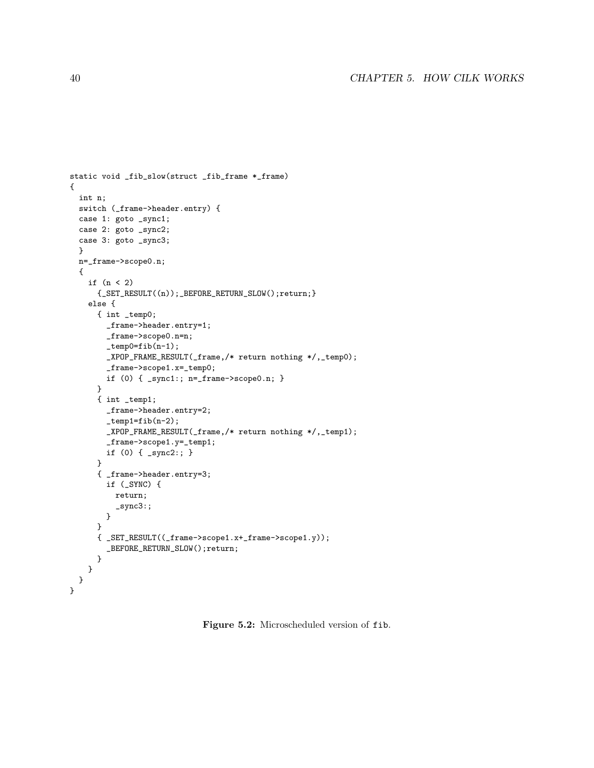```
static void _fib_slow(struct _fib_frame *_frame)
{
  int n;
  switch (_frame->header.entry) {
  case 1: goto _sync1;
  case 2: goto _sync2;
  case 3: goto _sync3;
  }
  n=_frame->scope0.n;
  {
    if (n < 2)
      {_SET_RESULT((n));_BEFORE_RETURN_SLOW();return;}
    else {
      { int _temp0;
        _frame->header.entry=1;
        _frame->scope0.n=n;
        _temp0=fib(n-1);
        _XPOP_FRAME_RESULT(_frame,/* return nothing */,_temp0);
        _frame->scope1.x=_temp0;
        if (0) { _sync1:; n=_frame->scope0.n; }
      }
      { int _temp1;
        _frame->header.entry=2;
        _temp1=fib(n-2);
        _XPOP_FRAME_RESULT(_frame,/* return nothing */,_temp1);
        _frame->scope1.y=_temp1;
        if (0) { _sync2:; }
      }
      { _frame->header.entry=3;
        if (_SYNC) {
          return;
          _sync3:;
        }
      }
      { _SET_RESULT((_frame->scope1.x+_frame->scope1.y));
        _BEFORE_RETURN_SLOW();return;
      }
    }
  }
}
```

**Figure 5.2:** Microscheduled version of fib.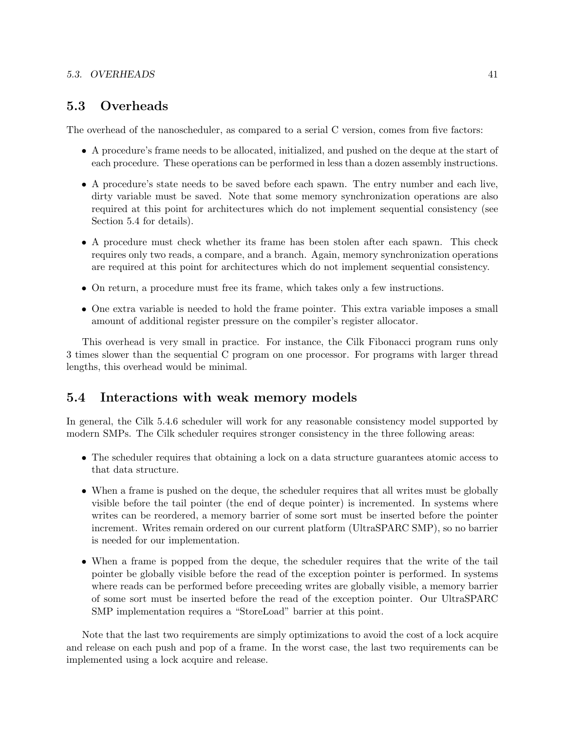## 5.3 Overheads

The overhead of the nanoscheduler, as compared to a serial C version, comes from five factors:

- A procedure's frame needs to be allocated, initialized, and pushed on the deque at the start of each procedure. These operations can be performed in less than a dozen assembly instructions.
- A procedure's state needs to be saved before each spawn. The entry number and each live, dirty variable must be saved. Note that some memory synchronization operations are also required at this point for architectures which do not implement sequential consistency (see Section 5.4 for details).
- A procedure must check whether its frame has been stolen after each spawn. This check requires only two reads, a compare, and a branch. Again, memory synchronization operations are required at this point for architectures which do not implement sequential consistency.
- On return, a procedure must free its frame, which takes only a few instructions.
- One extra variable is needed to hold the frame pointer. This extra variable imposes a small amount of additional register pressure on the compiler's register allocator.

This overhead is very small in practice. For instance, the Cilk Fibonacci program runs only 3 times slower than the sequential C program on one processor. For programs with larger thread lengths, this overhead would be minimal.

## 5.4 Interactions with weak memory models

In general, the Cilk 5.4.6 scheduler will work for any reasonable consistency model supported by modern SMPs. The Cilk scheduler requires stronger consistency in the three following areas:

- The scheduler requires that obtaining a lock on a data structure guarantees atomic access to that data structure.
- When a frame is pushed on the deque, the scheduler requires that all writes must be globally visible before the tail pointer (the end of deque pointer) is incremented. In systems where writes can be reordered, a memory barrier of some sort must be inserted before the pointer increment. Writes remain ordered on our current platform (UltraSPARC SMP), so no barrier is needed for our implementation.
- When a frame is popped from the deque, the scheduler requires that the write of the tail pointer be globally visible before the read of the exception pointer is performed. In systems where reads can be performed before preceeding writes are globally visible, a memory barrier of some sort must be inserted before the read of the exception pointer. Our UltraSPARC SMP implementation requires a "StoreLoad" barrier at this point.

Note that the last two requirements are simply optimizations to avoid the cost of a lock acquire and release on each push and pop of a frame. In the worst case, the last two requirements can be implemented using a lock acquire and release.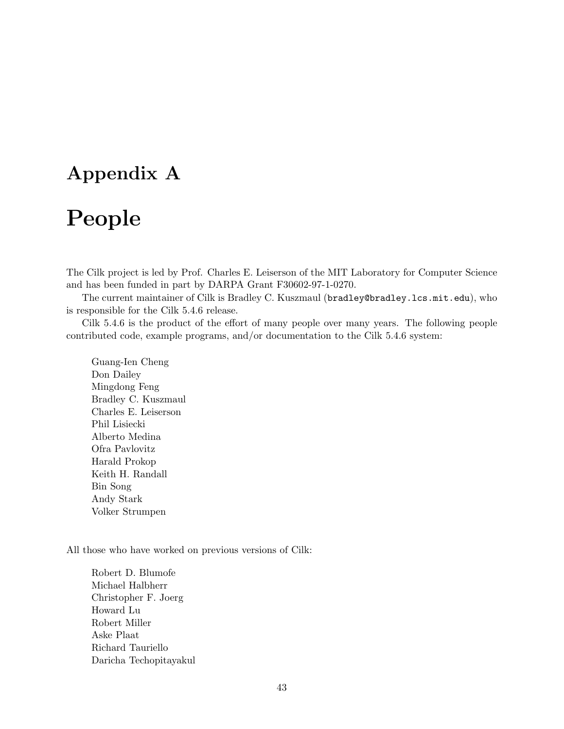# Appendix A

# People

The Cilk project is led by Prof. Charles E. Leiserson of the MIT Laboratory for Computer Science and has been funded in part by DARPA Grant F30602-97-1-0270.

The current maintainer of Cilk is Bradley C. Kuszmaul (`bradley@bradley.lcs.mit.edu`), who is responsible for the Cilk 5.4.6 release.

Cilk 5.4.6 is the product of the effort of many people over many years. The following people contributed code, example programs, and/or documentation to the Cilk 5.4.6 system:

Guang-Ien Cheng
Don Dailey
Mingdong Feng
Bradley C. Kuszmaul
Charles E. Leiserson
Phil Lisiecki
Alberto Medina
Ofra Pavlovitz
Harald Prokop
Keith H. Randall
Bin Song
Andy Stark
Volker Strumpen

All those who have worked on previous versions of Cilk:

Robert D. Blumofe
Michael Halbherr
Christopher F. Joerg
Howard Lu
Robert Miller
Aske Plaat
Richard Tauriello
Daricha Techopitayakul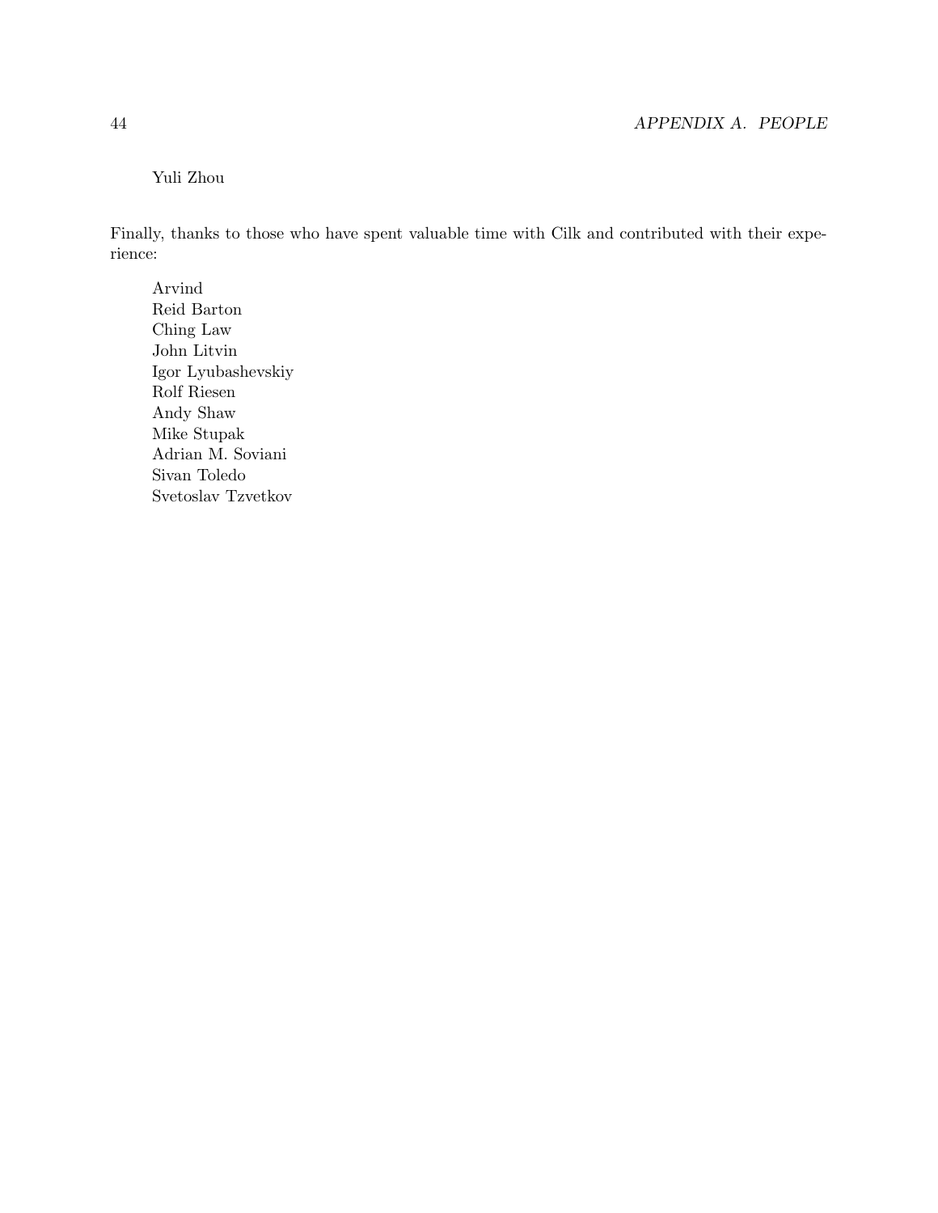Yuli Zhou

Finally, thanks to those who have spent valuable time with Cilk and contributed with their experience:

Arvind
Reid Barton
Ching Law
John Litvin
Igor Lyubashevskiy
Rolf Riesen
Andy Shaw
Mike Stupak
Adrian M. Soviani
Sivan Toledo
Svetoslav Tzvetkov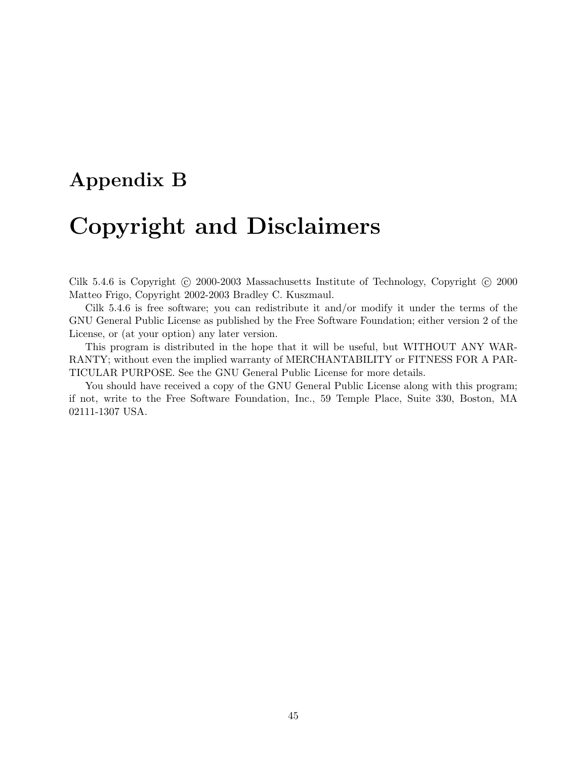# Appendix B

# Copyright and Disclaimers

Cilk 5.4.6 is Copyright © 2000-2003 Massachusetts Institute of Technology, Copyright © 2000 Matteo Frigo, Copyright 2002-2003 Bradley C. Kuszmaul.

Cilk 5.4.6 is free software; you can redistribute it and/or modify it under the terms of the GNU General Public License as published by the Free Software Foundation; either version 2 of the License, or (at your option) any later version.

This program is distributed in the hope that it will be useful, but WITHOUT ANY WARRANTY; without even the implied warranty of MERCHANTABILITY or FITNESS FOR A PARTICULAR PURPOSE. See the GNU General Public License for more details.

You should have received a copy of the GNU General Public License along with this program; if not, write to the Free Software Foundation, Inc., 59 Temple Place, Suite 330, Boston, MA 02111-1307 USA.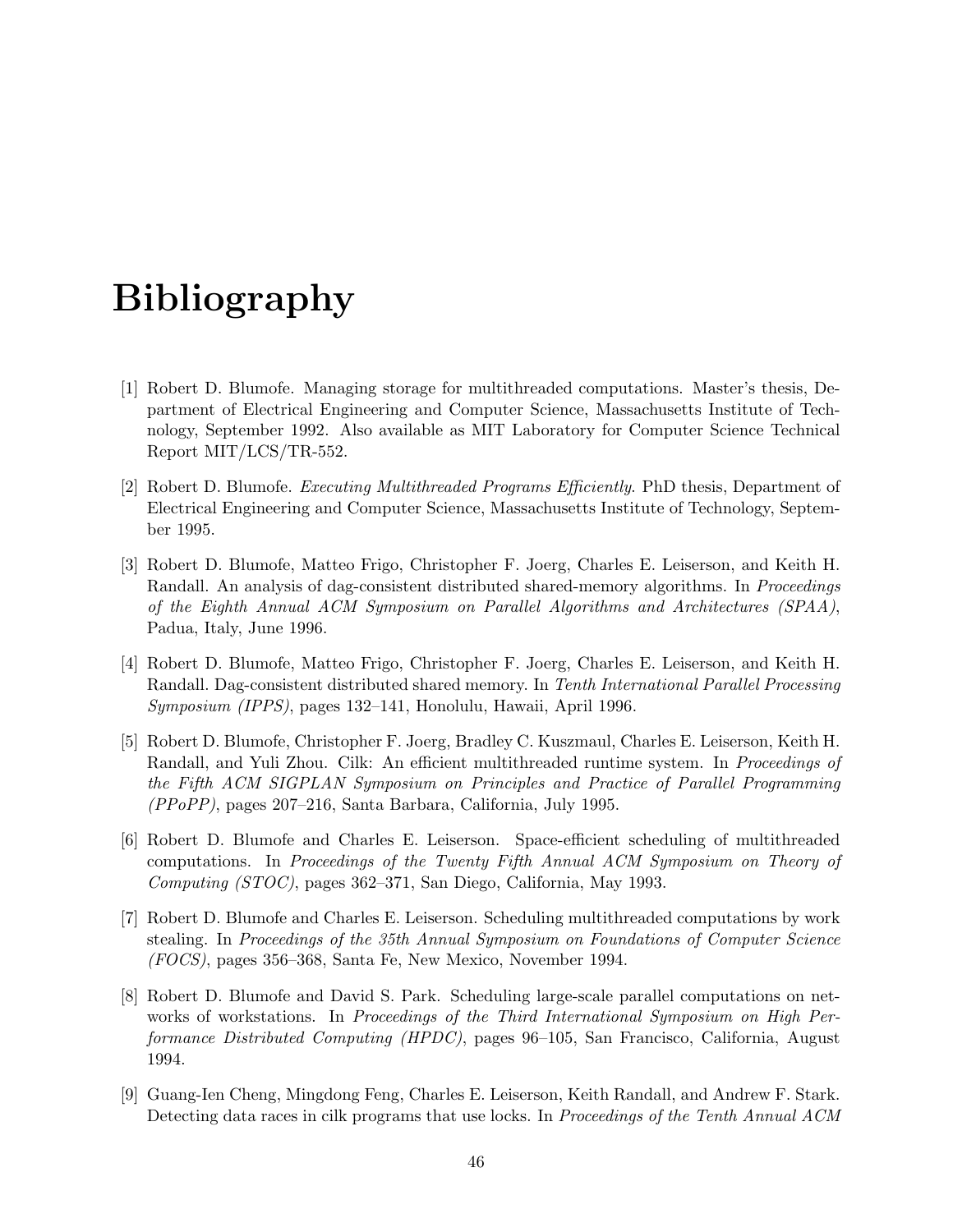# Bibliography

[1] Robert D. Blumofe. Managing storage for multithreaded computations. Master's thesis, Department of Electrical Engineering and Computer Science, Massachusetts Institute of Technology, September 1992. Also available as MIT Laboratory for Computer Science Technical Report MIT/LCS/TR-552.

[2] Robert D. Blumofe. *Executing Multithreaded Programs Efficiently*. PhD thesis, Department of Electrical Engineering and Computer Science, Massachusetts Institute of Technology, September 1995.

[3] Robert D. Blumofe, Matteo Frigo, Christopher F. Joerg, Charles E. Leiserson, and Keith H. Randall. An analysis of dag-consistent distributed shared-memory algorithms. In *Proceedings of the Eighth Annual ACM Symposium on Parallel Algorithms and Architectures (SPAA)*, Padua, Italy, June 1996.

[4] Robert D. Blumofe, Matteo Frigo, Christopher F. Joerg, Charles E. Leiserson, and Keith H. Randall. Dag-consistent distributed shared memory. In *Tenth International Parallel Processing Symposium (IPPS)*, pages 132–141, Honolulu, Hawaii, April 1996.

[5] Robert D. Blumofe, Christopher F. Joerg, Bradley C. Kuszmaul, Charles E. Leiserson, Keith H. Randall, and Yuli Zhou. Cilk: An efficient multithreaded runtime system. In *Proceedings of the Fifth ACM SIGPLAN Symposium on Principles and Practice of Parallel Programming (PPoPP)*, pages 207–216, Santa Barbara, California, July 1995.

[6] Robert D. Blumofe and Charles E. Leiserson. Space-efficient scheduling of multithreaded computations. In *Proceedings of the Twenty Fifth Annual ACM Symposium on Theory of Computing (STOC)*, pages 362–371, San Diego, California, May 1993.

[7] Robert D. Blumofe and Charles E. Leiserson. Scheduling multithreaded computations by work stealing. In *Proceedings of the 35th Annual Symposium on Foundations of Computer Science (FOCS)*, pages 356–368, Santa Fe, New Mexico, November 1994.

[8] Robert D. Blumofe and David S. Park. Scheduling large-scale parallel computations on networks of workstations. In *Proceedings of the Third International Symposium on High Performance Distributed Computing (HPDC)*, pages 96–105, San Francisco, California, August 1994.

[9] Guang-Ien Cheng, Mingdong Feng, Charles E. Leiserson, Keith Randall, and Andrew F. Stark. Detecting data races in cilk programs that use locks. In *Proceedings of the Tenth Annual ACM*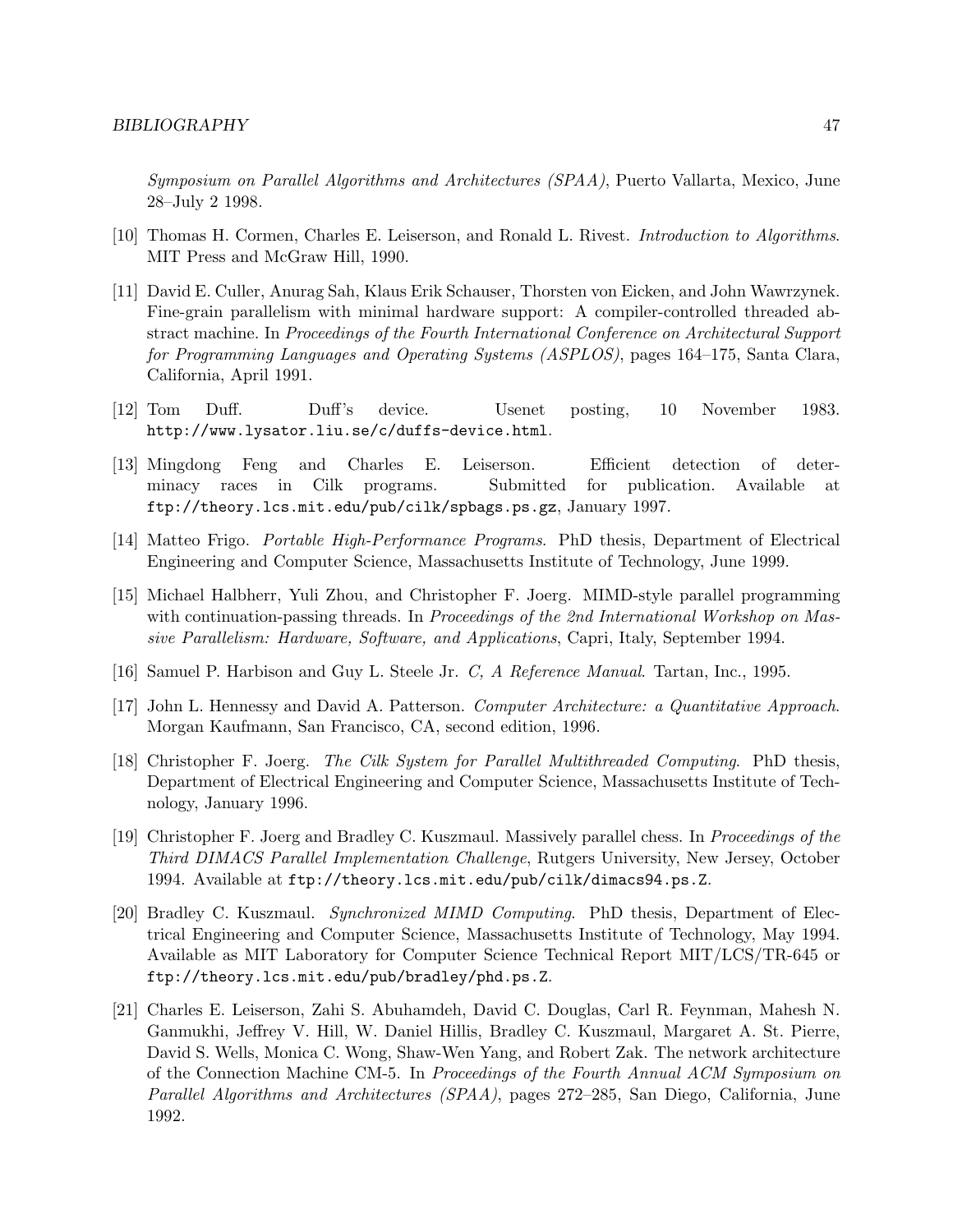*Symposium on Parallel Algorithms and Architectures (SPAA)*, Puerto Vallarta, Mexico, June 28–July 2 1998.

[10] Thomas H. Cormen, Charles E. Leiserson, and Ronald L. Rivest. *Introduction to Algorithms*. MIT Press and McGraw Hill, 1990.

[11] David E. Culler, Anurag Sah, Klaus Erik Schauser, Thorsten von Eicken, and John Wawrzynek. Fine-grain parallelism with minimal hardware support: A compiler-controlled threaded abstract machine. In *Proceedings of the Fourth International Conference on Architectural Support for Programming Languages and Operating Systems (ASPLOS)*, pages 164–175, Santa Clara, California, April 1991.

[12] Tom Duff. Duff's device. Usenet posting, 10 November 1983. `http://www.lysator.liu.se/c/duffs-device.html`.

[13] Mingdong Feng and Charles E. Leiserson. Efficient detection of determinacy races in Cilk programs. Submitted for publication. Available at `ftp://theory.lcs.mit.edu/pub/cilk/spbags.ps.gz`, January 1997.

[14] Matteo Frigo. *Portable High-Performance Programs*. PhD thesis, Department of Electrical Engineering and Computer Science, Massachusetts Institute of Technology, June 1999.

[15] Michael Halbherr, Yuli Zhou, and Christopher F. Joerg. MIMD-style parallel programming with continuation-passing threads. In *Proceedings of the 2nd International Workshop on Massive Parallelism: Hardware, Software, and Applications*, Capri, Italy, September 1994.

[16] Samuel P. Harbison and Guy L. Steele Jr. *C, A Reference Manual*. Tartan, Inc., 1995.

[17] John L. Hennessy and David A. Patterson. *Computer Architecture: a Quantitative Approach*. Morgan Kaufmann, San Francisco, CA, second edition, 1996.

[18] Christopher F. Joerg. *The Cilk System for Parallel Multithreaded Computing*. PhD thesis, Department of Electrical Engineering and Computer Science, Massachusetts Institute of Technology, January 1996.

[19] Christopher F. Joerg and Bradley C. Kuszmaul. Massively parallel chess. In *Proceedings of the Third DIMACS Parallel Implementation Challenge*, Rutgers University, New Jersey, October 1994. Available at `ftp://theory.lcs.mit.edu/pub/cilk/dimacs94.ps.Z`.

[20] Bradley C. Kuszmaul. *Synchronized MIMD Computing*. PhD thesis, Department of Electrical Engineering and Computer Science, Massachusetts Institute of Technology, May 1994. Available as MIT Laboratory for Computer Science Technical Report MIT/LCS/TR-645 or `ftp://theory.lcs.mit.edu/pub/bradley/phd.ps.Z`.

[21] Charles E. Leiserson, Zahi S. Abuhamdeh, David C. Douglas, Carl R. Feynman, Mahesh N. Ganmukhi, Jeffrey V. Hill, W. Daniel Hillis, Bradley C. Kuszmaul, Margaret A. St. Pierre, David S. Wells, Monica C. Wong, Shaw-Wen Yang, and Robert Zak. The network architecture of the Connection Machine CM-5. In *Proceedings of the Fourth Annual ACM Symposium on Parallel Algorithms and Architectures (SPAA)*, pages 272–285, San Diego, California, June 1992.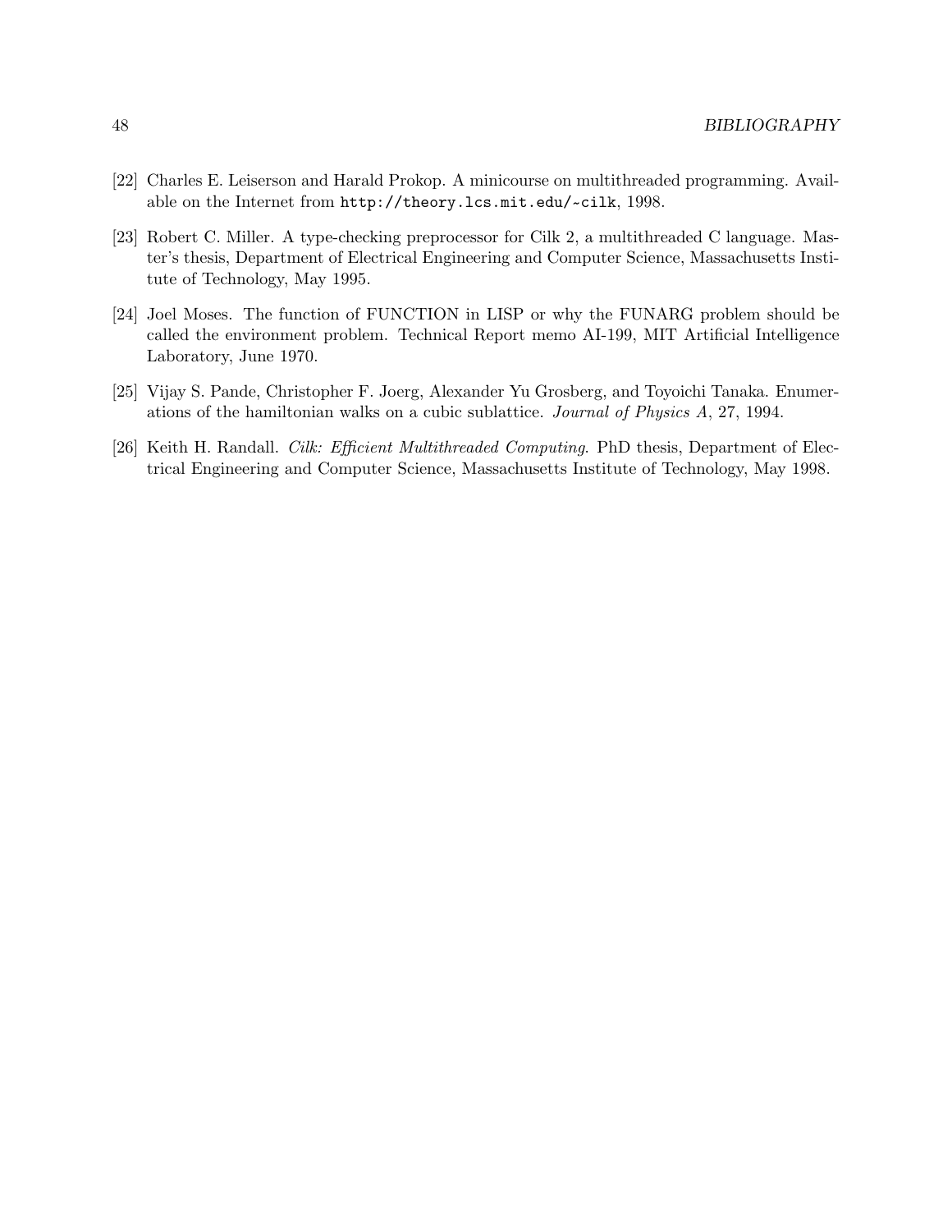[22] Charles E. Leiserson and Harald Prokop. A minicourse on multithreaded programming. Available on the Internet from `http://theory.lcs.mit.edu/~cilk`, 1998.

[23] Robert C. Miller. A type-checking preprocessor for Cilk 2, a multithreaded C language. Master's thesis, Department of Electrical Engineering and Computer Science, Massachusetts Institute of Technology, May 1995.

[24] Joel Moses. The function of FUNCTION in LISP or why the FUNARG problem should be called the environment problem. Technical Report memo AI-199, MIT Artificial Intelligence Laboratory, June 1970.

[25] Vijay S. Pande, Christopher F. Joerg, Alexander Yu Grosberg, and Toyoichi Tanaka. Enumerations of the hamiltonian walks on a cubic sublattice. *Journal of Physics A*, 27, 1994.

[26] Keith H. Randall. *Cilk: Efficient Multithreaded Computing*. PhD thesis, Department of Electrical Engineering and Computer Science, Massachusetts Institute of Technology, May 1998.